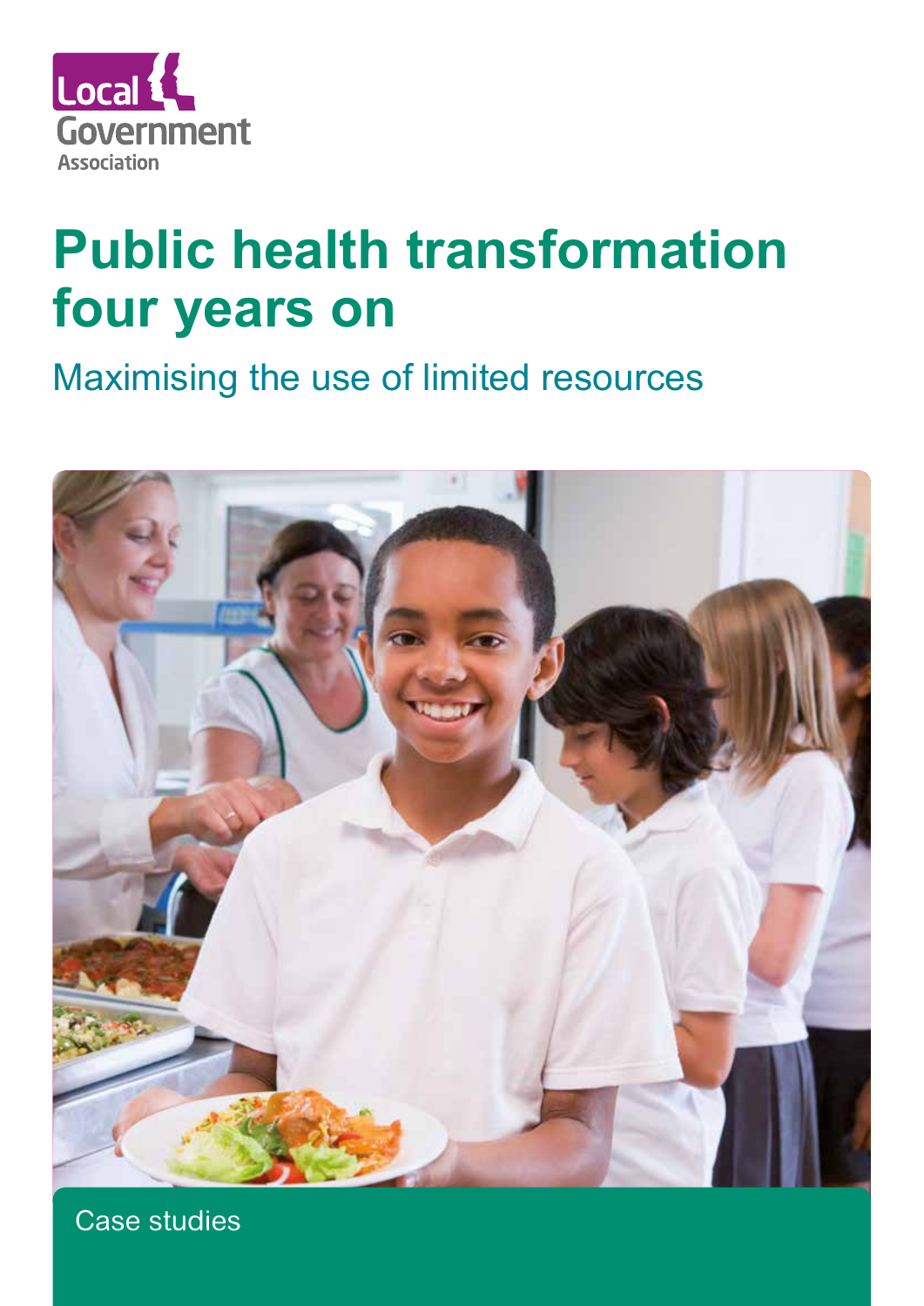Local Government Association

# Public health transformation four years on

## Maximising the use of limited resources

Case studies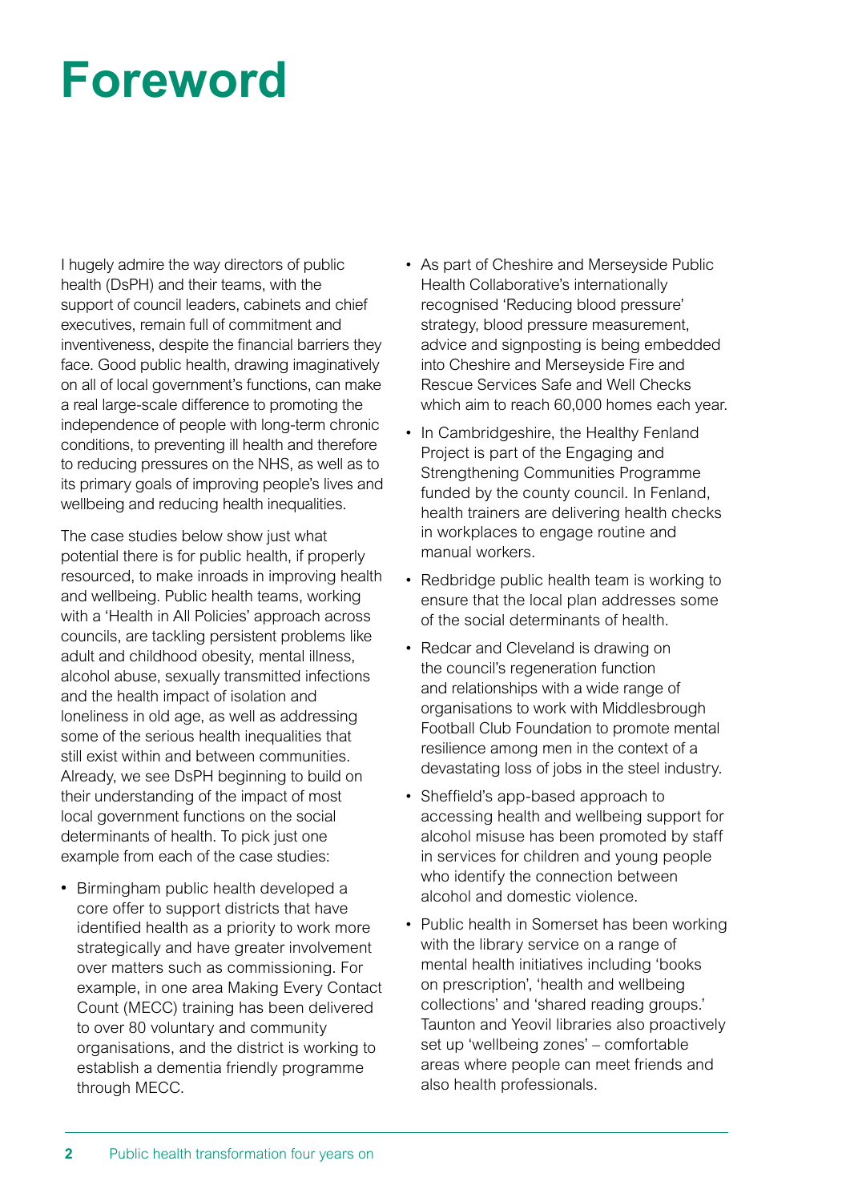# Foreword

I hugely admire the way directors of public health (DsPH) and their teams, with the support of council leaders, cabinets and chief executives, remain full of commitment and inventiveness, despite the financial barriers they face. Good public health, drawing imaginatively on all of local government's functions, can make a real large-scale difference to promoting the independence of people with long-term chronic conditions, to preventing ill health and therefore to reducing pressures on the NHS, as well as to its primary goals of improving people's lives and wellbeing and reducing health inequalities.

The case studies below show just what potential there is for public health, if properly resourced, to make inroads in improving health and wellbeing. Public health teams, working with a 'Health in All Policies' approach across councils, are tackling persistent problems like adult and childhood obesity, mental illness, alcohol abuse, sexually transmitted infections and the health impact of isolation and loneliness in old age, as well as addressing some of the serious health inequalities that still exist within and between communities. Already, we see DsPH beginning to build on their understanding of the impact of most local government functions on the social determinants of health. To pick just one example from each of the case studies:

- Birmingham public health developed a core offer to support districts that have identified health as a priority to work more strategically and have greater involvement over matters such as commissioning. For example, in one area Making Every Contact Count (MECC) training has been delivered to over 80 voluntary and community organisations, and the district is working to establish a dementia friendly programme through MECC.
- As part of Cheshire and Merseyside Public Health Collaborative's internationally recognised 'Reducing blood pressure' strategy, blood pressure measurement, advice and signposting is being embedded into Cheshire and Merseyside Fire and Rescue Services Safe and Well Checks which aim to reach 60,000 homes each year.
- In Cambridgeshire, the Healthy Fenland Project is part of the Engaging and Strengthening Communities Programme funded by the county council. In Fenland, health trainers are delivering health checks in workplaces to engage routine and manual workers.
- Redbridge public health team is working to ensure that the local plan addresses some of the social determinants of health.
- Redcar and Cleveland is drawing on the council's regeneration function and relationships with a wide range of organisations to work with Middlesbrough Football Club Foundation to promote mental resilience among men in the context of a devastating loss of jobs in the steel industry.
- Sheffield's app-based approach to accessing health and wellbeing support for alcohol misuse has been promoted by staff in services for children and young people who identify the connection between alcohol and domestic violence.
- Public health in Somerset has been working with the library service on a range of mental health initiatives including 'books on prescription', 'health and wellbeing collections' and 'shared reading groups.' Taunton and Yeovil libraries also proactively set up 'wellbeing zones' – comfortable areas where people can meet friends and also health professionals.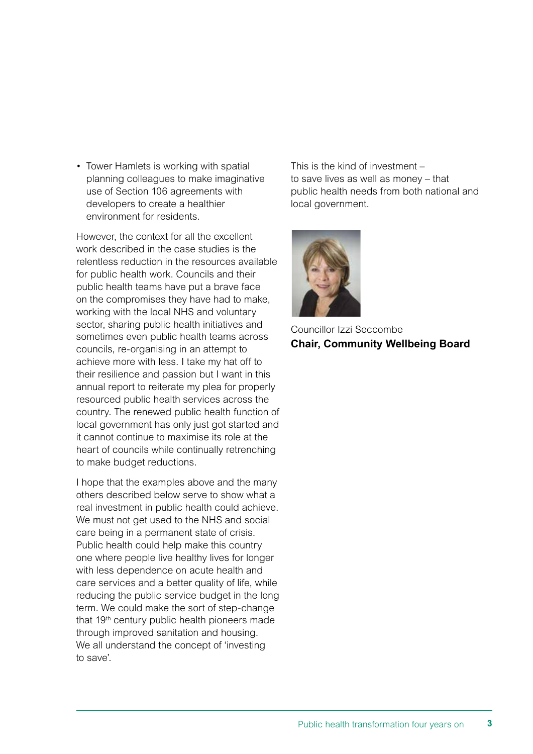- Tower Hamlets is working with spatial planning colleagues to make imaginative use of Section 106 agreements with developers to create a healthier environment for residents.

However, the context for all the excellent work described in the case studies is the relentless reduction in the resources available for public health work. Councils and their public health teams have put a brave face on the compromises they have had to make, working with the local NHS and voluntary sector, sharing public health initiatives and sometimes even public health teams across councils, re-organising in an attempt to achieve more with less. I take my hat off to their resilience and passion but I want in this annual report to reiterate my plea for properly resourced public health services across the country. The renewed public health function of local government has only just got started and it cannot continue to maximise its role at the heart of councils while continually retrenching to make budget reductions.

I hope that the examples above and the many others described below serve to show what a real investment in public health could achieve. We must not get used to the NHS and social care being in a permanent state of crisis. Public health could help make this country one where people live healthy lives for longer with less dependence on acute health and care services and a better quality of life, while reducing the public service budget in the long term. We could make the sort of step-change that 19th century public health pioneers made through improved sanitation and housing. We all understand the concept of 'investing to save'.

This is the kind of investment – to save lives as well as money – that public health needs from both national and local government.

Councillor Izzi Seccombe
**Chair, Community Wellbeing Board**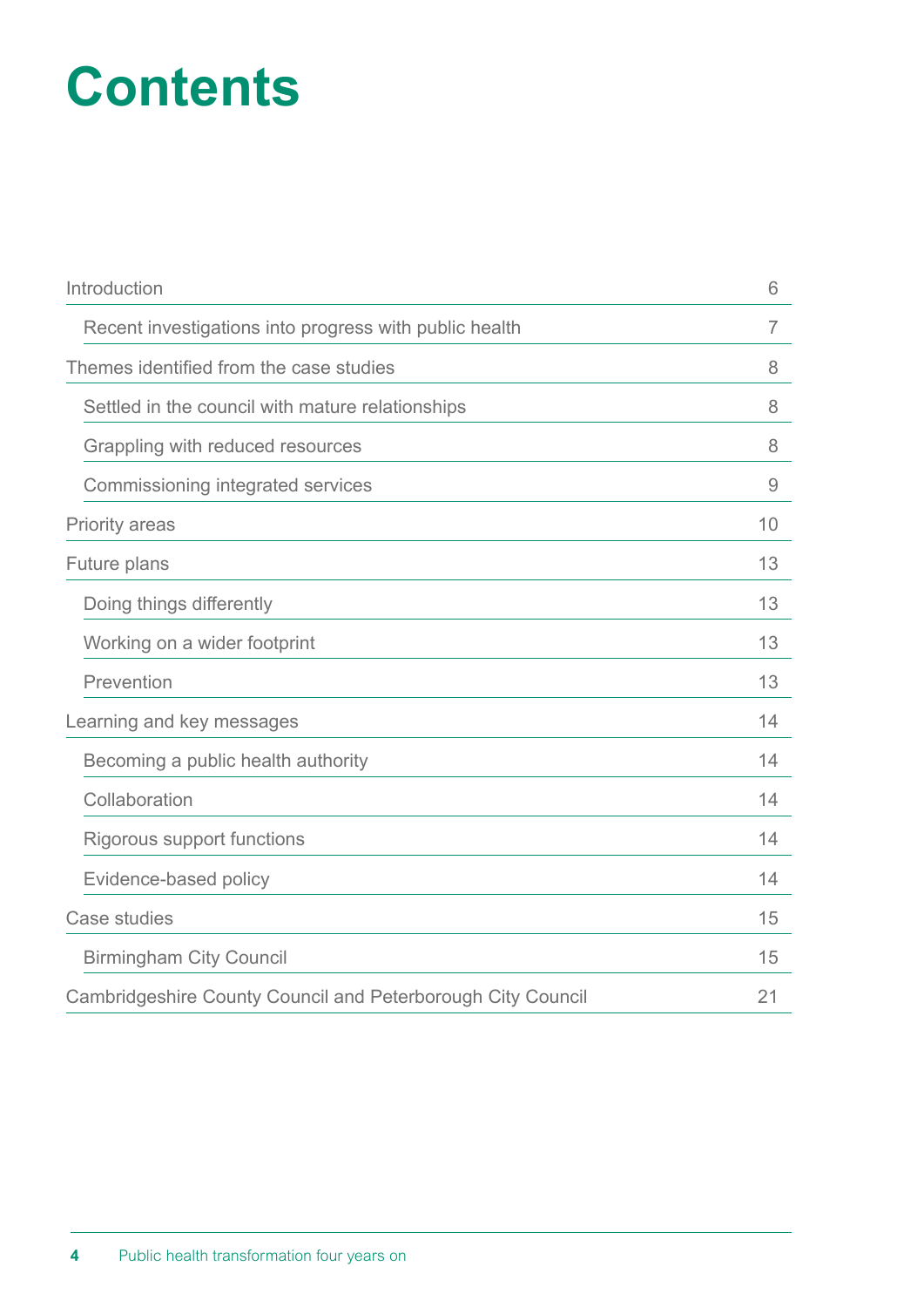# Contents

| | |
|---|---|
| Introduction | 6 |
| Recent investigations into progress with public health | 7 |
| Themes identified from the case studies | 8 |
| Settled in the council with mature relationships | 8 |
| Grappling with reduced resources | 8 |
| Commissioning integrated services | 9 |
| Priority areas | 10 |
| Future plans | 13 |
| Doing things differently | 13 |
| Working on a wider footprint | 13 |
| Prevention | 13 |
| Learning and key messages | 14 |
| Becoming a public health authority | 14 |
| Collaboration | 14 |
| Rigorous support functions | 14 |
| Evidence-based policy | 14 |
| Case studies | 15 |
| Birmingham City Council | 15 |
| Cambridgeshire County Council and Peterborough City Council | 21 |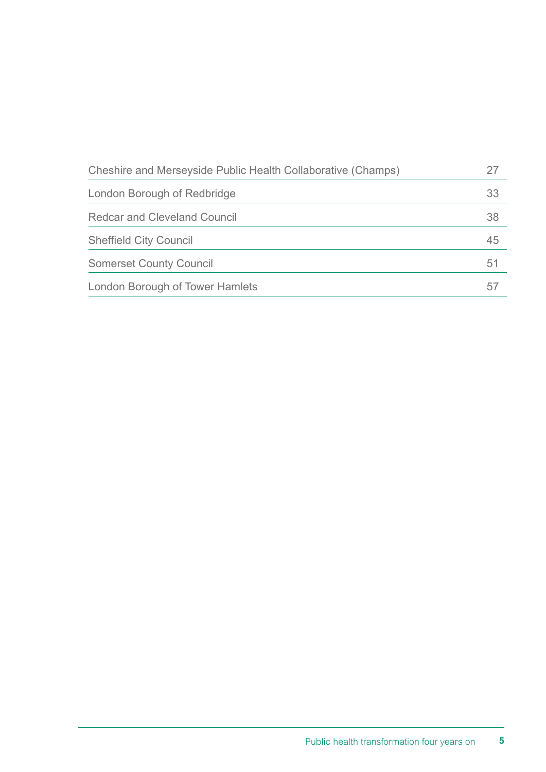| | |
|---|---|
| Cheshire and Merseyside Public Health Collaborative (Champs) | 27 |
| London Borough of Redbridge | 33 |
| Redcar and Cleveland Council | 38 |
| Sheffield City Council | 45 |
| Somerset County Council | 51 |
| London Borough of Tower Hamlets | 57 |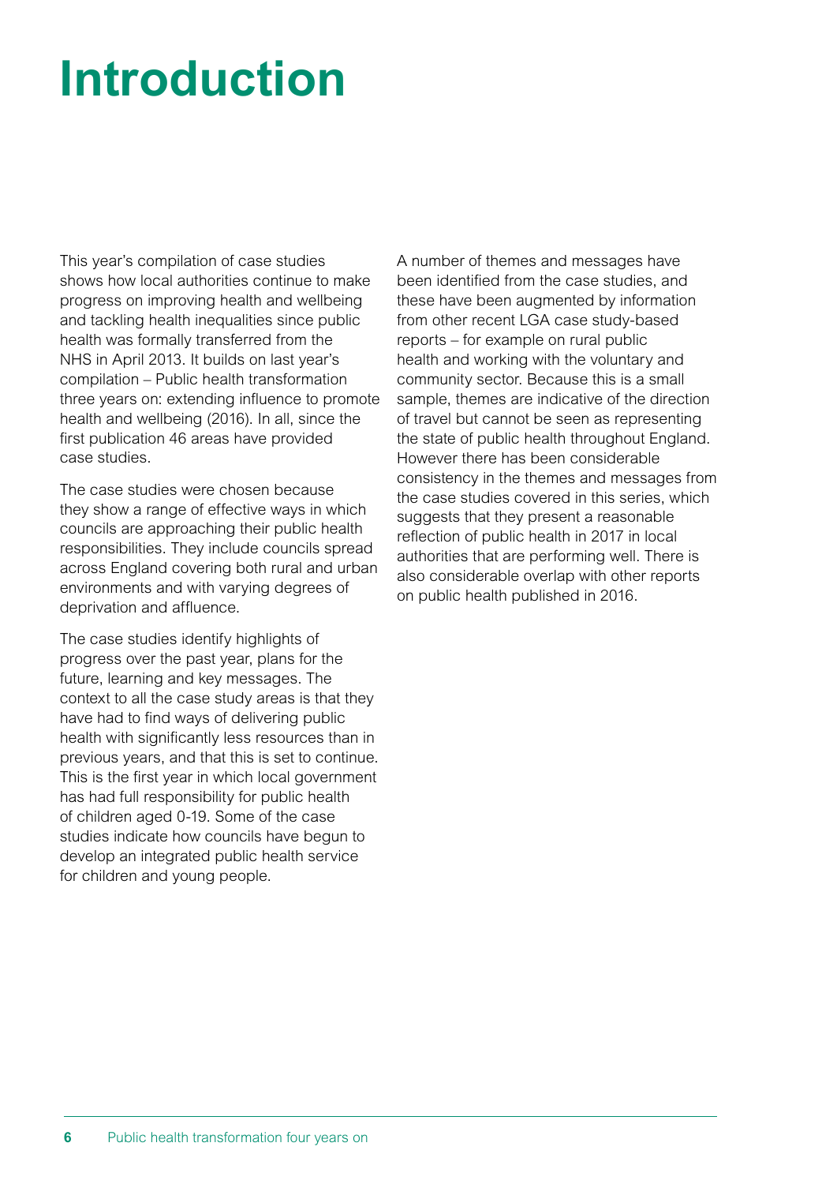# Introduction

This year's compilation of case studies shows how local authorities continue to make progress on improving health and wellbeing and tackling health inequalities since public health was formally transferred from the NHS in April 2013. It builds on last year's compilation – Public health transformation three years on: extending influence to promote health and wellbeing (2016). In all, since the first publication 46 areas have provided case studies.

The case studies were chosen because they show a range of effective ways in which councils are approaching their public health responsibilities. They include councils spread across England covering both rural and urban environments and with varying degrees of deprivation and affluence.

The case studies identify highlights of progress over the past year, plans for the future, learning and key messages. The context to all the case study areas is that they have had to find ways of delivering public health with significantly less resources than in previous years, and that this is set to continue. This is the first year in which local government has had full responsibility for public health of children aged 0-19. Some of the case studies indicate how councils have begun to develop an integrated public health service for children and young people.

A number of themes and messages have been identified from the case studies, and these have been augmented by information from other recent LGA case study-based reports – for example on rural public health and working with the voluntary and community sector. Because this is a small sample, themes are indicative of the direction of travel but cannot be seen as representing the state of public health throughout England. However there has been considerable consistency in the themes and messages from the case studies covered in this series, which suggests that they present a reasonable reflection of public health in 2017 in local authorities that are performing well. There is also considerable overlap with other reports on public health published in 2016.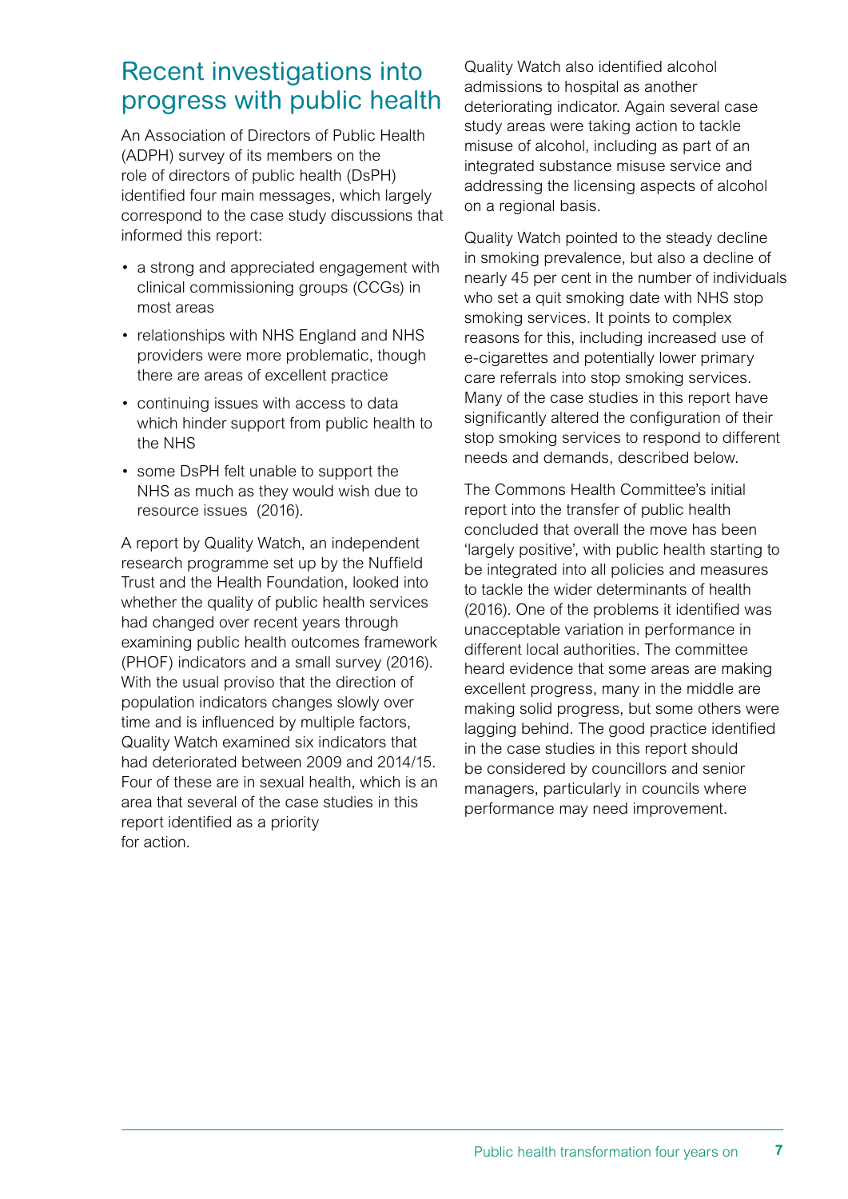## Recent investigations into progress with public health

An Association of Directors of Public Health (ADPH) survey of its members on the role of directors of public health (DsPH) identified four main messages, which largely correspond to the case study discussions that informed this report:

- a strong and appreciated engagement with clinical commissioning groups (CCGs) in most areas
- relationships with NHS England and NHS providers were more problematic, though there are areas of excellent practice
- continuing issues with access to data which hinder support from public health to the NHS
- some DsPH felt unable to support the NHS as much as they would wish due to resource issues (2016).

A report by Quality Watch, an independent research programme set up by the Nuffield Trust and the Health Foundation, looked into whether the quality of public health services had changed over recent years through examining public health outcomes framework (PHOF) indicators and a small survey (2016). With the usual proviso that the direction of population indicators changes slowly over time and is influenced by multiple factors, Quality Watch examined six indicators that had deteriorated between 2009 and 2014/15. Four of these are in sexual health, which is an area that several of the case studies in this report identified as a priority for action.

Quality Watch also identified alcohol admissions to hospital as another deteriorating indicator. Again several case study areas were taking action to tackle misuse of alcohol, including as part of an integrated substance misuse service and addressing the licensing aspects of alcohol on a regional basis.

Quality Watch pointed to the steady decline in smoking prevalence, but also a decline of nearly 45 per cent in the number of individuals who set a quit smoking date with NHS stop smoking services. It points to complex reasons for this, including increased use of e-cigarettes and potentially lower primary care referrals into stop smoking services. Many of the case studies in this report have significantly altered the configuration of their stop smoking services to respond to different needs and demands, described below.

The Commons Health Committee's initial report into the transfer of public health concluded that overall the move has been 'largely positive', with public health starting to be integrated into all policies and measures to tackle the wider determinants of health (2016). One of the problems it identified was unacceptable variation in performance in different local authorities. The committee heard evidence that some areas are making excellent progress, many in the middle are making solid progress, but some others were lagging behind. The good practice identified in the case studies in this report should be considered by councillors and senior managers, particularly in councils where performance may need improvement.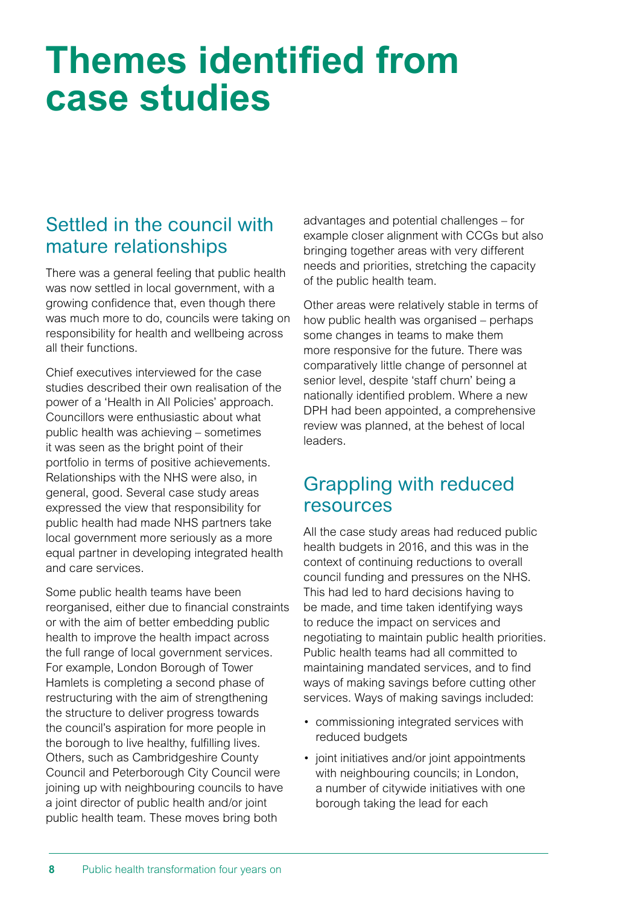# Themes identified from case studies

## Settled in the council with mature relationships

There was a general feeling that public health was now settled in local government, with a growing confidence that, even though there was much more to do, councils were taking on responsibility for health and wellbeing across all their functions.

Chief executives interviewed for the case studies described their own realisation of the power of a 'Health in All Policies' approach. Councillors were enthusiastic about what public health was achieving – sometimes it was seen as the bright point of their portfolio in terms of positive achievements. Relationships with the NHS were also, in general, good. Several case study areas expressed the view that responsibility for public health had made NHS partners take local government more seriously as a more equal partner in developing integrated health and care services.

Some public health teams have been reorganised, either due to financial constraints or with the aim of better embedding public health to improve the health impact across the full range of local government services. For example, London Borough of Tower Hamlets is completing a second phase of restructuring with the aim of strengthening the structure to deliver progress towards the council's aspiration for more people in the borough to live healthy, fulfilling lives. Others, such as Cambridgeshire County Council and Peterborough City Council were joining up with neighbouring councils to have a joint director of public health and/or joint public health team. These moves bring both advantages and potential challenges – for example closer alignment with CCGs but also bringing together areas with very different needs and priorities, stretching the capacity of the public health team.

Other areas were relatively stable in terms of how public health was organised – perhaps some changes in teams to make them more responsive for the future. There was comparatively little change of personnel at senior level, despite 'staff churn' being a nationally identified problem. Where a new DPH had been appointed, a comprehensive review was planned, at the behest of local leaders.

## Grappling with reduced resources

All the case study areas had reduced public health budgets in 2016, and this was in the context of continuing reductions to overall council funding and pressures on the NHS. This had led to hard decisions having to be made, and time taken identifying ways to reduce the impact on services and negotiating to maintain public health priorities. Public health teams had all committed to maintaining mandated services, and to find ways of making savings before cutting other services. Ways of making savings included:

- commissioning integrated services with reduced budgets
- joint initiatives and/or joint appointments with neighbouring councils; in London, a number of citywide initiatives with one borough taking the lead for each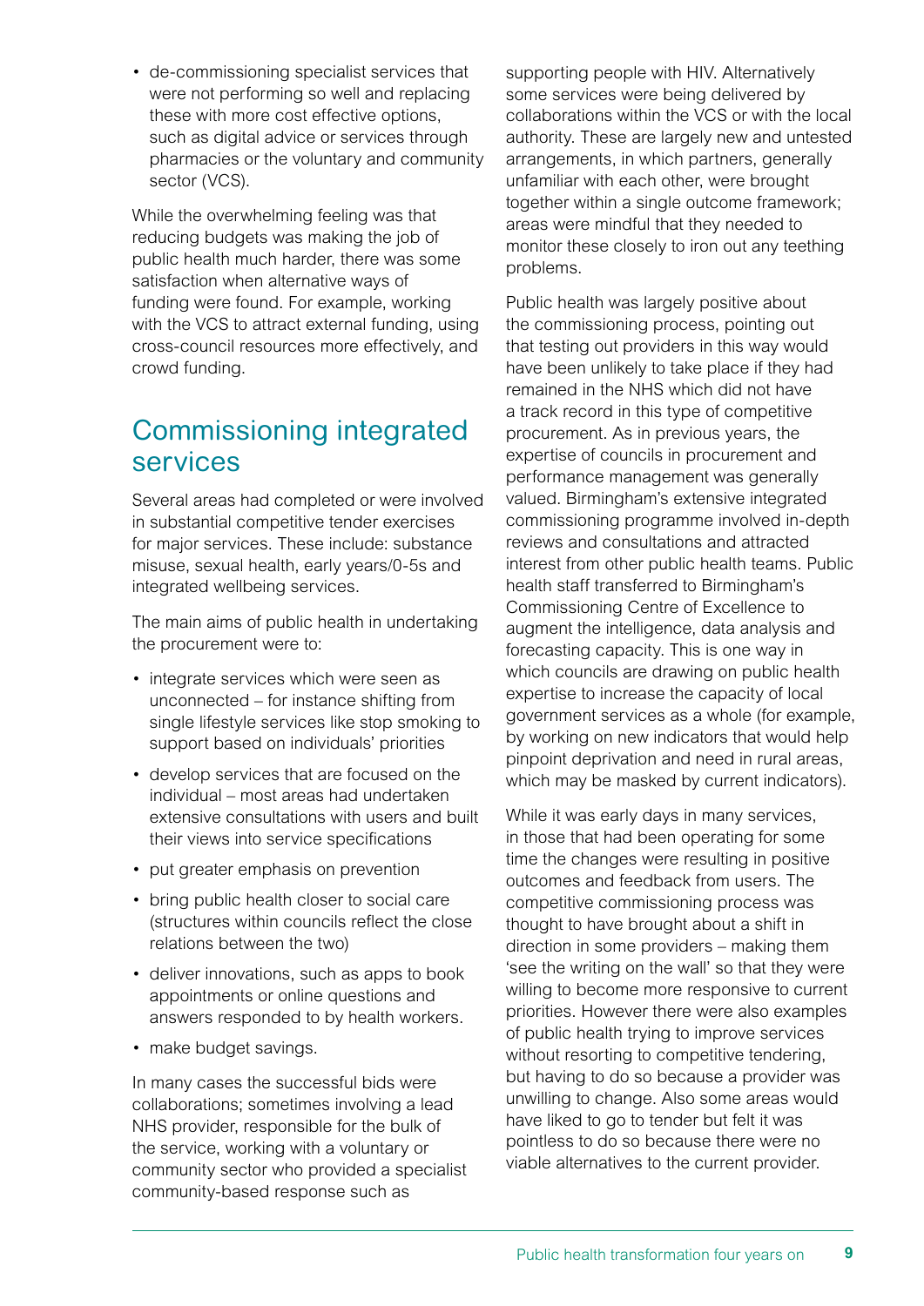- de-commissioning specialist services that were not performing so well and replacing these with more cost effective options, such as digital advice or services through pharmacies or the voluntary and community sector (VCS).

While the overwhelming feeling was that reducing budgets was making the job of public health much harder, there was some satisfaction when alternative ways of funding were found. For example, working with the VCS to attract external funding, using cross-council resources more effectively, and crowd funding.

## Commissioning integrated services

Several areas had completed or were involved in substantial competitive tender exercises for major services. These include: substance misuse, sexual health, early years/0-5s and integrated wellbeing services.

The main aims of public health in undertaking the procurement were to:

- integrate services which were seen as unconnected – for instance shifting from single lifestyle services like stop smoking to support based on individuals' priorities
- develop services that are focused on the individual – most areas had undertaken extensive consultations with users and built their views into service specifications
- put greater emphasis on prevention
- bring public health closer to social care (structures within councils reflect the close relations between the two)
- deliver innovations, such as apps to book appointments or online questions and answers responded to by health workers.
- make budget savings.

In many cases the successful bids were collaborations; sometimes involving a lead NHS provider, responsible for the bulk of the service, working with a voluntary or community sector who provided a specialist community-based response such as supporting people with HIV. Alternatively some services were being delivered by collaborations within the VCS or with the local authority. These are largely new and untested arrangements, in which partners, generally unfamiliar with each other, were brought together within a single outcome framework; areas were mindful that they needed to monitor these closely to iron out any teething problems.

Public health was largely positive about the commissioning process, pointing out that testing out providers in this way would have been unlikely to take place if they had remained in the NHS which did not have a track record in this type of competitive procurement. As in previous years, the expertise of councils in procurement and performance management was generally valued. Birmingham's extensive integrated commissioning programme involved in-depth reviews and consultations and attracted interest from other public health teams. Public health staff transferred to Birmingham's Commissioning Centre of Excellence to augment the intelligence, data analysis and forecasting capacity. This is one way in which councils are drawing on public health expertise to increase the capacity of local government services as a whole (for example, by working on new indicators that would help pinpoint deprivation and need in rural areas, which may be masked by current indicators).

While it was early days in many services, in those that had been operating for some time the changes were resulting in positive outcomes and feedback from users. The competitive commissioning process was thought to have brought about a shift in direction in some providers – making them 'see the writing on the wall' so that they were willing to become more responsive to current priorities. However there were also examples of public health trying to improve services without resorting to competitive tendering, but having to do so because a provider was unwilling to change. Also some areas would have liked to go to tender but felt it was pointless to do so because there were no viable alternatives to the current provider.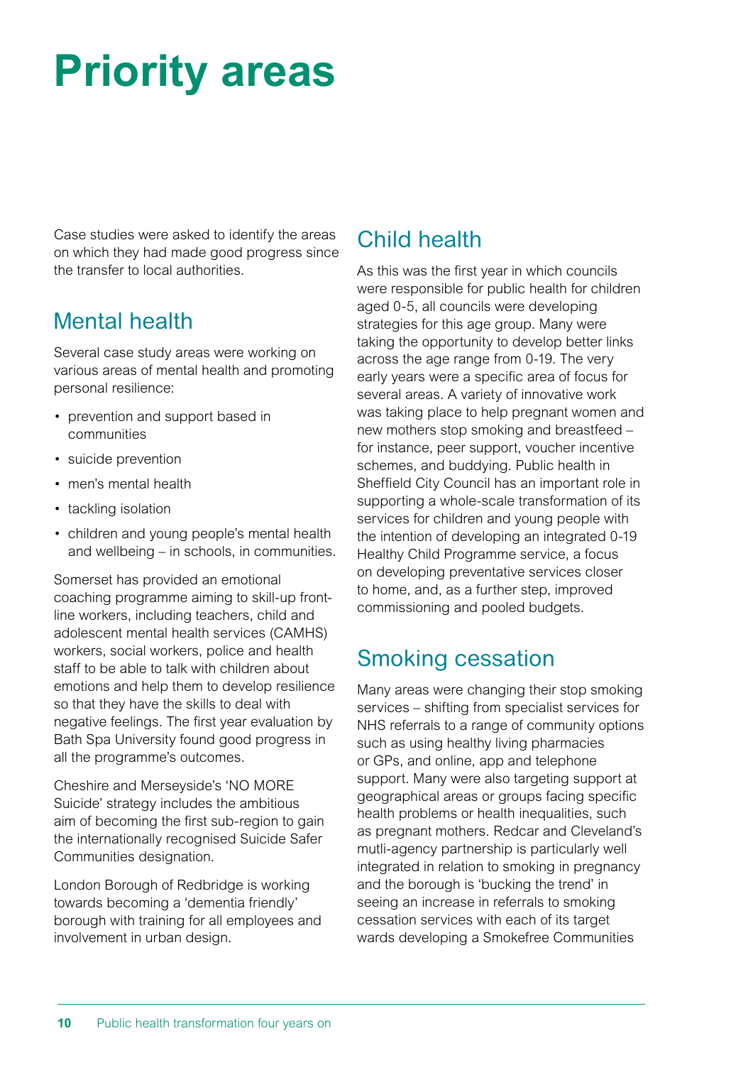# Priority areas

Case studies were asked to identify the areas on which they had made good progress since the transfer to local authorities.

## Mental health

Several case study areas were working on various areas of mental health and promoting personal resilience:

- prevention and support based in communities
- suicide prevention
- men's mental health
- tackling isolation
- children and young people's mental health and wellbeing – in schools, in communities.

Somerset has provided an emotional coaching programme aiming to skill-up front-line workers, including teachers, child and adolescent mental health services (CAMHS) workers, social workers, police and health staff to be able to talk with children about emotions and help them to develop resilience so that they have the skills to deal with negative feelings. The first year evaluation by Bath Spa University found good progress in all the programme's outcomes.

Cheshire and Merseyside's 'NO MORE Suicide' strategy includes the ambitious aim of becoming the first sub-region to gain the internationally recognised Suicide Safer Communities designation.

London Borough of Redbridge is working towards becoming a 'dementia friendly' borough with training for all employees and involvement in urban design.

## Child health

As this was the first year in which councils were responsible for public health for children aged 0-5, all councils were developing strategies for this age group. Many were taking the opportunity to develop better links across the age range from 0-19. The very early years were a specific area of focus for several areas. A variety of innovative work was taking place to help pregnant women and new mothers stop smoking and breastfeed – for instance, peer support, voucher incentive schemes, and buddying. Public health in Sheffield City Council has an important role in supporting a whole-scale transformation of its services for children and young people with the intention of developing an integrated 0-19 Healthy Child Programme service, a focus on developing preventative services closer to home, and, as a further step, improved commissioning and pooled budgets.

## Smoking cessation

Many areas were changing their stop smoking services – shifting from specialist services for NHS referrals to a range of community options such as using healthy living pharmacies or GPs, and online, app and telephone support. Many were also targeting support at geographical areas or groups facing specific health problems or health inequalities, such as pregnant mothers. Redcar and Cleveland's mutli-agency partnership is particularly well integrated in relation to smoking in pregnancy and the borough is 'bucking the trend' in seeing an increase in referrals to smoking cessation services with each of its target wards developing a Smokefree Communities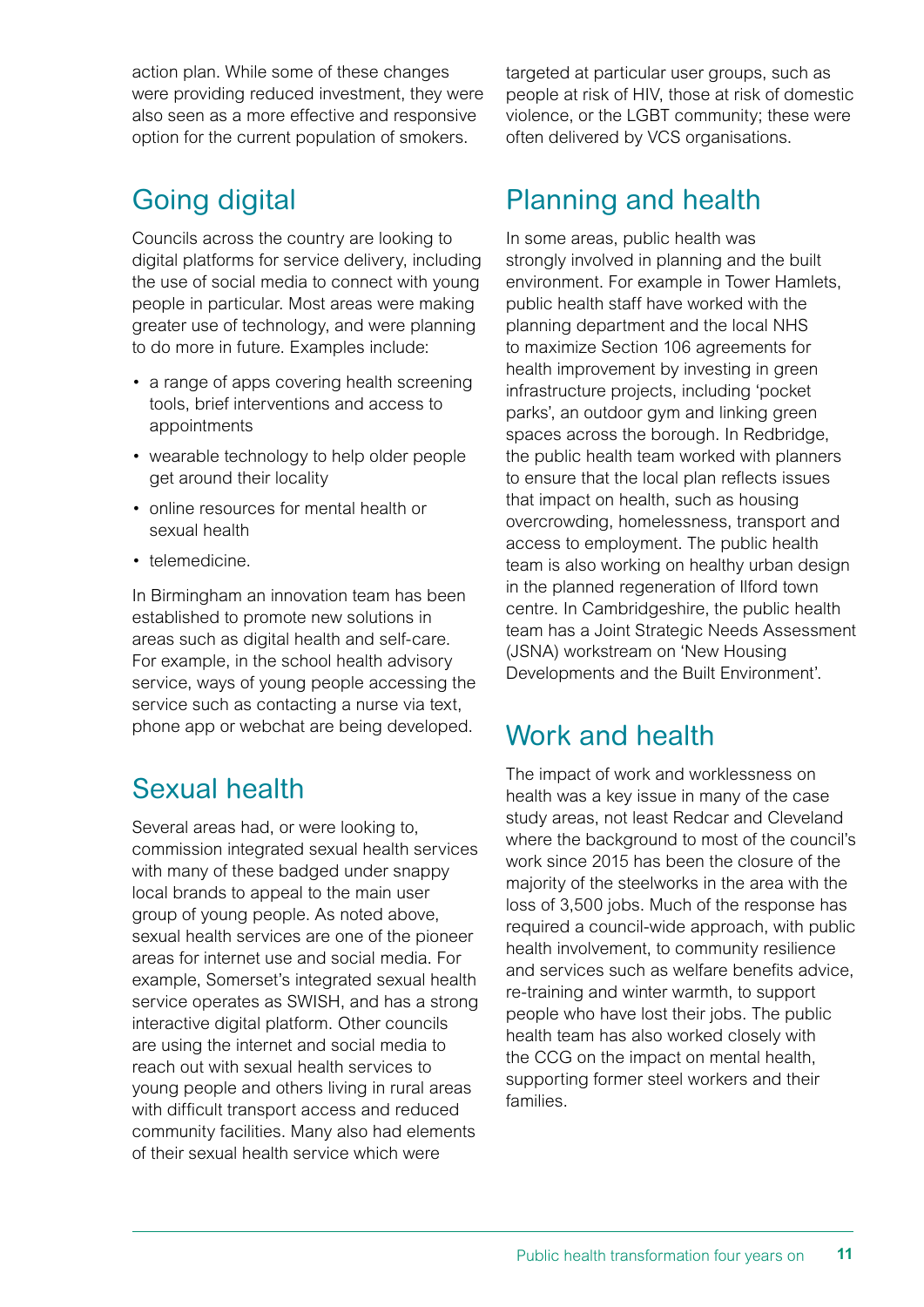action plan. While some of these changes were providing reduced investment, they were also seen as a more effective and responsive option for the current population of smokers.

## Going digital

Councils across the country are looking to digital platforms for service delivery, including the use of social media to connect with young people in particular. Most areas were making greater use of technology, and were planning to do more in future. Examples include:

- a range of apps covering health screening tools, brief interventions and access to appointments
- wearable technology to help older people get around their locality
- online resources for mental health or sexual health
- telemedicine.

In Birmingham an innovation team has been established to promote new solutions in areas such as digital health and self-care. For example, in the school health advisory service, ways of young people accessing the service such as contacting a nurse via text, phone app or webchat are being developed.

## Sexual health

Several areas had, or were looking to, commission integrated sexual health services with many of these badged under snappy local brands to appeal to the main user group of young people. As noted above, sexual health services are one of the pioneer areas for internet use and social media. For example, Somerset's integrated sexual health service operates as SWISH, and has a strong interactive digital platform. Other councils are using the internet and social media to reach out with sexual health services to young people and others living in rural areas with difficult transport access and reduced community facilities. Many also had elements of their sexual health service which were targeted at particular user groups, such as people at risk of HIV, those at risk of domestic violence, or the LGBT community; these were often delivered by VCS organisations.

## Planning and health

In some areas, public health was strongly involved in planning and the built environment. For example in Tower Hamlets, public health staff have worked with the planning department and the local NHS to maximize Section 106 agreements for health improvement by investing in green infrastructure projects, including 'pocket parks', an outdoor gym and linking green spaces across the borough. In Redbridge, the public health team worked with planners to ensure that the local plan reflects issues that impact on health, such as housing overcrowding, homelessness, transport and access to employment. The public health team is also working on healthy urban design in the planned regeneration of Ilford town centre. In Cambridgeshire, the public health team has a Joint Strategic Needs Assessment (JSNA) workstream on 'New Housing Developments and the Built Environment'.

## Work and health

The impact of work and worklessness on health was a key issue in many of the case study areas, not least Redcar and Cleveland where the background to most of the council's work since 2015 has been the closure of the majority of the steelworks in the area with the loss of 3,500 jobs. Much of the response has required a council-wide approach, with public health involvement, to community resilience and services such as welfare benefits advice, re-training and winter warmth, to support people who have lost their jobs. The public health team has also worked closely with the CCG on the impact on mental health, supporting former steel workers and their families.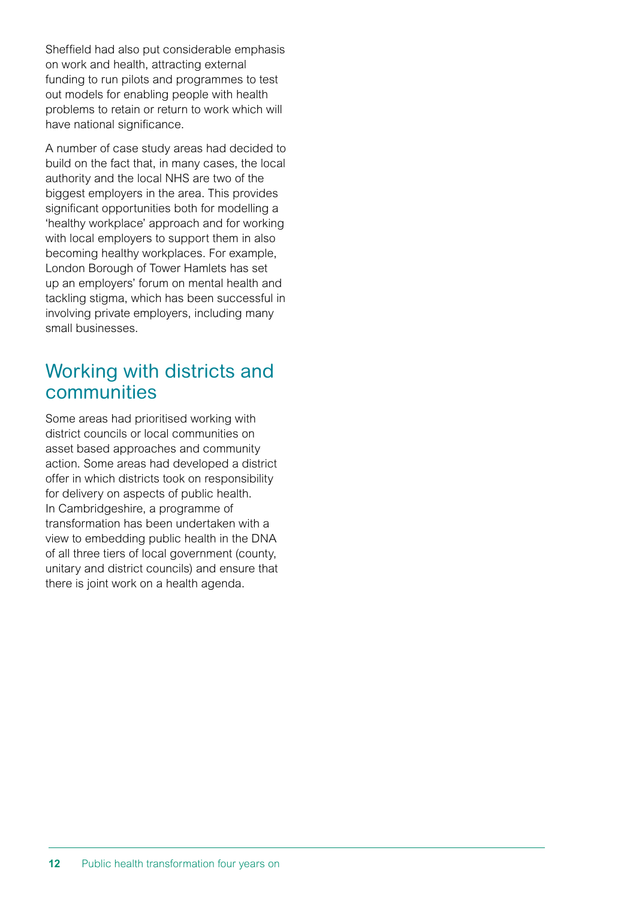Sheffield had also put considerable emphasis on work and health, attracting external funding to run pilots and programmes to test out models for enabling people with health problems to retain or return to work which will have national significance.

A number of case study areas had decided to build on the fact that, in many cases, the local authority and the local NHS are two of the biggest employers in the area. This provides significant opportunities both for modelling a 'healthy workplace' approach and for working with local employers to support them in also becoming healthy workplaces. For example, London Borough of Tower Hamlets has set up an employers' forum on mental health and tackling stigma, which has been successful in involving private employers, including many small businesses.

## Working with districts and communities

Some areas had prioritised working with district councils or local communities on asset based approaches and community action. Some areas had developed a district offer in which districts took on responsibility for delivery on aspects of public health. In Cambridgeshire, a programme of transformation has been undertaken with a view to embedding public health in the DNA of all three tiers of local government (county, unitary and district councils) and ensure that there is joint work on a health agenda.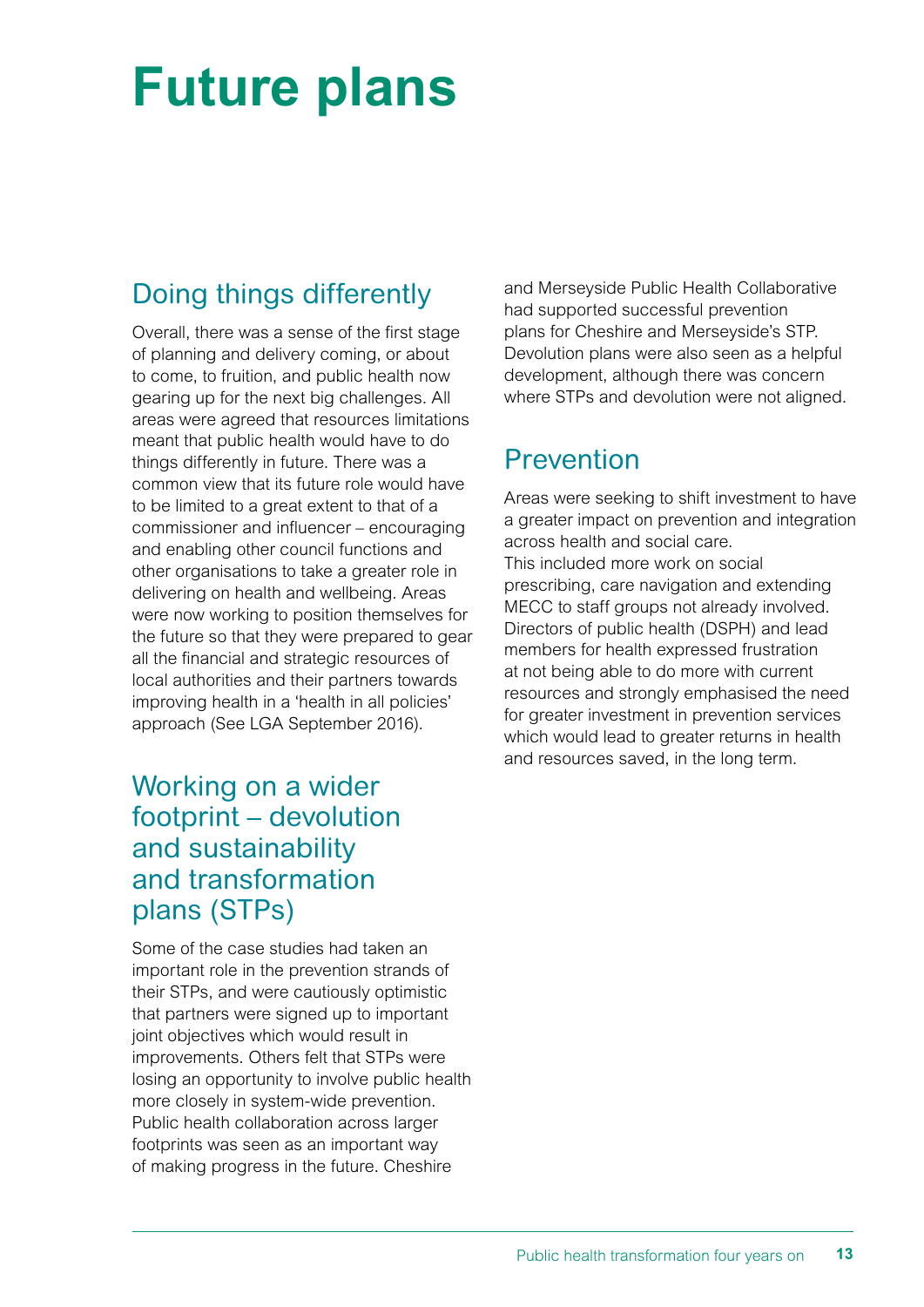# Future plans

## Doing things differently

Overall, there was a sense of the first stage of planning and delivery coming, or about to come, to fruition, and public health now gearing up for the next big challenges. All areas were agreed that resources limitations meant that public health would have to do things differently in future. There was a common view that its future role would have to be limited to a great extent to that of a commissioner and influencer – encouraging and enabling other council functions and other organisations to take a greater role in delivering on health and wellbeing. Areas were now working to position themselves for the future so that they were prepared to gear all the financial and strategic resources of local authorities and their partners towards improving health in a 'health in all policies' approach (See LGA September 2016).

## Working on a wider footprint – devolution and sustainability and transformation plans (STPs)

Some of the case studies had taken an important role in the prevention strands of their STPs, and were cautiously optimistic that partners were signed up to important joint objectives which would result in improvements. Others felt that STPs were losing an opportunity to involve public health more closely in system-wide prevention. Public health collaboration across larger footprints was seen as an important way of making progress in the future. Cheshire and Merseyside Public Health Collaborative had supported successful prevention plans for Cheshire and Merseyside's STP. Devolution plans were also seen as a helpful development, although there was concern where STPs and devolution were not aligned.

## Prevention

Areas were seeking to shift investment to have a greater impact on prevention and integration across health and social care.
This included more work on social prescribing, care navigation and extending MECC to staff groups not already involved. Directors of public health (DSPH) and lead members for health expressed frustration at not being able to do more with current resources and strongly emphasised the need for greater investment in prevention services which would lead to greater returns in health and resources saved, in the long term.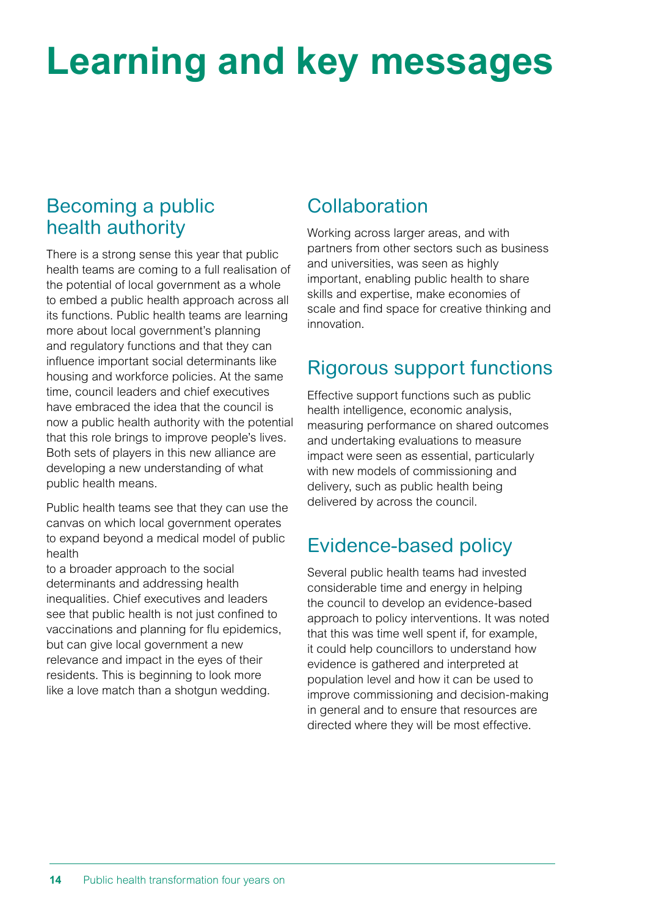# Learning and key messages

## Becoming a public health authority

There is a strong sense this year that public health teams are coming to a full realisation of the potential of local government as a whole to embed a public health approach across all its functions. Public health teams are learning more about local government's planning and regulatory functions and that they can influence important social determinants like housing and workforce policies. At the same time, council leaders and chief executives have embraced the idea that the council is now a public health authority with the potential that this role brings to improve people's lives. Both sets of players in this new alliance are developing a new understanding of what public health means.

Public health teams see that they can use the canvas on which local government operates to expand beyond a medical model of public health to a broader approach to the social determinants and addressing health inequalities. Chief executives and leaders see that public health is not just confined to vaccinations and planning for flu epidemics, but can give local government a new relevance and impact in the eyes of their residents. This is beginning to look more like a love match than a shotgun wedding.

## Collaboration

Working across larger areas, and with partners from other sectors such as business and universities, was seen as highly important, enabling public health to share skills and expertise, make economies of scale and find space for creative thinking and innovation.

## Rigorous support functions

Effective support functions such as public health intelligence, economic analysis, measuring performance on shared outcomes and undertaking evaluations to measure impact were seen as essential, particularly with new models of commissioning and delivery, such as public health being delivered by across the council.

## Evidence-based policy

Several public health teams had invested considerable time and energy in helping the council to develop an evidence-based approach to policy interventions. It was noted that this was time well spent if, for example, it could help councillors to understand how evidence is gathered and interpreted at population level and how it can be used to improve commissioning and decision-making in general and to ensure that resources are directed where they will be most effective.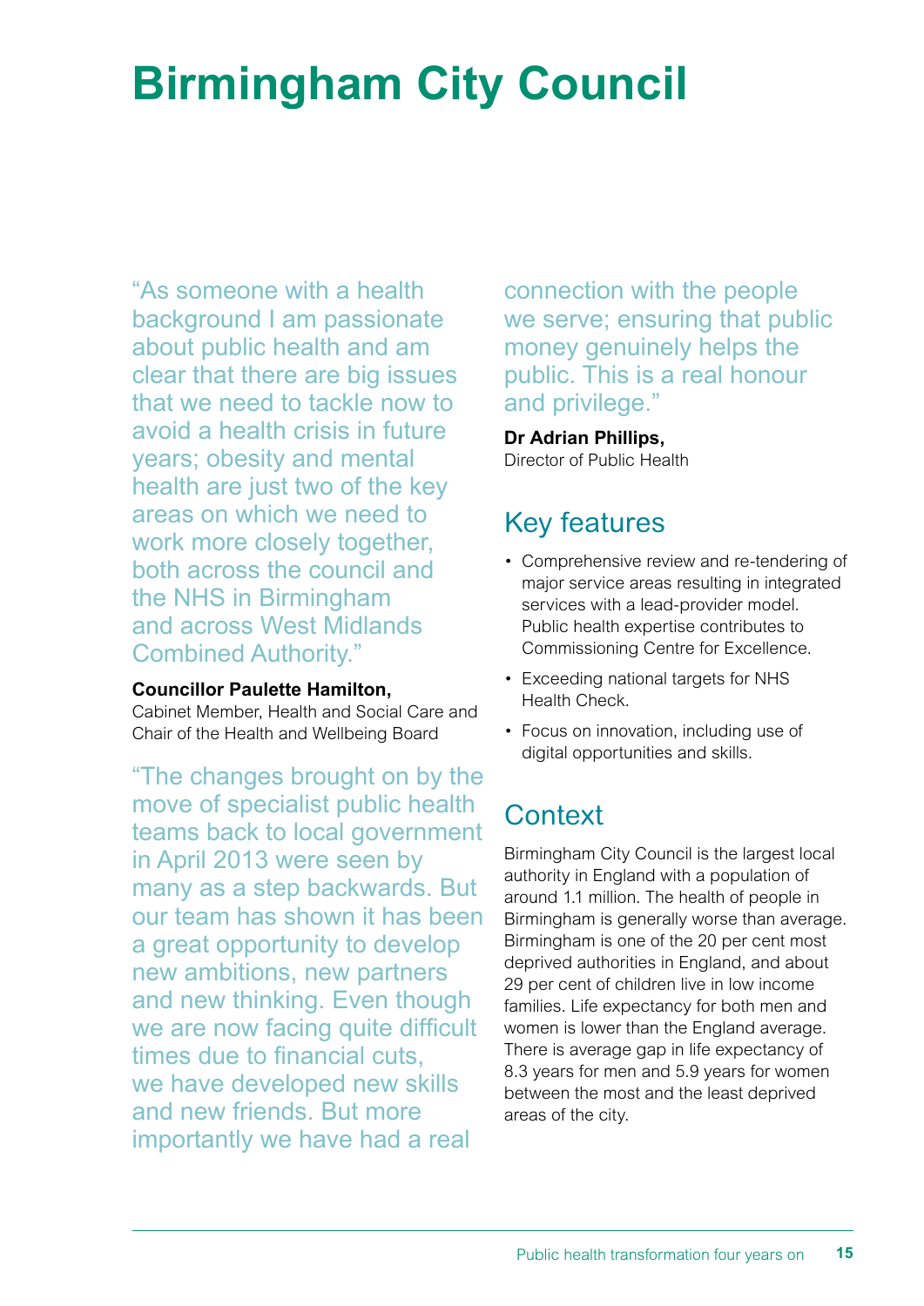# Birmingham City Council

"As someone with a health background I am passionate about public health and am clear that there are big issues that we need to tackle now to avoid a health crisis in future years; obesity and mental health are just two of the key areas on which we need to work more closely together, both across the council and the NHS in Birmingham and across West Midlands Combined Authority."

**Councillor Paulette Hamilton,**
Cabinet Member, Health and Social Care and Chair of the Health and Wellbeing Board

"The changes brought on by the move of specialist public health teams back to local government in April 2013 were seen by many as a step backwards. But our team has shown it has been a great opportunity to develop new ambitions, new partners and new thinking. Even though we are now facing quite difficult times due to financial cuts, we have developed new skills and new friends. But more importantly we have had a real connection with the people we serve; ensuring that public money genuinely helps the public. This is a real honour and privilege."

**Dr Adrian Phillips,**
Director of Public Health

## Key features

- Comprehensive review and re-tendering of major service areas resulting in integrated services with a lead-provider model. Public health expertise contributes to Commissioning Centre for Excellence.
- Exceeding national targets for NHS Health Check.
- Focus on innovation, including use of digital opportunities and skills.

## Context

Birmingham City Council is the largest local authority in England with a population of around 1.1 million. The health of people in Birmingham is generally worse than average. Birmingham is one of the 20 per cent most deprived authorities in England, and about 29 per cent of children live in low income families. Life expectancy for both men and women is lower than the England average. There is average gap in life expectancy of 8.3 years for men and 5.9 years for women between the most and the least deprived areas of the city.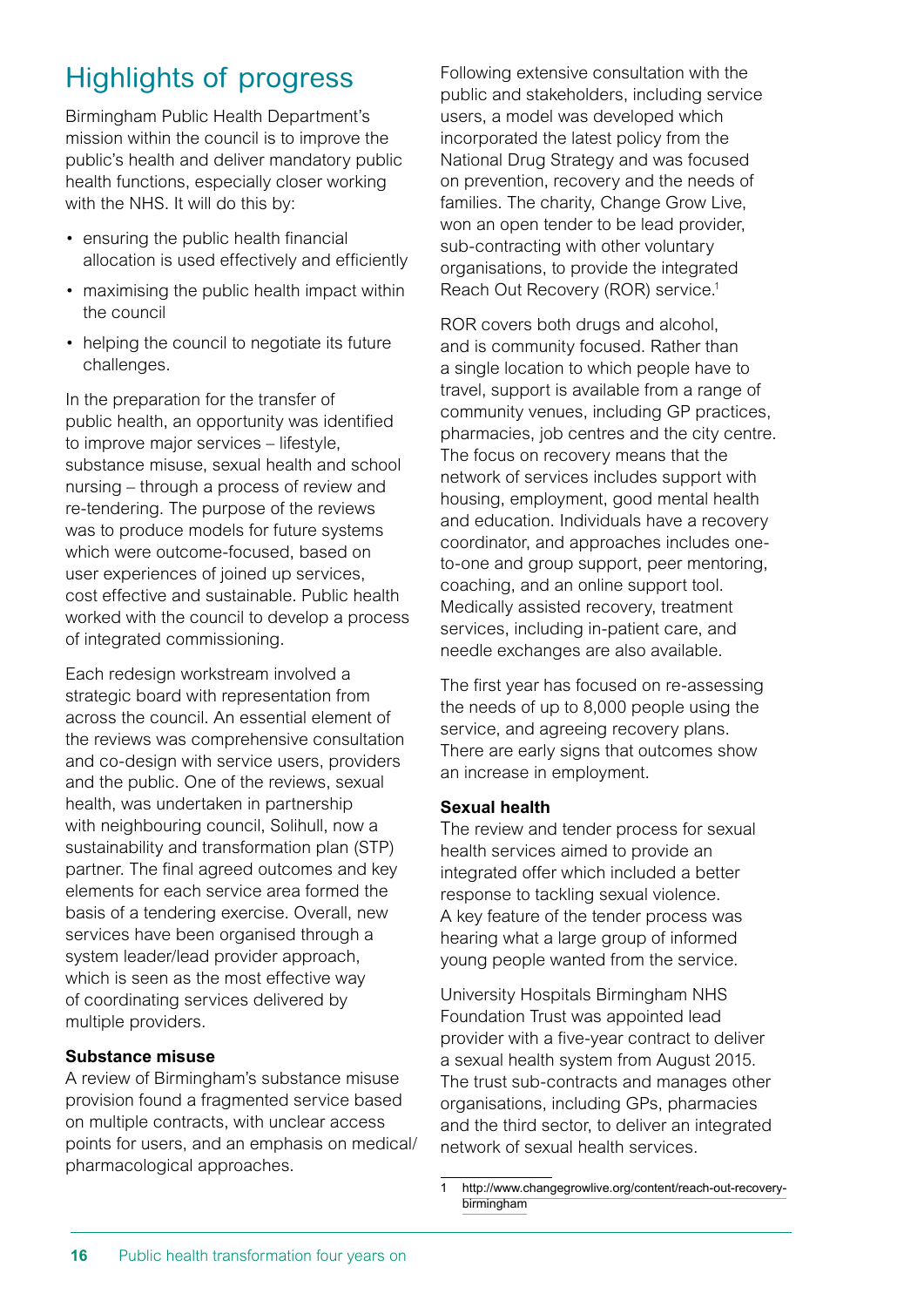## Highlights of progress

Birmingham Public Health Department's mission within the council is to improve the public's health and deliver mandatory public health functions, especially closer working with the NHS. It will do this by:

- ensuring the public health financial allocation is used effectively and efficiently
- maximising the public health impact within the council
- helping the council to negotiate its future challenges.

In the preparation for the transfer of public health, an opportunity was identified to improve major services – lifestyle, substance misuse, sexual health and school nursing – through a process of review and re-tendering. The purpose of the reviews was to produce models for future systems which were outcome-focused, based on user experiences of joined up services, cost effective and sustainable. Public health worked with the council to develop a process of integrated commissioning.

Each redesign workstream involved a strategic board with representation from across the council. An essential element of the reviews was comprehensive consultation and co-design with service users, providers and the public. One of the reviews, sexual health, was undertaken in partnership with neighbouring council, Solihull, now a sustainability and transformation plan (STP) partner. The final agreed outcomes and key elements for each service area formed the basis of a tendering exercise. Overall, new services have been organised through a system leader/lead provider approach, which is seen as the most effective way of coordinating services delivered by multiple providers.

**Substance misuse**

A review of Birmingham's substance misuse provision found a fragmented service based on multiple contracts, with unclear access points for users, and an emphasis on medical/pharmacological approaches.

Following extensive consultation with the public and stakeholders, including service users, a model was developed which incorporated the latest policy from the National Drug Strategy and was focused on prevention, recovery and the needs of families. The charity, Change Grow Live, won an open tender to be lead provider, sub-contracting with other voluntary organisations, to provide the integrated Reach Out Recovery (ROR) service.[1]

ROR covers both drugs and alcohol, and is community focused. Rather than a single location to which people have to travel, support is available from a range of community venues, including GP practices, pharmacies, job centres and the city centre. The focus on recovery means that the network of services includes support with housing, employment, good mental health and education. Individuals have a recovery coordinator, and approaches includes one-to-one and group support, peer mentoring, coaching, and an online support tool. Medically assisted recovery, treatment services, including in-patient care, and needle exchanges are also available.

The first year has focused on re-assessing the needs of up to 8,000 people using the service, and agreeing recovery plans. There are early signs that outcomes show an increase in employment.

**Sexual health**

The review and tender process for sexual health services aimed to provide an integrated offer which included a better response to tackling sexual violence. A key feature of the tender process was hearing what a large group of informed young people wanted from the service.

University Hospitals Birmingham NHS Foundation Trust was appointed lead provider with a five-year contract to deliver a sexual health system from August 2015. The trust sub-contracts and manages other organisations, including GPs, pharmacies and the third sector, to deliver an integrated network of sexual health services.

1 http://www.changegrowlive.org/content/reach-out-recovery-birmingham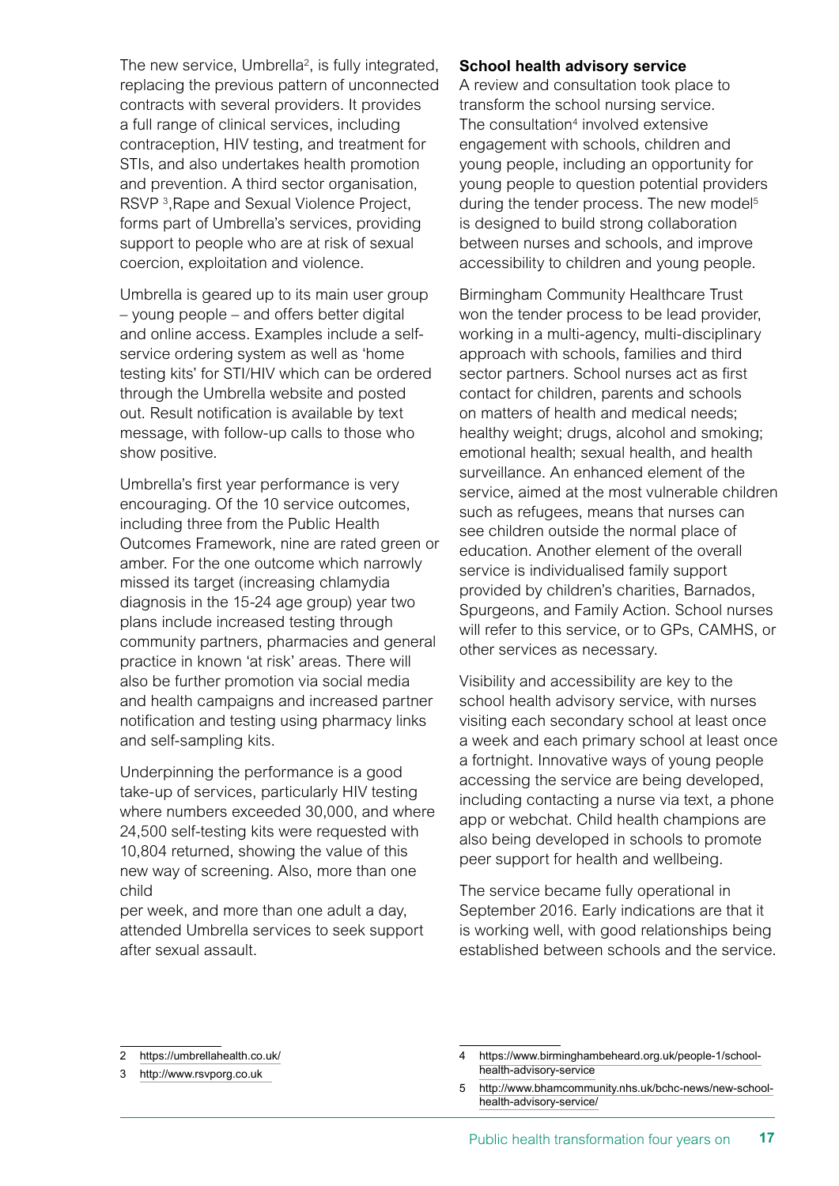The new service, Umbrella[2], is fully integrated, replacing the previous pattern of unconnected contracts with several providers. It provides a full range of clinical services, including contraception, HIV testing, and treatment for STIs, and also undertakes health promotion and prevention. A third sector organisation, RSVP [3],Rape and Sexual Violence Project, forms part of Umbrella's services, providing support to people who are at risk of sexual coercion, exploitation and violence.

Umbrella is geared up to its main user group – young people – and offers better digital and online access. Examples include a self-service ordering system as well as 'home testing kits' for STI/HIV which can be ordered through the Umbrella website and posted out. Result notification is available by text message, with follow-up calls to those who show positive.

Umbrella's first year performance is very encouraging. Of the 10 service outcomes, including three from the Public Health Outcomes Framework, nine are rated green or amber. For the one outcome which narrowly missed its target (increasing chlamydia diagnosis in the 15-24 age group) year two plans include increased testing through community partners, pharmacies and general practice in known 'at risk' areas. There will also be further promotion via social media and health campaigns and increased partner notification and testing using pharmacy links and self-sampling kits.

Underpinning the performance is a good take-up of services, particularly HIV testing where numbers exceeded 30,000, and where 24,500 self-testing kits were requested with 10,804 returned, showing the value of this new way of screening. Also, more than one child per week, and more than one adult a day, attended Umbrella services to seek support after sexual assault.

**School health advisory service**

A review and consultation took place to transform the school nursing service. The consultation[4] involved extensive engagement with schools, children and young people, including an opportunity for young people to question potential providers during the tender process. The new model[5] is designed to build strong collaboration between nurses and schools, and improve accessibility to children and young people.

Birmingham Community Healthcare Trust won the tender process to be lead provider, working in a multi-agency, multi-disciplinary approach with schools, families and third sector partners. School nurses act as first contact for children, parents and schools on matters of health and medical needs; healthy weight; drugs, alcohol and smoking; emotional health; sexual health, and health surveillance. An enhanced element of the service, aimed at the most vulnerable children such as refugees, means that nurses can see children outside the normal place of education. Another element of the overall service is individualised family support provided by children's charities, Barnados, Spurgeons, and Family Action. School nurses will refer to this service, or to GPs, CAMHS, or other services as necessary.

Visibility and accessibility are key to the school health advisory service, with nurses visiting each secondary school at least once a week and each primary school at least once a fortnight. Innovative ways of young people accessing the service are being developed, including contacting a nurse via text, a phone app or webchat. Child health champions are also being developed in schools to promote peer support for health and wellbeing.

The service became fully operational in September 2016. Early indications are that it is working well, with good relationships being established between schools and the service.

---

2 https://umbrellahealth.co.uk/

3 http://www.rsvporg.co.uk

4 https://www.birminghambeheard.org.uk/people-1/school-health-advisory-service

5 http://www.bhamcommunity.nhs.uk/bchc-news/new-school-health-advisory-service/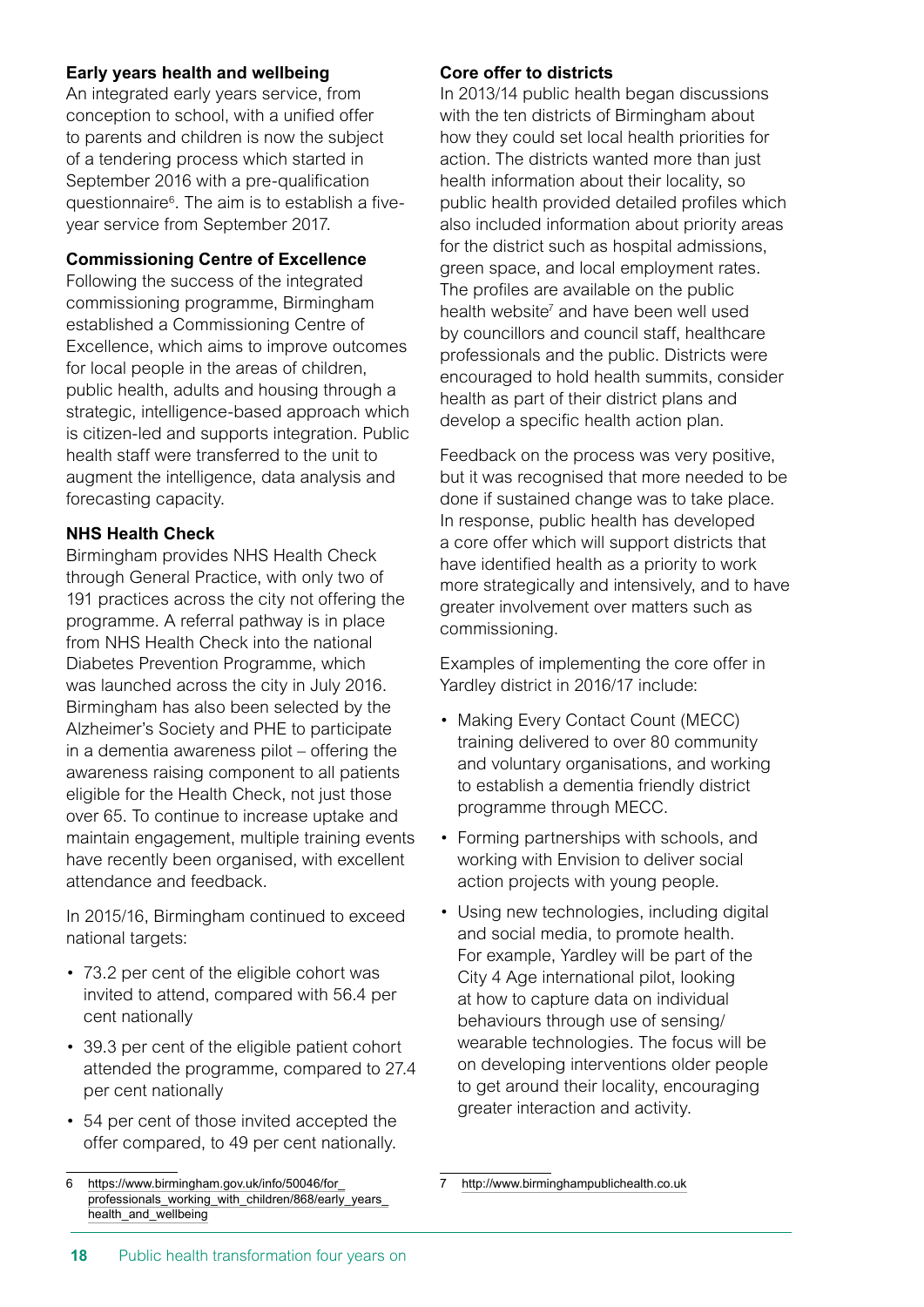### Early years health and wellbeing

An integrated early years service, from conception to school, with a unified offer to parents and children is now the subject of a tendering process which started in September 2016 with a pre-qualification questionnaire[6]. The aim is to establish a five-year service from September 2017.

### Commissioning Centre of Excellence

Following the success of the integrated commissioning programme, Birmingham established a Commissioning Centre of Excellence, which aims to improve outcomes for local people in the areas of children, public health, adults and housing through a strategic, intelligence-based approach which is citizen-led and supports integration. Public health staff were transferred to the unit to augment the intelligence, data analysis and forecasting capacity.

### NHS Health Check

Birmingham provides NHS Health Check through General Practice, with only two of 191 practices across the city not offering the programme. A referral pathway is in place from NHS Health Check into the national Diabetes Prevention Programme, which was launched across the city in July 2016. Birmingham has also been selected by the Alzheimer's Society and PHE to participate in a dementia awareness pilot – offering the awareness raising component to all patients eligible for the Health Check, not just those over 65. To continue to increase uptake and maintain engagement, multiple training events have recently been organised, with excellent attendance and feedback.

In 2015/16, Birmingham continued to exceed national targets:

- 73.2 per cent of the eligible cohort was invited to attend, compared with 56.4 per cent nationally
- 39.3 per cent of the eligible patient cohort attended the programme, compared to 27.4 per cent nationally
- 54 per cent of those invited accepted the offer compared, to 49 per cent nationally.

### Core offer to districts

In 2013/14 public health began discussions with the ten districts of Birmingham about how they could set local health priorities for action. The districts wanted more than just health information about their locality, so public health provided detailed profiles which also included information about priority areas for the district such as hospital admissions, green space, and local employment rates. The profiles are available on the public health website[7] and have been well used by councillors and council staff, healthcare professionals and the public. Districts were encouraged to hold health summits, consider health as part of their district plans and develop a specific health action plan.

Feedback on the process was very positive, but it was recognised that more needed to be done if sustained change was to take place. In response, public health has developed a core offer which will support districts that have identified health as a priority to work more strategically and intensively, and to have greater involvement over matters such as commissioning.

Examples of implementing the core offer in Yardley district in 2016/17 include:

- Making Every Contact Count (MECC) training delivered to over 80 community and voluntary organisations, and working to establish a dementia friendly district programme through MECC.
- Forming partnerships with schools, and working with Envision to deliver social action projects with young people.
- Using new technologies, including digital and social media, to promote health. For example, Yardley will be part of the City 4 Age international pilot, looking at how to capture data on individual behaviours through use of sensing/wearable technologies. The focus will be on developing interventions older people to get around their locality, encouraging greater interaction and activity.

---

6 https://www.birmingham.gov.uk/info/50046/for_professionals_working_with_children/868/early_years_health_and_wellbeing

7 http://www.birminghampublichealth.co.uk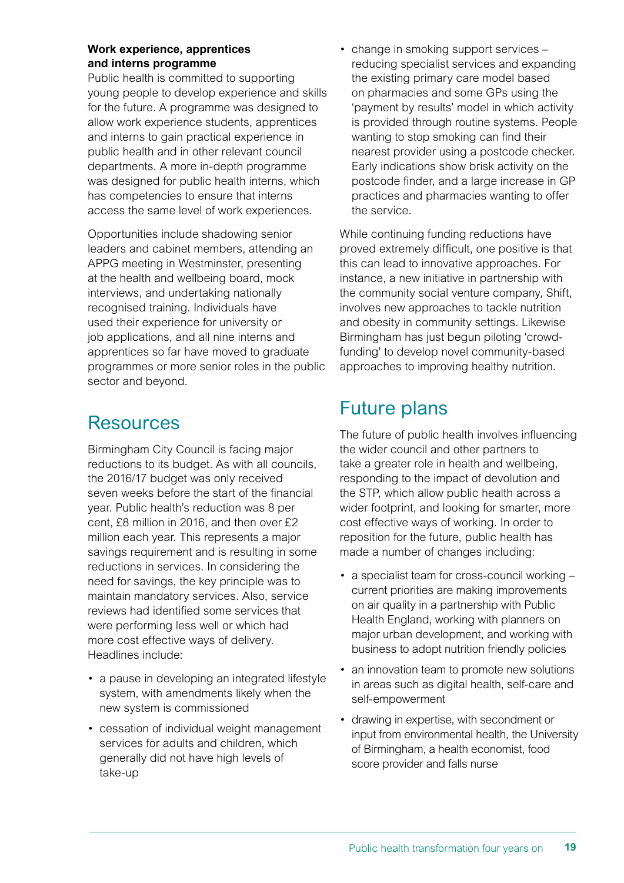**Work experience, apprentices and interns programme**

Public health is committed to supporting young people to develop experience and skills for the future. A programme was designed to allow work experience students, apprentices and interns to gain practical experience in public health and in other relevant council departments. A more in-depth programme was designed for public health interns, which has competencies to ensure that interns access the same level of work experiences.

Opportunities include shadowing senior leaders and cabinet members, attending an APPG meeting in Westminster, presenting at the health and wellbeing board, mock interviews, and undertaking nationally recognised training. Individuals have used their experience for university or job applications, and all nine interns and apprentices so far have moved to graduate programmes or more senior roles in the public sector and beyond.

## Resources

Birmingham City Council is facing major reductions to its budget. As with all councils, the 2016/17 budget was only received seven weeks before the start of the financial year. Public health's reduction was 8 per cent, £8 million in 2016, and then over £2 million each year. This represents a major savings requirement and is resulting in some reductions in services. In considering the need for savings, the key principle was to maintain mandatory services. Also, service reviews had identified some services that were performing less well or which had more cost effective ways of delivery. Headlines include:

- a pause in developing an integrated lifestyle system, with amendments likely when the new system is commissioned
- cessation of individual weight management services for adults and children, which generally did not have high levels of take-up
- change in smoking support services – reducing specialist services and expanding the existing primary care model based on pharmacies and some GPs using the 'payment by results' model in which activity is provided through routine systems. People wanting to stop smoking can find their nearest provider using a postcode checker. Early indications show brisk activity on the postcode finder, and a large increase in GP practices and pharmacies wanting to offer the service.

While continuing funding reductions have proved extremely difficult, one positive is that this can lead to innovative approaches. For instance, a new initiative in partnership with the community social venture company, Shift, involves new approaches to tackle nutrition and obesity in community settings. Likewise Birmingham has just begun piloting 'crowd-funding' to develop novel community-based approaches to improving healthy nutrition.

## Future plans

The future of public health involves influencing the wider council and other partners to take a greater role in health and wellbeing, responding to the impact of devolution and the STP, which allow public health across a wider footprint, and looking for smarter, more cost effective ways of working. In order to reposition for the future, public health has made a number of changes including:

- a specialist team for cross-council working – current priorities are making improvements on air quality in a partnership with Public Health England, working with planners on major urban development, and working with business to adopt nutrition friendly policies
- an innovation team to promote new solutions in areas such as digital health, self-care and self-empowerment
- drawing in expertise, with secondment or input from environmental health, the University of Birmingham, a health economist, food score provider and falls nurse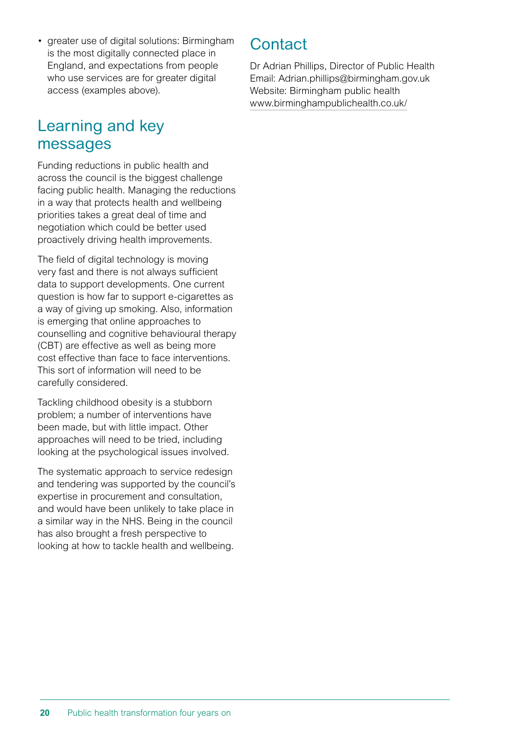- greater use of digital solutions: Birmingham is the most digitally connected place in England, and expectations from people who use services are for greater digital access (examples above).

## Learning and key messages

Funding reductions in public health and across the council is the biggest challenge facing public health. Managing the reductions in a way that protects health and wellbeing priorities takes a great deal of time and negotiation which could be better used proactively driving health improvements.

The field of digital technology is moving very fast and there is not always sufficient data to support developments. One current question is how far to support e-cigarettes as a way of giving up smoking. Also, information is emerging that online approaches to counselling and cognitive behavioural therapy (CBT) are effective as well as being more cost effective than face to face interventions. This sort of information will need to be carefully considered.

Tackling childhood obesity is a stubborn problem; a number of interventions have been made, but with little impact. Other approaches will need to be tried, including looking at the psychological issues involved.

The systematic approach to service redesign and tendering was supported by the council's expertise in procurement and consultation, and would have been unlikely to take place in a similar way in the NHS. Being in the council has also brought a fresh perspective to looking at how to tackle health and wellbeing.

## Contact

Dr Adrian Phillips, Director of Public Health
Email: Adrian.phillips@birmingham.gov.uk
Website: Birmingham public health
www.birminghampublichealth.co.uk/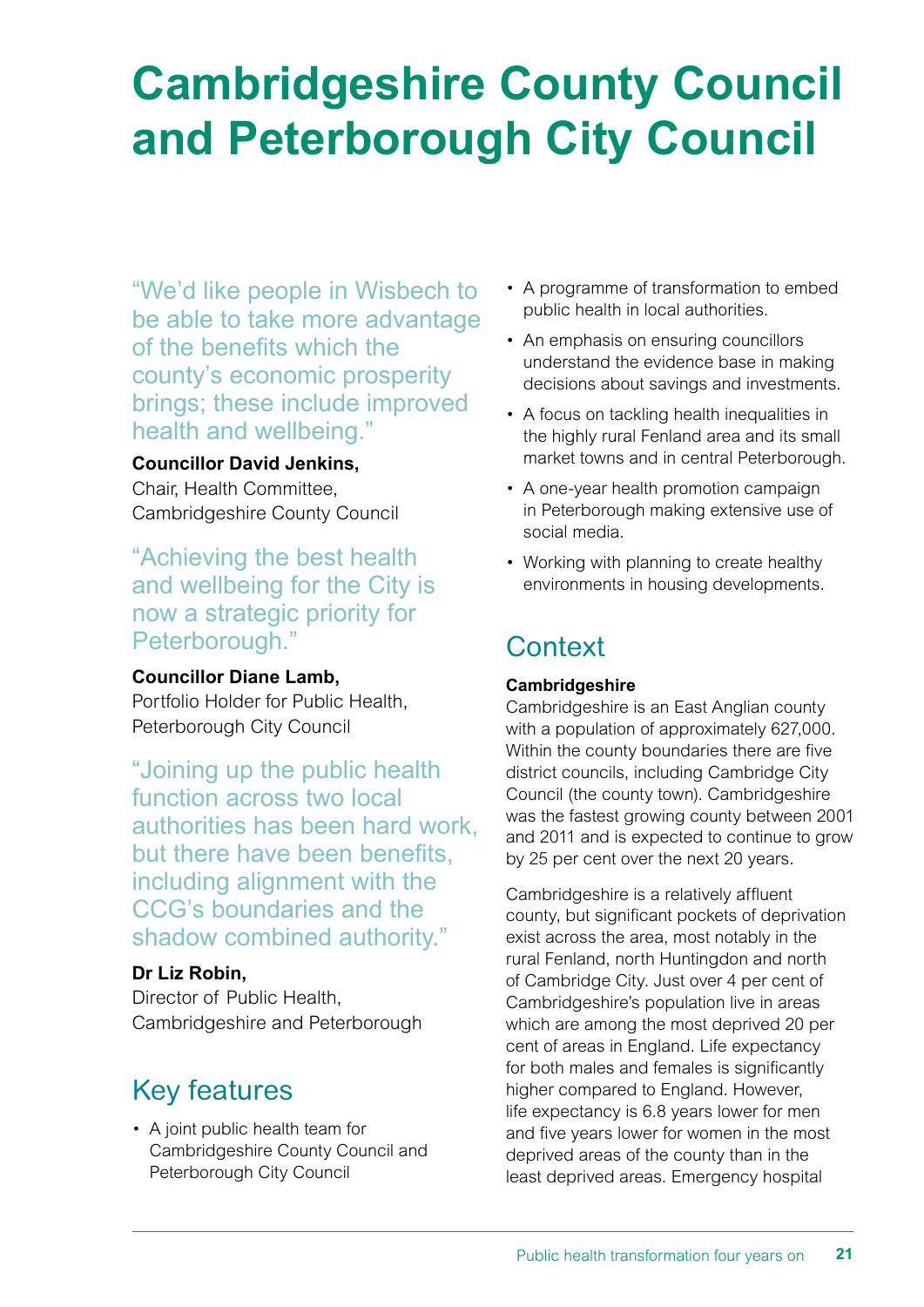# Cambridgeshire County Council and Peterborough City Council

"We'd like people in Wisbech to be able to take more advantage of the benefits which the county's economic prosperity brings; these include improved health and wellbeing."

**Councillor David Jenkins,**
Chair, Health Committee,
Cambridgeshire County Council

"Achieving the best health and wellbeing for the City is now a strategic priority for Peterborough."

**Councillor Diane Lamb,**
Portfolio Holder for Public Health,
Peterborough City Council

"Joining up the public health function across two local authorities has been hard work, but there have been benefits, including alignment with the CCG's boundaries and the shadow combined authority."

**Dr Liz Robin,**
Director of Public Health,
Cambridgeshire and Peterborough

## Key features

- A joint public health team for Cambridgeshire County Council and Peterborough City Council
- A programme of transformation to embed public health in local authorities.
- An emphasis on ensuring councillors understand the evidence base in making decisions about savings and investments.
- A focus on tackling health inequalities in the highly rural Fenland area and its small market towns and in central Peterborough.
- A one-year health promotion campaign in Peterborough making extensive use of social media.
- Working with planning to create healthy environments in housing developments.

## Context

**Cambridgeshire**

Cambridgeshire is an East Anglian county with a population of approximately 627,000. Within the county boundaries there are five district councils, including Cambridge City Council (the county town). Cambridgeshire was the fastest growing county between 2001 and 2011 and is expected to continue to grow by 25 per cent over the next 20 years.

Cambridgeshire is a relatively affluent county, but significant pockets of deprivation exist across the area, most notably in the rural Fenland, north Huntingdon and north of Cambridge City. Just over 4 per cent of Cambridgeshire's population live in areas which are among the most deprived 20 per cent of areas in England. Life expectancy for both males and females is significantly higher compared to England. However, life expectancy is 6.8 years lower for men and five years lower for women in the most deprived areas of the county than in the least deprived areas. Emergency hospital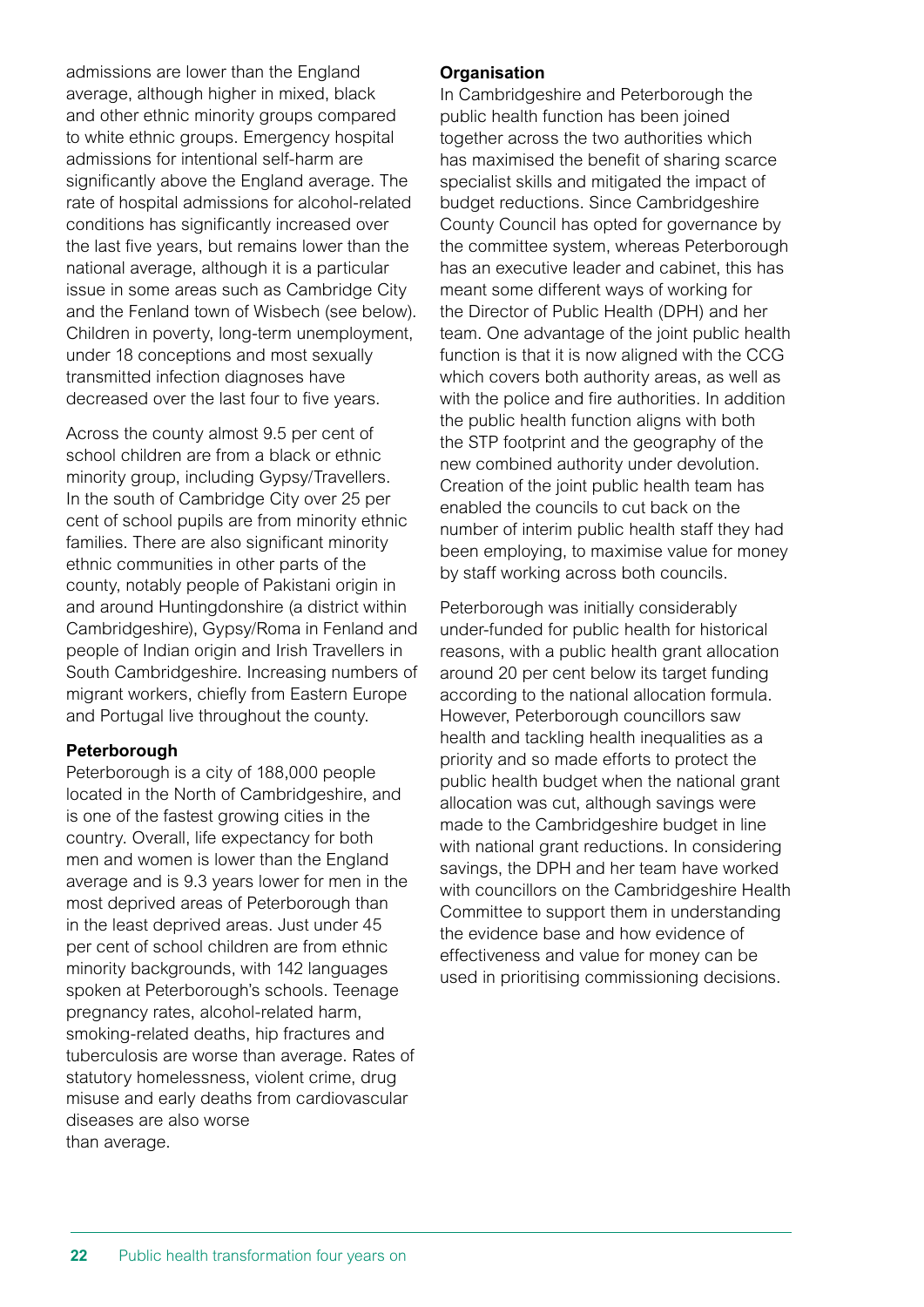admissions are lower than the England average, although higher in mixed, black and other ethnic minority groups compared to white ethnic groups. Emergency hospital admissions for intentional self-harm are significantly above the England average. The rate of hospital admissions for alcohol-related conditions has significantly increased over the last five years, but remains lower than the national average, although it is a particular issue in some areas such as Cambridge City and the Fenland town of Wisbech (see below). Children in poverty, long-term unemployment, under 18 conceptions and most sexually transmitted infection diagnoses have decreased over the last four to five years.

Across the county almost 9.5 per cent of school children are from a black or ethnic minority group, including Gypsy/Travellers. In the south of Cambridge City over 25 per cent of school pupils are from minority ethnic families. There are also significant minority ethnic communities in other parts of the county, notably people of Pakistani origin in and around Huntingdonshire (a district within Cambridgeshire), Gypsy/Roma in Fenland and people of Indian origin and Irish Travellers in South Cambridgeshire. Increasing numbers of migrant workers, chiefly from Eastern Europe and Portugal live throughout the county.

**Peterborough**

Peterborough is a city of 188,000 people located in the North of Cambridgeshire, and is one of the fastest growing cities in the country. Overall, life expectancy for both men and women is lower than the England average and is 9.3 years lower for men in the most deprived areas of Peterborough than in the least deprived areas. Just under 45 per cent of school children are from ethnic minority backgrounds, with 142 languages spoken at Peterborough's schools. Teenage pregnancy rates, alcohol-related harm, smoking-related deaths, hip fractures and tuberculosis are worse than average. Rates of statutory homelessness, violent crime, drug misuse and early deaths from cardiovascular diseases are also worse than average.

**Organisation**

In Cambridgeshire and Peterborough the public health function has been joined together across the two authorities which has maximised the benefit of sharing scarce specialist skills and mitigated the impact of budget reductions. Since Cambridgeshire County Council has opted for governance by the committee system, whereas Peterborough has an executive leader and cabinet, this has meant some different ways of working for the Director of Public Health (DPH) and her team. One advantage of the joint public health function is that it is now aligned with the CCG which covers both authority areas, as well as with the police and fire authorities. In addition the public health function aligns with both the STP footprint and the geography of the new combined authority under devolution. Creation of the joint public health team has enabled the councils to cut back on the number of interim public health staff they had been employing, to maximise value for money by staff working across both councils.

Peterborough was initially considerably under-funded for public health for historical reasons, with a public health grant allocation around 20 per cent below its target funding according to the national allocation formula. However, Peterborough councillors saw health and tackling health inequalities as a priority and so made efforts to protect the public health budget when the national grant allocation was cut, although savings were made to the Cambridgeshire budget in line with national grant reductions. In considering savings, the DPH and her team have worked with councillors on the Cambridgeshire Health Committee to support them in understanding the evidence base and how evidence of effectiveness and value for money can be used in prioritising commissioning decisions.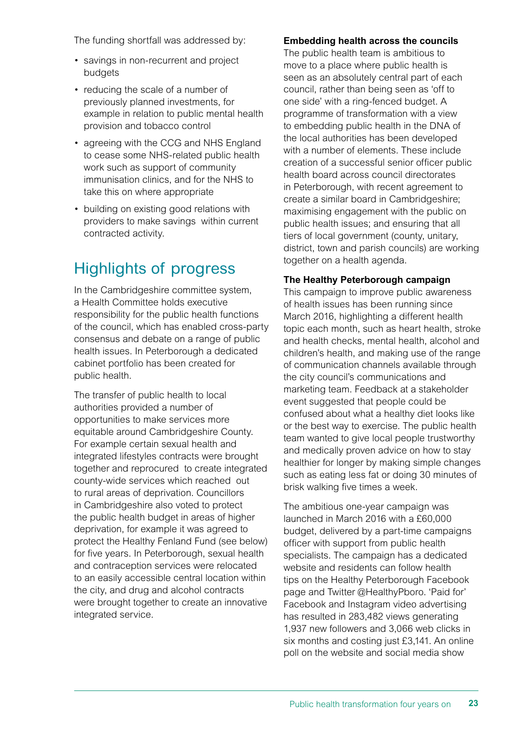The funding shortfall was addressed by:

- savings in non-recurrent and project budgets
- reducing the scale of a number of previously planned investments, for example in relation to public mental health provision and tobacco control
- agreeing with the CCG and NHS England to cease some NHS-related public health work such as support of community immunisation clinics, and for the NHS to take this on where appropriate
- building on existing good relations with providers to make savings within current contracted activity.

## Highlights of progress

In the Cambridgeshire committee system, a Health Committee holds executive responsibility for the public health functions of the council, which has enabled cross-party consensus and debate on a range of public health issues. In Peterborough a dedicated cabinet portfolio has been created for public health.

The transfer of public health to local authorities provided a number of opportunities to make services more equitable around Cambridgeshire County. For example certain sexual health and integrated lifestyles contracts were brought together and reprocured to create integrated county-wide services which reached out to rural areas of deprivation. Councillors in Cambridgeshire also voted to protect the public health budget in areas of higher deprivation, for example it was agreed to protect the Healthy Fenland Fund (see below) for five years. In Peterborough, sexual health and contraception services were relocated to an easily accessible central location within the city, and drug and alcohol contracts were brought together to create an innovative integrated service.

**Embedding health across the councils**

The public health team is ambitious to move to a place where public health is seen as an absolutely central part of each council, rather than being seen as 'off to one side' with a ring-fenced budget. A programme of transformation with a view to embedding public health in the DNA of the local authorities has been developed with a number of elements. These include creation of a successful senior officer public health board across council directorates in Peterborough, with recent agreement to create a similar board in Cambridgeshire; maximising engagement with the public on public health issues; and ensuring that all tiers of local government (county, unitary, district, town and parish councils) are working together on a health agenda.

**The Healthy Peterborough campaign**

This campaign to improve public awareness of health issues has been running since March 2016, highlighting a different health topic each month, such as heart health, stroke and health checks, mental health, alcohol and children's health, and making use of the range of communication channels available through the city council's communications and marketing team. Feedback at a stakeholder event suggested that people could be confused about what a healthy diet looks like or the best way to exercise. The public health team wanted to give local people trustworthy and medically proven advice on how to stay healthier for longer by making simple changes such as eating less fat or doing 30 minutes of brisk walking five times a week.

The ambitious one-year campaign was launched in March 2016 with a £60,000 budget, delivered by a part-time campaigns officer with support from public health specialists. The campaign has a dedicated website and residents can follow health tips on the Healthy Peterborough Facebook page and Twitter @HealthyPboro. 'Paid for' Facebook and Instagram video advertising has resulted in 283,482 views generating 1,937 new followers and 3,066 web clicks in six months and costing just £3,141. An online poll on the website and social media show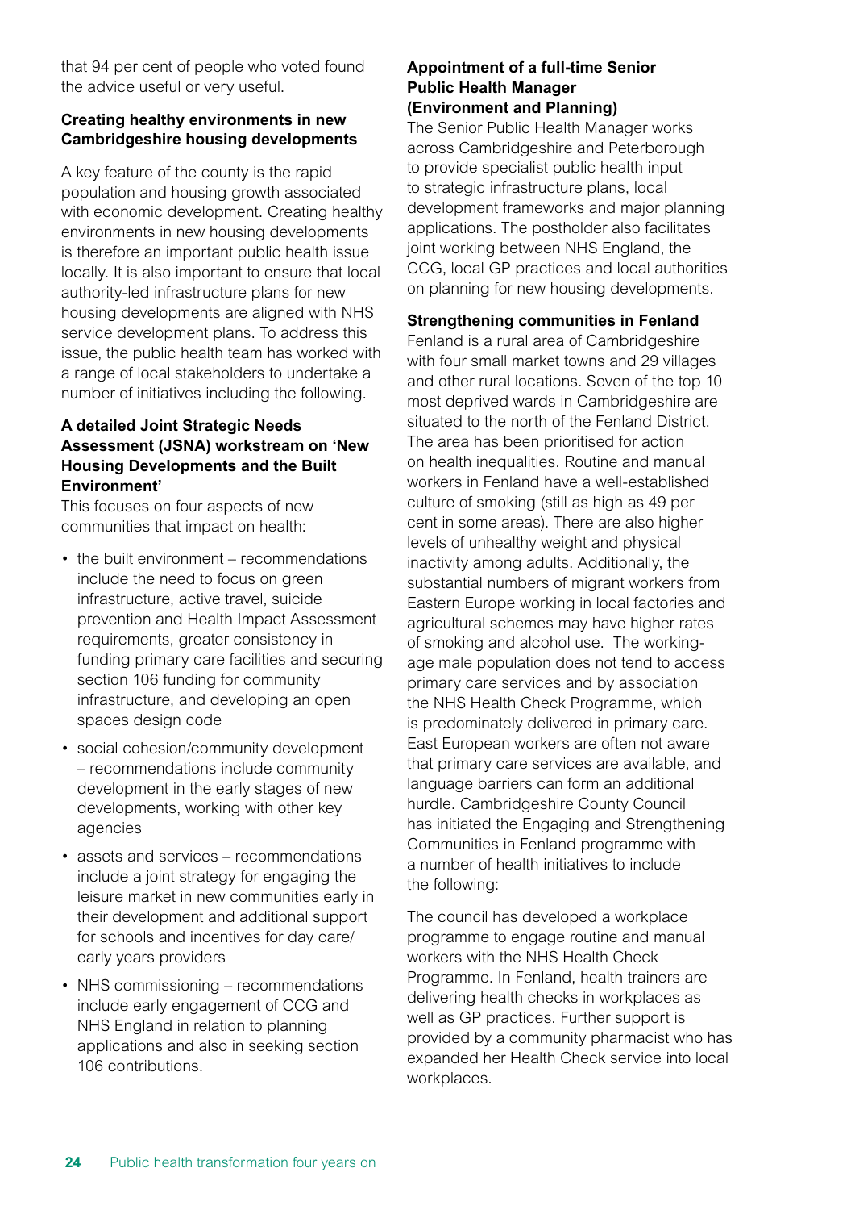that 94 per cent of people who voted found the advice useful or very useful.

**Creating healthy environments in new Cambridgeshire housing developments**

A key feature of the county is the rapid population and housing growth associated with economic development. Creating healthy environments in new housing developments is therefore an important public health issue locally. It is also important to ensure that local authority-led infrastructure plans for new housing developments are aligned with NHS service development plans. To address this issue, the public health team has worked with a range of local stakeholders to undertake a number of initiatives including the following.

**A detailed Joint Strategic Needs Assessment (JSNA) workstream on 'New Housing Developments and the Built Environment'**

This focuses on four aspects of new communities that impact on health:

- the built environment – recommendations include the need to focus on green infrastructure, active travel, suicide prevention and Health Impact Assessment requirements, greater consistency in funding primary care facilities and securing section 106 funding for community infrastructure, and developing an open spaces design code
- social cohesion/community development – recommendations include community development in the early stages of new developments, working with other key agencies
- assets and services – recommendations include a joint strategy for engaging the leisure market in new communities early in their development and additional support for schools and incentives for day care/early years providers
- NHS commissioning – recommendations include early engagement of CCG and NHS England in relation to planning applications and also in seeking section 106 contributions.

**Appointment of a full-time Senior Public Health Manager (Environment and Planning)**

The Senior Public Health Manager works across Cambridgeshire and Peterborough to provide specialist public health input to strategic infrastructure plans, local development frameworks and major planning applications. The postholder also facilitates joint working between NHS England, the CCG, local GP practices and local authorities on planning for new housing developments.

**Strengthening communities in Fenland**

Fenland is a rural area of Cambridgeshire with four small market towns and 29 villages and other rural locations. Seven of the top 10 most deprived wards in Cambridgeshire are situated to the north of the Fenland District. The area has been prioritised for action on health inequalities. Routine and manual workers in Fenland have a well-established culture of smoking (still as high as 49 per cent in some areas). There are also higher levels of unhealthy weight and physical inactivity among adults. Additionally, the substantial numbers of migrant workers from Eastern Europe working in local factories and agricultural schemes may have higher rates of smoking and alcohol use. The working-age male population does not tend to access primary care services and by association the NHS Health Check Programme, which is predominately delivered in primary care. East European workers are often not aware that primary care services are available, and language barriers can form an additional hurdle. Cambridgeshire County Council has initiated the Engaging and Strengthening Communities in Fenland programme with a number of health initiatives to include the following:

The council has developed a workplace programme to engage routine and manual workers with the NHS Health Check Programme. In Fenland, health trainers are delivering health checks in workplaces as well as GP practices. Further support is provided by a community pharmacist who has expanded her Health Check service into local workplaces.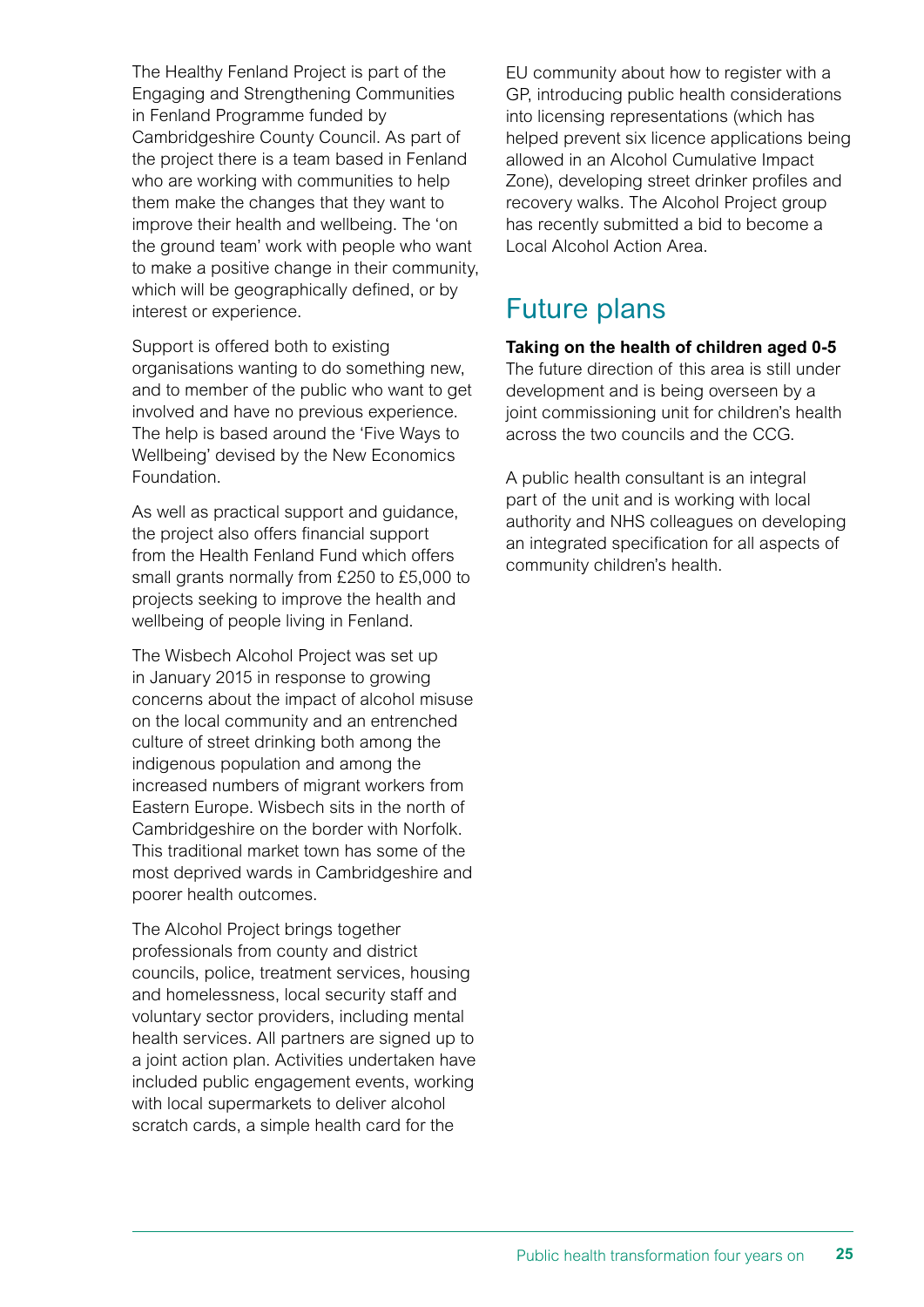The Healthy Fenland Project is part of the Engaging and Strengthening Communities in Fenland Programme funded by Cambridgeshire County Council. As part of the project there is a team based in Fenland who are working with communities to help them make the changes that they want to improve their health and wellbeing. The 'on the ground team' work with people who want to make a positive change in their community, which will be geographically defined, or by interest or experience.

Support is offered both to existing organisations wanting to do something new, and to member of the public who want to get involved and have no previous experience. The help is based around the 'Five Ways to Wellbeing' devised by the New Economics Foundation.

As well as practical support and guidance, the project also offers financial support from the Health Fenland Fund which offers small grants normally from £250 to £5,000 to projects seeking to improve the health and wellbeing of people living in Fenland.

The Wisbech Alcohol Project was set up in January 2015 in response to growing concerns about the impact of alcohol misuse on the local community and an entrenched culture of street drinking both among the indigenous population and among the increased numbers of migrant workers from Eastern Europe. Wisbech sits in the north of Cambridgeshire on the border with Norfolk. This traditional market town has some of the most deprived wards in Cambridgeshire and poorer health outcomes.

The Alcohol Project brings together professionals from county and district councils, police, treatment services, housing and homelessness, local security staff and voluntary sector providers, including mental health services. All partners are signed up to a joint action plan. Activities undertaken have included public engagement events, working with local supermarkets to deliver alcohol scratch cards, a simple health card for the EU community about how to register with a GP, introducing public health considerations into licensing representations (which has helped prevent six licence applications being allowed in an Alcohol Cumulative Impact Zone), developing street drinker profiles and recovery walks. The Alcohol Project group has recently submitted a bid to become a Local Alcohol Action Area.

## Future plans

**Taking on the health of children aged 0-5**

The future direction of this area is still under development and is being overseen by a joint commissioning unit for children's health across the two councils and the CCG.

A public health consultant is an integral part of the unit and is working with local authority and NHS colleagues on developing an integrated specification for all aspects of community children's health.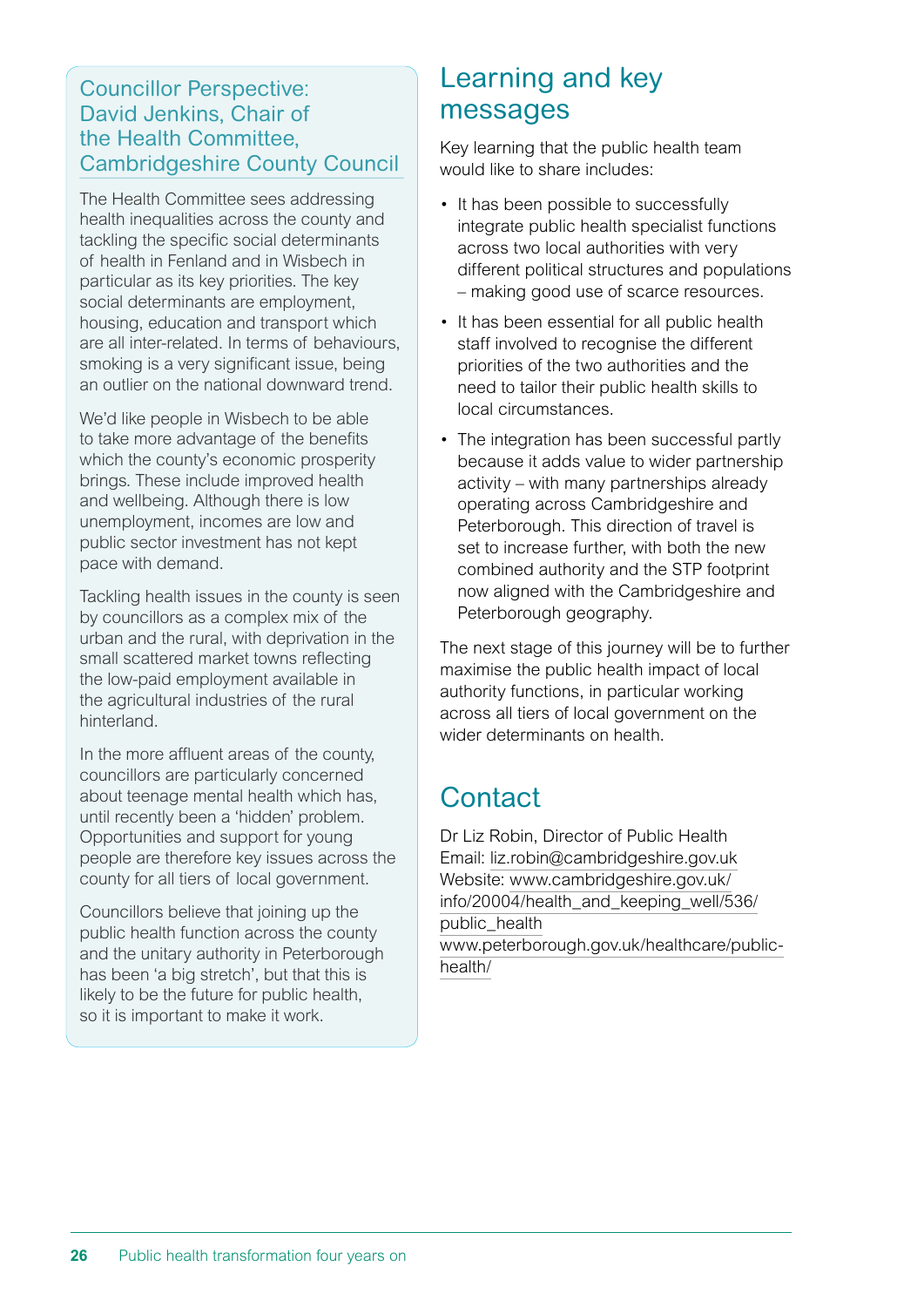## Councillor Perspective: David Jenkins, Chair of the Health Committee, Cambridgeshire County Council

The Health Committee sees addressing health inequalities across the county and tackling the specific social determinants of health in Fenland and in Wisbech in particular as its key priorities. The key social determinants are employment, housing, education and transport which are all inter-related. In terms of behaviours, smoking is a very significant issue, being an outlier on the national downward trend.

We'd like people in Wisbech to be able to take more advantage of the benefits which the county's economic prosperity brings. These include improved health and wellbeing. Although there is low unemployment, incomes are low and public sector investment has not kept pace with demand.

Tackling health issues in the county is seen by councillors as a complex mix of the urban and the rural, with deprivation in the small scattered market towns reflecting the low-paid employment available in the agricultural industries of the rural hinterland.

In the more affluent areas of the county, councillors are particularly concerned about teenage mental health which has, until recently been a 'hidden' problem. Opportunities and support for young people are therefore key issues across the county for all tiers of local government.

Councillors believe that joining up the public health function across the county and the unitary authority in Peterborough has been 'a big stretch', but that this is likely to be the future for public health, so it is important to make it work.

# Learning and key messages

Key learning that the public health team would like to share includes:

- It has been possible to successfully integrate public health specialist functions across two local authorities with very different political structures and populations – making good use of scarce resources.
- It has been essential for all public health staff involved to recognise the different priorities of the two authorities and the need to tailor their public health skills to local circumstances.
- The integration has been successful partly because it adds value to wider partnership activity – with many partnerships already operating across Cambridgeshire and Peterborough. This direction of travel is set to increase further, with both the new combined authority and the STP footprint now aligned with the Cambridgeshire and Peterborough geography.

The next stage of this journey will be to further maximise the public health impact of local authority functions, in particular working across all tiers of local government on the wider determinants on health.

# Contact

Dr Liz Robin, Director of Public Health
Email: liz.robin@cambridgeshire.gov.uk
Website: www.cambridgeshire.gov.uk/info/20004/health_and_keeping_well/536/public_health
www.peterborough.gov.uk/healthcare/public-health/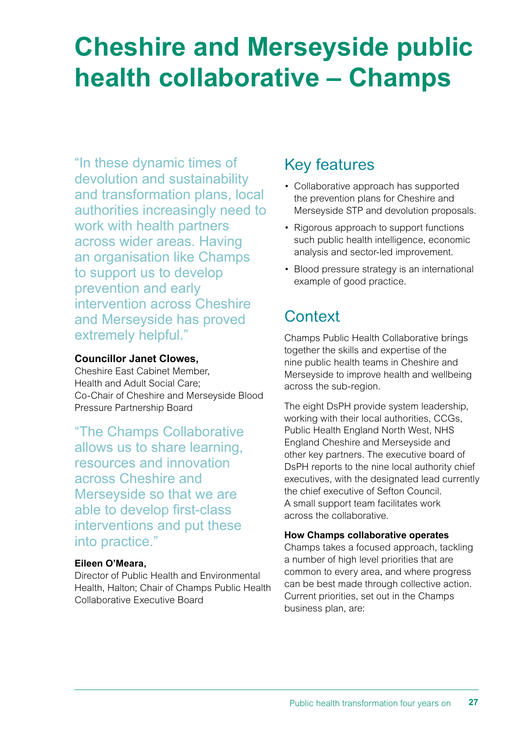# Cheshire and Merseyside public health collaborative – Champs

"In these dynamic times of devolution and sustainability and transformation plans, local authorities increasingly need to work with health partners across wider areas. Having an organisation like Champs to support us to develop prevention and early intervention across Cheshire and Merseyside has proved extremely helpful."

**Councillor Janet Clowes,**
Cheshire East Cabinet Member, Health and Adult Social Care; Co-Chair of Cheshire and Merseyside Blood Pressure Partnership Board

"The Champs Collaborative allows us to share learning, resources and innovation across Cheshire and Merseyside so that we are able to develop first-class interventions and put these into practice."

**Eileen O'Meara,**
Director of Public Health and Environmental Health, Halton; Chair of Champs Public Health Collaborative Executive Board

## Key features

- Collaborative approach has supported the prevention plans for Cheshire and Merseyside STP and devolution proposals.
- Rigorous approach to support functions such public health intelligence, economic analysis and sector-led improvement.
- Blood pressure strategy is an international example of good practice.

## Context

Champs Public Health Collaborative brings together the skills and expertise of the nine public health teams in Cheshire and Merseyside to improve health and wellbeing across the sub-region.

The eight DsPH provide system leadership, working with their local authorities, CCGs, Public Health England North West, NHS England Cheshire and Merseyside and other key partners. The executive board of DsPH reports to the nine local authority chief executives, with the designated lead currently the chief executive of Sefton Council. A small support team facilitates work across the collaborative.

**How Champs collaborative operates**
Champs takes a focused approach, tackling a number of high level priorities that are common to every area, and where progress can be best made through collective action. Current priorities, set out in the Champs business plan, are: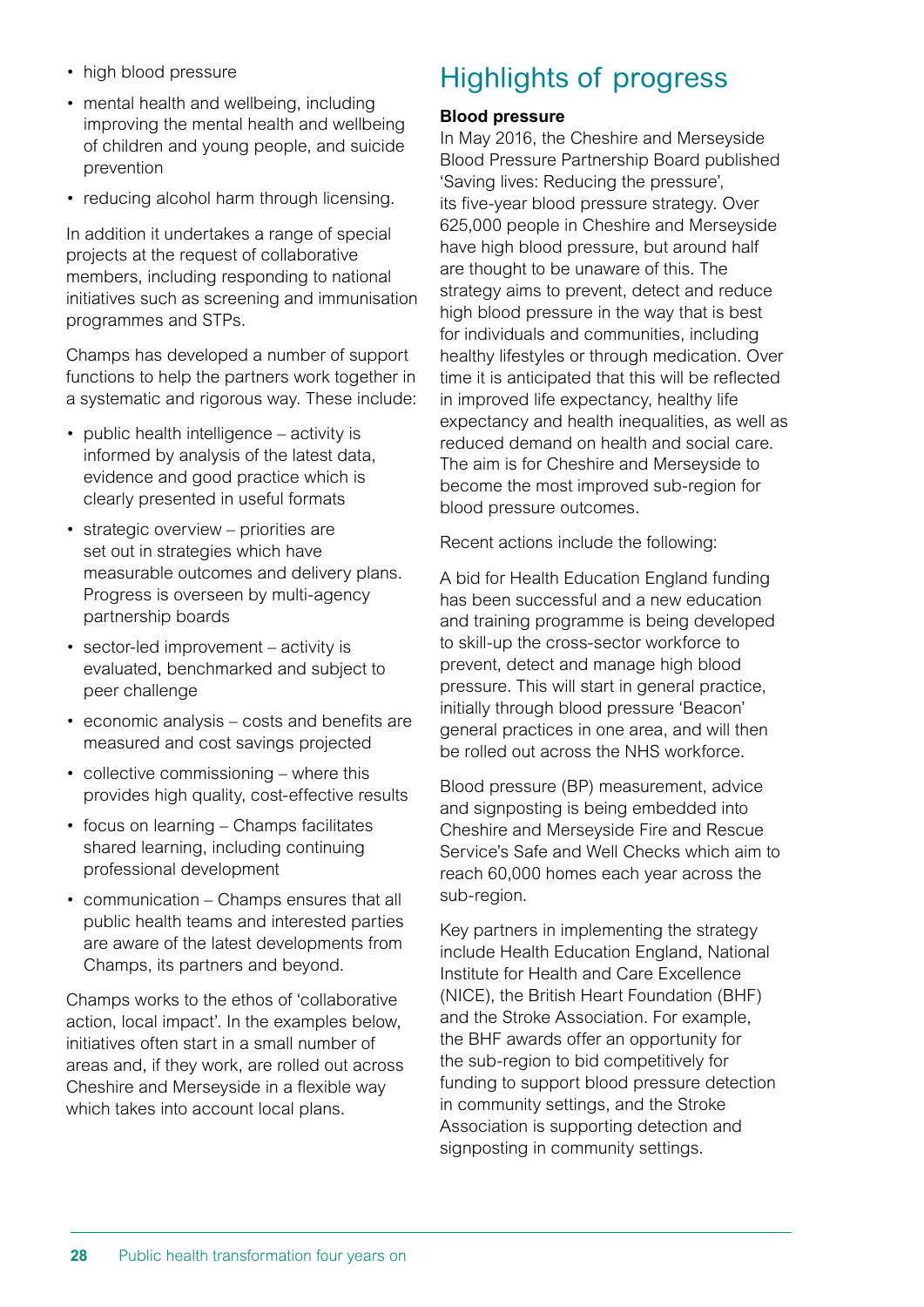- high blood pressure
- mental health and wellbeing, including improving the mental health and wellbeing of children and young people, and suicide prevention
- reducing alcohol harm through licensing.

In addition it undertakes a range of special projects at the request of collaborative members, including responding to national initiatives such as screening and immunisation programmes and STPs.

Champs has developed a number of support functions to help the partners work together in a systematic and rigorous way. These include:

- public health intelligence – activity is informed by analysis of the latest data, evidence and good practice which is clearly presented in useful formats
- strategic overview – priorities are set out in strategies which have measurable outcomes and delivery plans. Progress is overseen by multi-agency partnership boards
- sector-led improvement – activity is evaluated, benchmarked and subject to peer challenge
- economic analysis – costs and benefits are measured and cost savings projected
- collective commissioning – where this provides high quality, cost-effective results
- focus on learning – Champs facilitates shared learning, including continuing professional development
- communication – Champs ensures that all public health teams and interested parties are aware of the latest developments from Champs, its partners and beyond.

Champs works to the ethos of 'collaborative action, local impact'. In the examples below, initiatives often start in a small number of areas and, if they work, are rolled out across Cheshire and Merseyside in a flexible way which takes into account local plans.

## Highlights of progress

**Blood pressure**

In May 2016, the Cheshire and Merseyside Blood Pressure Partnership Board published 'Saving lives: Reducing the pressure', its five-year blood pressure strategy. Over 625,000 people in Cheshire and Merseyside have high blood pressure, but around half are thought to be unaware of this. The strategy aims to prevent, detect and reduce high blood pressure in the way that is best for individuals and communities, including healthy lifestyles or through medication. Over time it is anticipated that this will be reflected in improved life expectancy, healthy life expectancy and health inequalities, as well as reduced demand on health and social care. The aim is for Cheshire and Merseyside to become the most improved sub-region for blood pressure outcomes.

Recent actions include the following:

A bid for Health Education England funding has been successful and a new education and training programme is being developed to skill-up the cross-sector workforce to prevent, detect and manage high blood pressure. This will start in general practice, initially through blood pressure 'Beacon' general practices in one area, and will then be rolled out across the NHS workforce.

Blood pressure (BP) measurement, advice and signposting is being embedded into Cheshire and Merseyside Fire and Rescue Service's Safe and Well Checks which aim to reach 60,000 homes each year across the sub-region.

Key partners in implementing the strategy include Health Education England, National Institute for Health and Care Excellence (NICE), the British Heart Foundation (BHF) and the Stroke Association. For example, the BHF awards offer an opportunity for the sub-region to bid competitively for funding to support blood pressure detection in community settings, and the Stroke Association is supporting detection and signposting in community settings.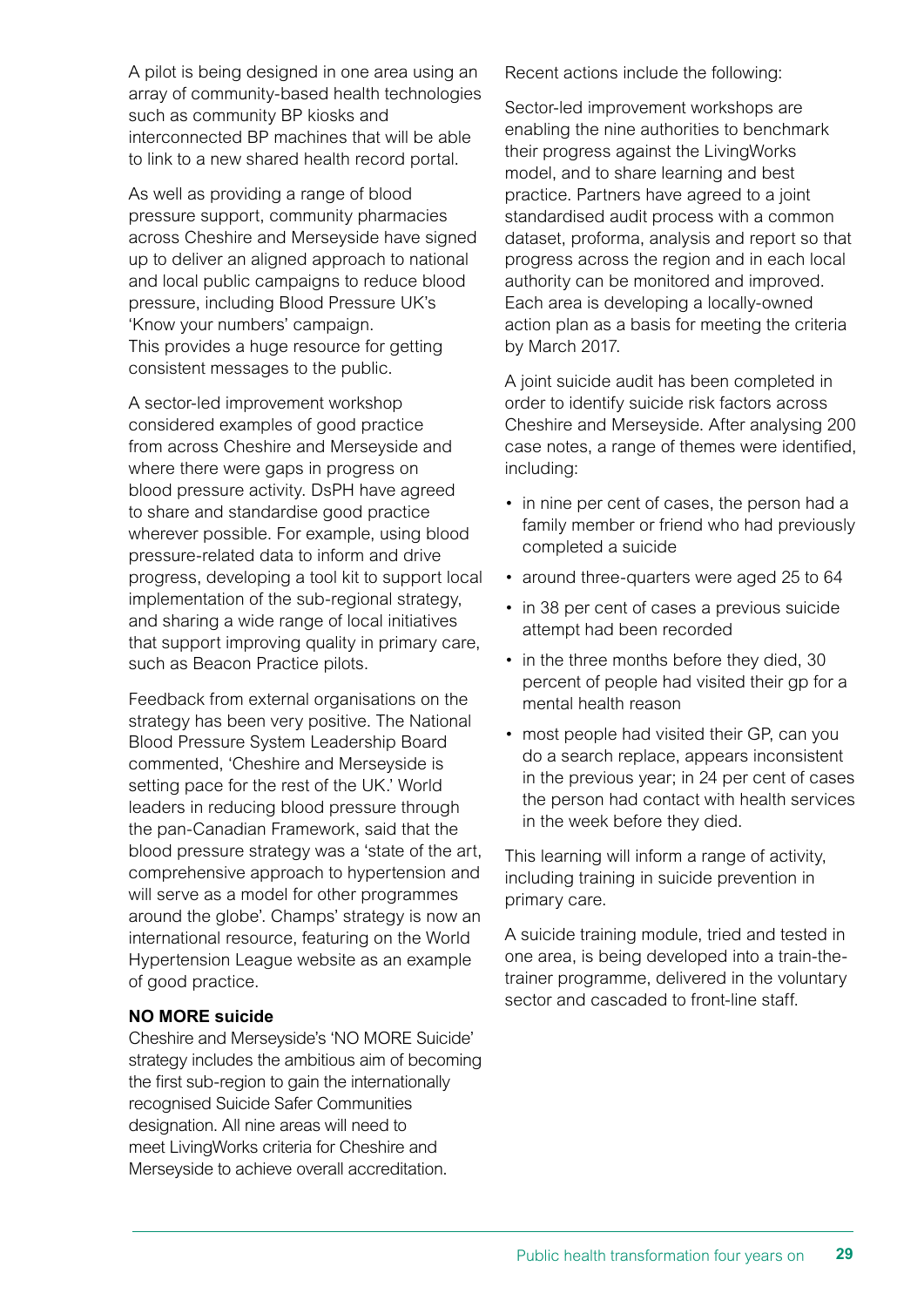A pilot is being designed in one area using an array of community-based health technologies such as community BP kiosks and interconnected BP machines that will be able to link to a new shared health record portal.

As well as providing a range of blood pressure support, community pharmacies across Cheshire and Merseyside have signed up to deliver an aligned approach to national and local public campaigns to reduce blood pressure, including Blood Pressure UK's 'Know your numbers' campaign. This provides a huge resource for getting consistent messages to the public.

A sector-led improvement workshop considered examples of good practice from across Cheshire and Merseyside and where there were gaps in progress on blood pressure activity. DsPH have agreed to share and standardise good practice wherever possible. For example, using blood pressure-related data to inform and drive progress, developing a tool kit to support local implementation of the sub-regional strategy, and sharing a wide range of local initiatives that support improving quality in primary care, such as Beacon Practice pilots.

Feedback from external organisations on the strategy has been very positive. The National Blood Pressure System Leadership Board commented, 'Cheshire and Merseyside is setting pace for the rest of the UK.' World leaders in reducing blood pressure through the pan-Canadian Framework, said that the blood pressure strategy was a 'state of the art, comprehensive approach to hypertension and will serve as a model for other programmes around the globe'. Champs' strategy is now an international resource, featuring on the World Hypertension League website as an example of good practice.

**NO MORE suicide**

Cheshire and Merseyside's 'NO MORE Suicide' strategy includes the ambitious aim of becoming the first sub-region to gain the internationally recognised Suicide Safer Communities designation. All nine areas will need to meet LivingWorks criteria for Cheshire and Merseyside to achieve overall accreditation.

Recent actions include the following:

Sector-led improvement workshops are enabling the nine authorities to benchmark their progress against the LivingWorks model, and to share learning and best practice. Partners have agreed to a joint standardised audit process with a common dataset, proforma, analysis and report so that progress across the region and in each local authority can be monitored and improved. Each area is developing a locally-owned action plan as a basis for meeting the criteria by March 2017.

A joint suicide audit has been completed in order to identify suicide risk factors across Cheshire and Merseyside. After analysing 200 case notes, a range of themes were identified, including:

- in nine per cent of cases, the person had a family member or friend who had previously completed a suicide
- around three-quarters were aged 25 to 64
- in 38 per cent of cases a previous suicide attempt had been recorded
- in the three months before they died, 30 percent of people had visited their gp for a mental health reason
- most people had visited their GP, can you do a search replace, appears inconsistent in the previous year; in 24 per cent of cases the person had contact with health services in the week before they died.

This learning will inform a range of activity, including training in suicide prevention in primary care.

A suicide training module, tried and tested in one area, is being developed into a train-the-trainer programme, delivered in the voluntary sector and cascaded to front-line staff.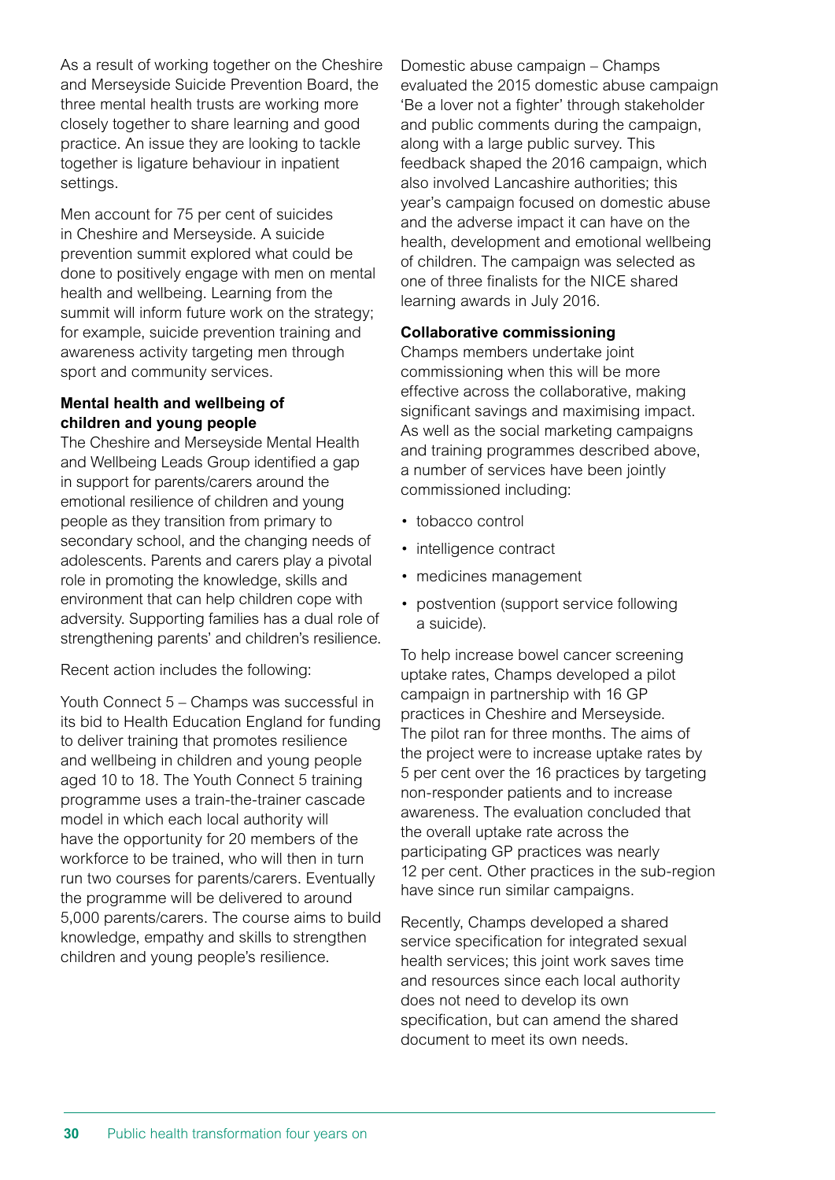As a result of working together on the Cheshire and Merseyside Suicide Prevention Board, the three mental health trusts are working more closely together to share learning and good practice. An issue they are looking to tackle together is ligature behaviour in inpatient settings.

Men account for 75 per cent of suicides in Cheshire and Merseyside. A suicide prevention summit explored what could be done to positively engage with men on mental health and wellbeing. Learning from the summit will inform future work on the strategy; for example, suicide prevention training and awareness activity targeting men through sport and community services.

**Mental health and wellbeing of children and young people**

The Cheshire and Merseyside Mental Health and Wellbeing Leads Group identified a gap in support for parents/carers around the emotional resilience of children and young people as they transition from primary to secondary school, and the changing needs of adolescents. Parents and carers play a pivotal role in promoting the knowledge, skills and environment that can help children cope with adversity. Supporting families has a dual role of strengthening parents' and children's resilience.

Recent action includes the following:

Youth Connect 5 – Champs was successful in its bid to Health Education England for funding to deliver training that promotes resilience and wellbeing in children and young people aged 10 to 18. The Youth Connect 5 training programme uses a train-the-trainer cascade model in which each local authority will have the opportunity for 20 members of the workforce to be trained, who will then in turn run two courses for parents/carers. Eventually the programme will be delivered to around 5,000 parents/carers. The course aims to build knowledge, empathy and skills to strengthen children and young people's resilience.

Domestic abuse campaign – Champs evaluated the 2015 domestic abuse campaign 'Be a lover not a fighter' through stakeholder and public comments during the campaign, along with a large public survey. This feedback shaped the 2016 campaign, which also involved Lancashire authorities; this year's campaign focused on domestic abuse and the adverse impact it can have on the health, development and emotional wellbeing of children. The campaign was selected as one of three finalists for the NICE shared learning awards in July 2016.

**Collaborative commissioning**

Champs members undertake joint commissioning when this will be more effective across the collaborative, making significant savings and maximising impact. As well as the social marketing campaigns and training programmes described above, a number of services have been jointly commissioned including:

- tobacco control
- intelligence contract
- medicines management
- postvention (support service following a suicide).

To help increase bowel cancer screening uptake rates, Champs developed a pilot campaign in partnership with 16 GP practices in Cheshire and Merseyside. The pilot ran for three months. The aims of the project were to increase uptake rates by 5 per cent over the 16 practices by targeting non-responder patients and to increase awareness. The evaluation concluded that the overall uptake rate across the participating GP practices was nearly 12 per cent. Other practices in the sub-region have since run similar campaigns.

Recently, Champs developed a shared service specification for integrated sexual health services; this joint work saves time and resources since each local authority does not need to develop its own specification, but can amend the shared document to meet its own needs.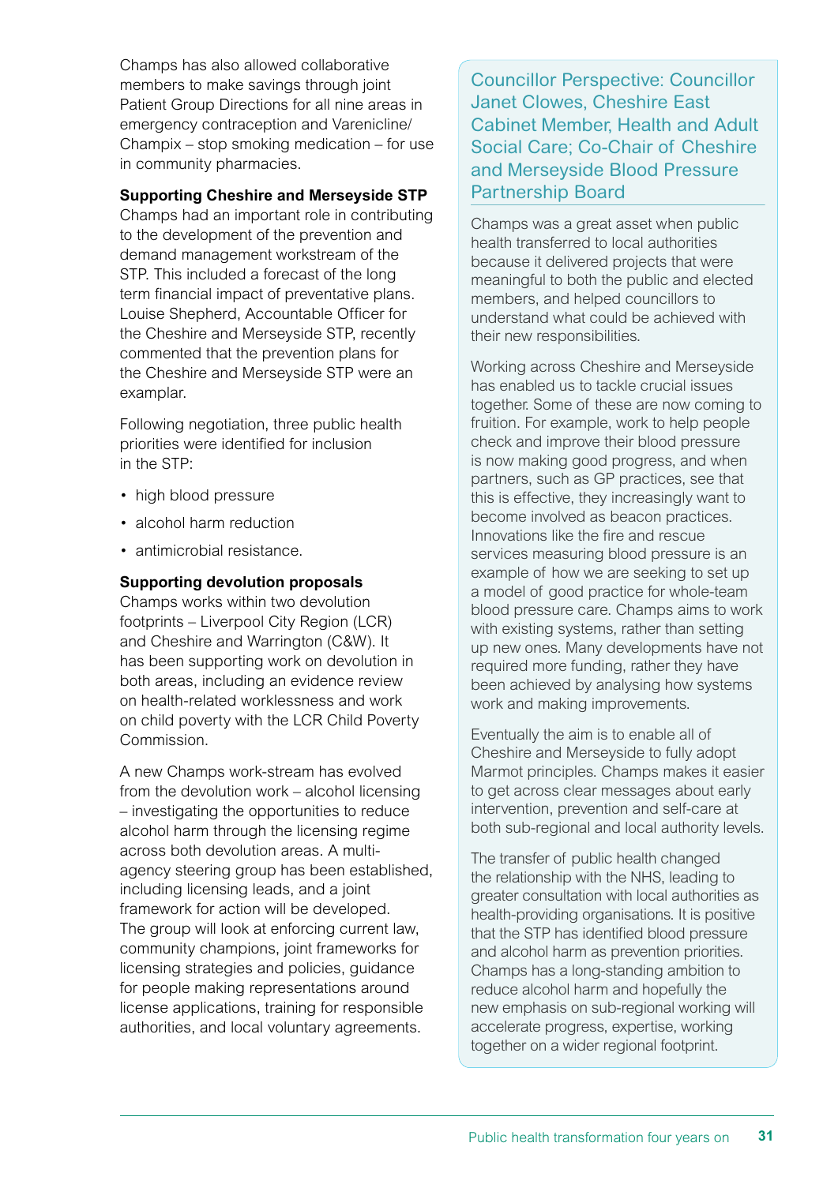Champs has also allowed collaborative members to make savings through joint Patient Group Directions for all nine areas in emergency contraception and Varenicline/Champix – stop smoking medication – for use in community pharmacies.

**Supporting Cheshire and Merseyside STP**

Champs had an important role in contributing to the development of the prevention and demand management workstream of the STP. This included a forecast of the long term financial impact of preventative plans. Louise Shepherd, Accountable Officer for the Cheshire and Merseyside STP, recently commented that the prevention plans for the Cheshire and Merseyside STP were an exemplar.

Following negotiation, three public health priorities were identified for inclusion in the STP:

- high blood pressure
- alcohol harm reduction
- antimicrobial resistance.

**Supporting devolution proposals**

Champs works within two devolution footprints – Liverpool City Region (LCR) and Cheshire and Warrington (C&W). It has been supporting work on devolution in both areas, including an evidence review on health-related worklessness and work on child poverty with the LCR Child Poverty Commission.

A new Champs work-stream has evolved from the devolution work – alcohol licensing – investigating the opportunities to reduce alcohol harm through the licensing regime across both devolution areas. A multi-agency steering group has been established, including licensing leads, and a joint framework for action will be developed. The group will look at enforcing current law, community champions, joint frameworks for licensing strategies and policies, guidance for people making representations around license applications, training for responsible authorities, and local voluntary agreements.

## Councillor Perspective: Councillor Janet Clowes, Cheshire East Cabinet Member, Health and Adult Social Care; Co-Chair of Cheshire and Merseyside Blood Pressure Partnership Board

Champs was a great asset when public health transferred to local authorities because it delivered projects that were meaningful to both the public and elected members, and helped councillors to understand what could be achieved with their new responsibilities.

Working across Cheshire and Merseyside has enabled us to tackle crucial issues together. Some of these are now coming to fruition. For example, work to help people check and improve their blood pressure is now making good progress, and when partners, such as GP practices, see that this is effective, they increasingly want to become involved as beacon practices. Innovations like the fire and rescue services measuring blood pressure is an example of how we are seeking to set up a model of good practice for whole-team blood pressure care. Champs aims to work with existing systems, rather than setting up new ones. Many developments have not required more funding, rather they have been achieved by analysing how systems work and making improvements.

Eventually the aim is to enable all of Cheshire and Merseyside to fully adopt Marmot principles. Champs makes it easier to get across clear messages about early intervention, prevention and self-care at both sub-regional and local authority levels.

The transfer of public health changed the relationship with the NHS, leading to greater consultation with local authorities as health-providing organisations. It is positive that the STP has identified blood pressure and alcohol harm as prevention priorities. Champs has a long-standing ambition to reduce alcohol harm and hopefully the new emphasis on sub-regional working will accelerate progress, expertise, working together on a wider regional footprint.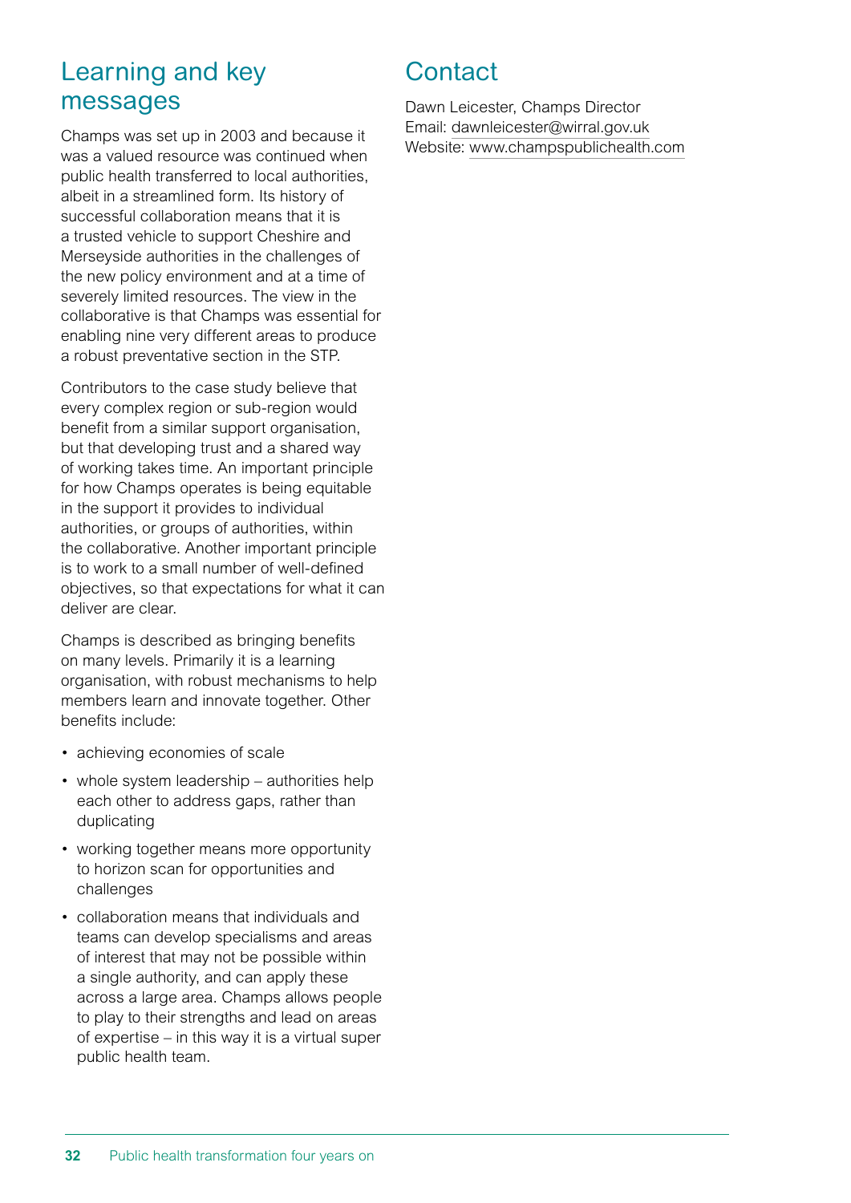## Learning and key messages

Champs was set up in 2003 and because it was a valued resource was continued when public health transferred to local authorities, albeit in a streamlined form. Its history of successful collaboration means that it is a trusted vehicle to support Cheshire and Merseyside authorities in the challenges of the new policy environment and at a time of severely limited resources. The view in the collaborative is that Champs was essential for enabling nine very different areas to produce a robust preventative section in the STP.

Contributors to the case study believe that every complex region or sub-region would benefit from a similar support organisation, but that developing trust and a shared way of working takes time. An important principle for how Champs operates is being equitable in the support it provides to individual authorities, or groups of authorities, within the collaborative. Another important principle is to work to a small number of well-defined objectives, so that expectations for what it can deliver are clear.

Champs is described as bringing benefits on many levels. Primarily it is a learning organisation, with robust mechanisms to help members learn and innovate together. Other benefits include:

- achieving economies of scale
- whole system leadership – authorities help each other to address gaps, rather than duplicating
- working together means more opportunity to horizon scan for opportunities and challenges
- collaboration means that individuals and teams can develop specialisms and areas of interest that may not be possible within a single authority, and can apply these across a large area. Champs allows people to play to their strengths and lead on areas of expertise – in this way it is a virtual super public health team.

## Contact

Dawn Leicester, Champs Director
Email: dawnleicester@wirral.gov.uk
Website: www.champspublichealth.com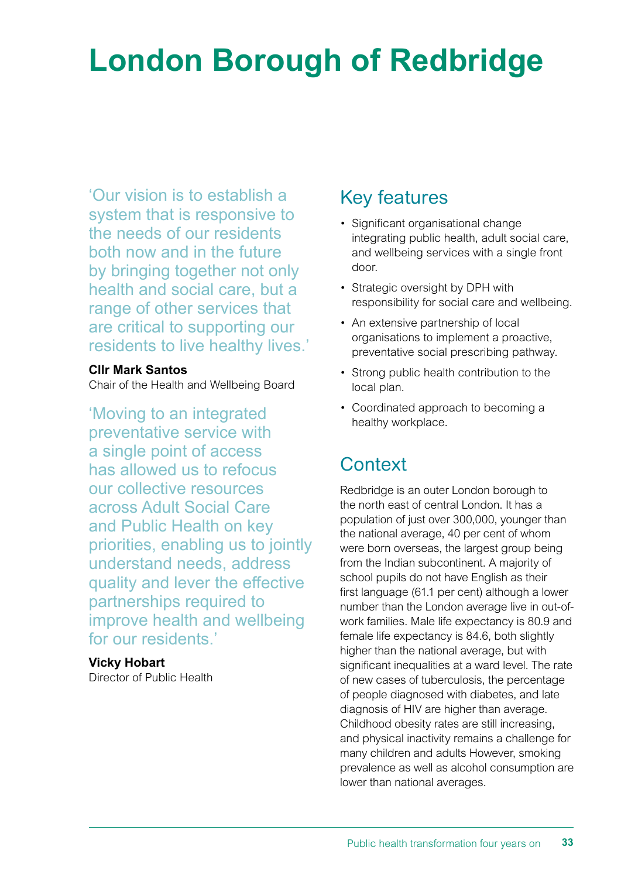# London Borough of Redbridge

‘Our vision is to establish a system that is responsive to the needs of our residents both now and in the future by bringing together not only health and social care, but a range of other services that are critical to supporting our residents to live healthy lives.’

**Cllr Mark Santos**
Chair of the Health and Wellbeing Board

‘Moving to an integrated preventative service with a single point of access has allowed us to refocus our collective resources across Adult Social Care and Public Health on key priorities, enabling us to jointly understand needs, address quality and lever the effective partnerships required to improve health and wellbeing for our residents.’

**Vicky Hobart**
Director of Public Health

## Key features

- Significant organisational change integrating public health, adult social care, and wellbeing services with a single front door.
- Strategic oversight by DPH with responsibility for social care and wellbeing.
- An extensive partnership of local organisations to implement a proactive, preventative social prescribing pathway.
- Strong public health contribution to the local plan.
- Coordinated approach to becoming a healthy workplace.

## Context

Redbridge is an outer London borough to the north east of central London. It has a population of just over 300,000, younger than the national average, 40 per cent of whom were born overseas, the largest group being from the Indian subcontinent. A majority of school pupils do not have English as their first language (61.1 per cent) although a lower number than the London average live in out-of-work families. Male life expectancy is 80.9 and female life expectancy is 84.6, both slightly higher than the national average, but with significant inequalities at a ward level. The rate of new cases of tuberculosis, the percentage of people diagnosed with diabetes, and late diagnosis of HIV are higher than average. Childhood obesity rates are still increasing, and physical inactivity remains a challenge for many children and adults However, smoking prevalence as well as alcohol consumption are lower than national averages.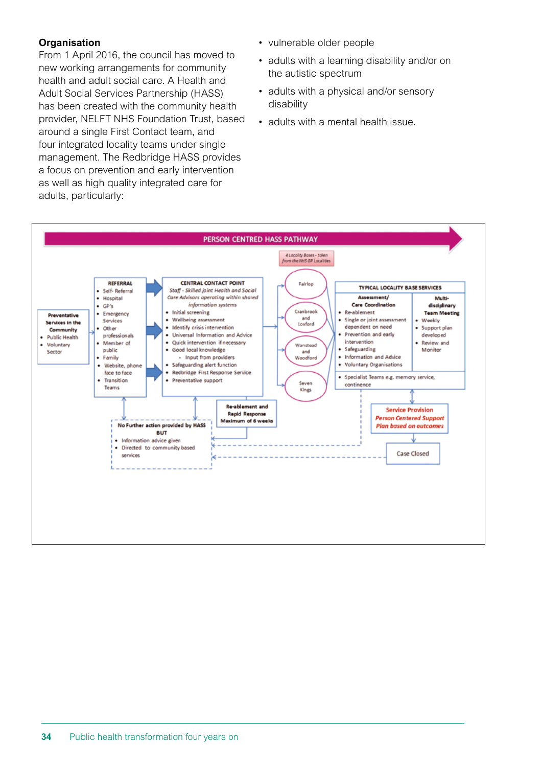**Organisation**

From 1 April 2016, the council has moved to new working arrangements for community health and adult social care. A Health and Adult Social Services Partnership (HASS) has been created with the community health provider, NELFT NHS Foundation Trust, based around a single First Contact team, and four integrated locality teams under single management. The Redbridge HASS provides a focus on prevention and early intervention as well as high quality integrated care for adults, particularly:

- vulnerable older people
- adults with a learning disability and/or on the autistic spectrum
- adults with a physical and/or sensory disability
- adults with a mental health issue.

PERSON CENTRED HASS PATHWAY

4 Locality Bases - taken from the NHS GP Localities

Preventative Services in the Community
- Public Health
- Voluntary Sector

REFERRAL
- Self- Referral
- Hospital
- GP's
- Emergency Services
- Other professionals
- Member of public
- Family
- Website, phone face to face
- Transition Teams

CENTRAL CONTACT POINT
*Staff - Skilled joint Health and Social Care Advisors operating within shared information systems*
- Initial screening
- Wellbeing assessment
- Identify crisis intervention
- Universal Information and Advice
- Quick intervention if necessary
- Good local knowledge
  - Input from providers
- Safeguarding alert function
- Redbridge First Response Service
- Preventative support

Fairlop

Cranbrook and Loxford

Wanstead and Woodford

Seven Kings

TYPICAL LOCALITY BASE SERVICES

Assessment/ Care Coordination
- Re-ablement
- Single or joint assessment dependent on need
- Prevention and early intervention
- Safeguarding
- Information and Advice
- Voluntary Organisations

Multi-disciplinary Team Meeting
- Weekly
- Support plan developed
- Review and Monitor

- Specialist Teams e.g. memory service, continence

Re-ablement and Rapid Response Maximum of 6 weeks

No Further action provided by HASS BUT
- Information advice given
- Directed to community based services

Service Provision
*Person Centered Support Plan based on outcomes*

Case Closed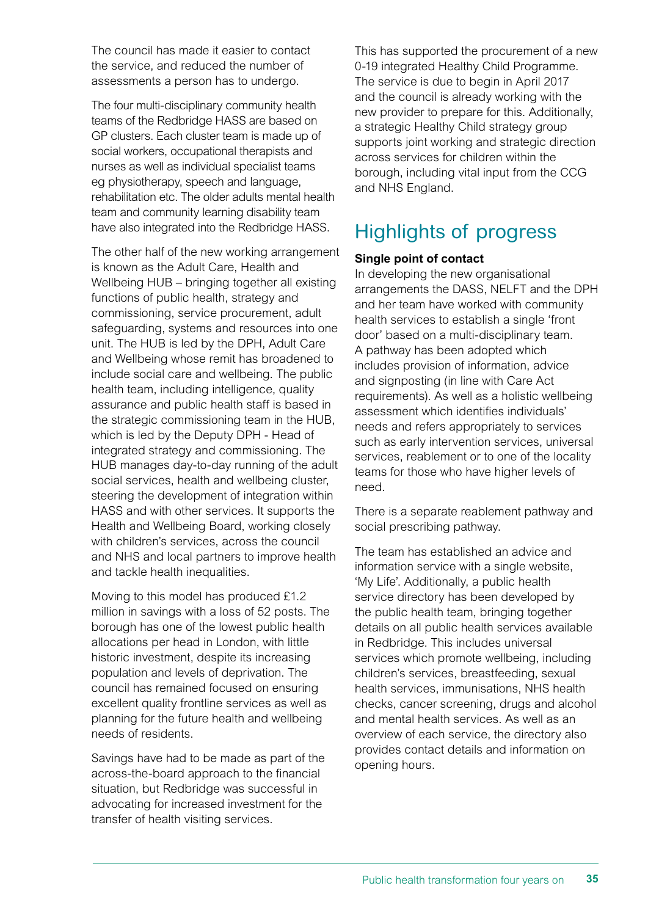The council has made it easier to contact the service, and reduced the number of assessments a person has to undergo.

The four multi-disciplinary community health teams of the Redbridge HASS are based on GP clusters. Each cluster team is made up of social workers, occupational therapists and nurses as well as individual specialist teams eg physiotherapy, speech and language, rehabilitation etc. The older adults mental health team and community learning disability team have also integrated into the Redbridge HASS.

The other half of the new working arrangement is known as the Adult Care, Health and Wellbeing HUB – bringing together all existing functions of public health, strategy and commissioning, service procurement, adult safeguarding, systems and resources into one unit. The HUB is led by the DPH, Adult Care and Wellbeing whose remit has broadened to include social care and wellbeing. The public health team, including intelligence, quality assurance and public health staff is based in the strategic commissioning team in the HUB, which is led by the Deputy DPH - Head of integrated strategy and commissioning. The HUB manages day-to-day running of the adult social services, health and wellbeing cluster, steering the development of integration within HASS and with other services. It supports the Health and Wellbeing Board, working closely with children's services, across the council and NHS and local partners to improve health and tackle health inequalities.

Moving to this model has produced £1.2 million in savings with a loss of 52 posts. The borough has one of the lowest public health allocations per head in London, with little historic investment, despite its increasing population and levels of deprivation. The council has remained focused on ensuring excellent quality frontline services as well as planning for the future health and wellbeing needs of residents.

Savings have had to be made as part of the across-the-board approach to the financial situation, but Redbridge was successful in advocating for increased investment for the transfer of health visiting services.

This has supported the procurement of a new 0-19 integrated Healthy Child Programme. The service is due to begin in April 2017 and the council is already working with the new provider to prepare for this. Additionally, a strategic Healthy Child strategy group supports joint working and strategic direction across services for children within the borough, including vital input from the CCG and NHS England.

## Highlights of progress

**Single point of contact**

In developing the new organisational arrangements the DASS, NELFT and the DPH and her team have worked with community health services to establish a single 'front door' based on a multi-disciplinary team. A pathway has been adopted which includes provision of information, advice and signposting (in line with Care Act requirements). As well as a holistic wellbeing assessment which identifies individuals' needs and refers appropriately to services such as early intervention services, universal services, reablement or to one of the locality teams for those who have higher levels of need.

There is a separate reablement pathway and social prescribing pathway.

The team has established an advice and information service with a single website, 'My Life'. Additionally, a public health service directory has been developed by the public health team, bringing together details on all public health services available in Redbridge. This includes universal services which promote wellbeing, including children's services, breastfeeding, sexual health services, immunisations, NHS health checks, cancer screening, drugs and alcohol and mental health services. As well as an overview of each service, the directory also provides contact details and information on opening hours.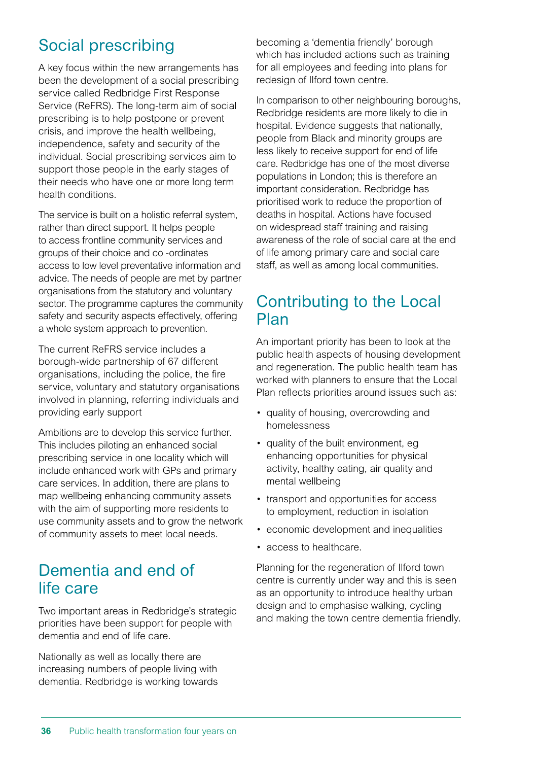## Social prescribing

A key focus within the new arrangements has been the development of a social prescribing service called Redbridge First Response Service (ReFRS). The long-term aim of social prescribing is to help postpone or prevent crisis, and improve the health wellbeing, independence, safety and security of the individual. Social prescribing services aim to support those people in the early stages of their needs who have one or more long term health conditions.

The service is built on a holistic referral system, rather than direct support. It helps people to access frontline community services and groups of their choice and co -ordinates access to low level preventative information and advice. The needs of people are met by partner organisations from the statutory and voluntary sector. The programme captures the community safety and security aspects effectively, offering a whole system approach to prevention.

The current ReFRS service includes a borough-wide partnership of 67 different organisations, including the police, the fire service, voluntary and statutory organisations involved in planning, referring individuals and providing early support

Ambitions are to develop this service further. This includes piloting an enhanced social prescribing service in one locality which will include enhanced work with GPs and primary care services. In addition, there are plans to map wellbeing enhancing community assets with the aim of supporting more residents to use community assets and to grow the network of community assets to meet local needs.

## Dementia and end of life care

Two important areas in Redbridge's strategic priorities have been support for people with dementia and end of life care.

Nationally as well as locally there are increasing numbers of people living with dementia. Redbridge is working towards becoming a 'dementia friendly' borough which has included actions such as training for all employees and feeding into plans for redesign of Ilford town centre.

In comparison to other neighbouring boroughs, Redbridge residents are more likely to die in hospital. Evidence suggests that nationally, people from Black and minority groups are less likely to receive support for end of life care. Redbridge has one of the most diverse populations in London; this is therefore an important consideration. Redbridge has prioritised work to reduce the proportion of deaths in hospital. Actions have focused on widespread staff training and raising awareness of the role of social care at the end of life among primary care and social care staff, as well as among local communities.

## Contributing to the Local Plan

An important priority has been to look at the public health aspects of housing development and regeneration. The public health team has worked with planners to ensure that the Local Plan reflects priorities around issues such as:

- quality of housing, overcrowding and homelessness
- quality of the built environment, eg enhancing opportunities for physical activity, healthy eating, air quality and mental wellbeing
- transport and opportunities for access to employment, reduction in isolation
- economic development and inequalities
- access to healthcare.

Planning for the regeneration of Ilford town centre is currently under way and this is seen as an opportunity to introduce healthy urban design and to emphasise walking, cycling and making the town centre dementia friendly.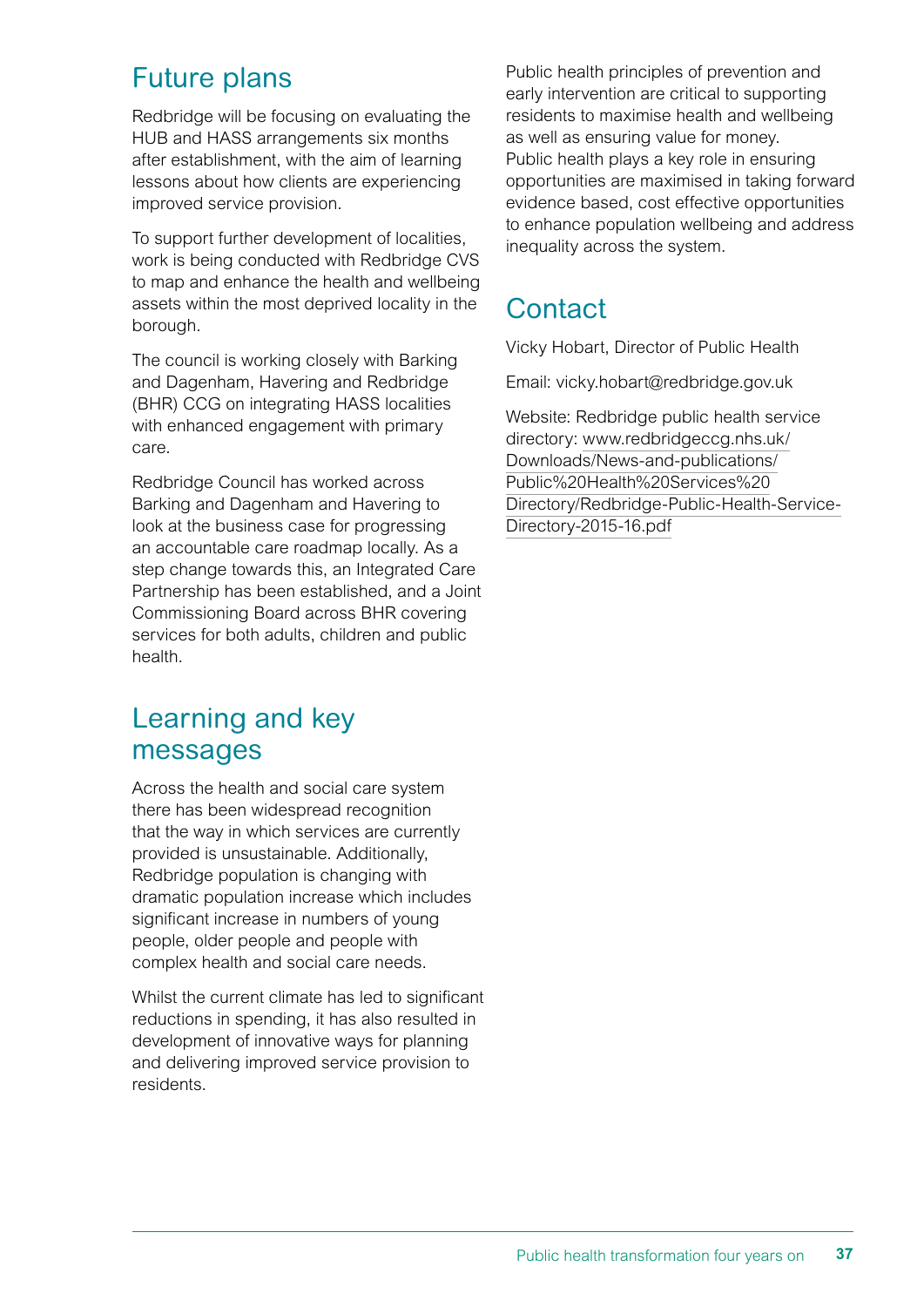## Future plans

Redbridge will be focusing on evaluating the HUB and HASS arrangements six months after establishment, with the aim of learning lessons about how clients are experiencing improved service provision.

To support further development of localities, work is being conducted with Redbridge CVS to map and enhance the health and wellbeing assets within the most deprived locality in the borough.

The council is working closely with Barking and Dagenham, Havering and Redbridge (BHR) CCG on integrating HASS localities with enhanced engagement with primary care.

Redbridge Council has worked across Barking and Dagenham and Havering to look at the business case for progressing an accountable care roadmap locally. As a step change towards this, an Integrated Care Partnership has been established, and a Joint Commissioning Board across BHR covering services for both adults, children and public health.

## Learning and key messages

Across the health and social care system there has been widespread recognition that the way in which services are currently provided is unsustainable. Additionally, Redbridge population is changing with dramatic population increase which includes significant increase in numbers of young people, older people and people with complex health and social care needs.

Whilst the current climate has led to significant reductions in spending, it has also resulted in development of innovative ways for planning and delivering improved service provision to residents.

Public health principles of prevention and early intervention are critical to supporting residents to maximise health and wellbeing as well as ensuring value for money. Public health plays a key role in ensuring opportunities are maximised in taking forward evidence based, cost effective opportunities to enhance population wellbeing and address inequality across the system.

## Contact

Vicky Hobart, Director of Public Health

Email: vicky.hobart@redbridge.gov.uk

Website: Redbridge public health service directory: www.redbridgeccg.nhs.uk/Downloads/News-and-publications/Public%20Health%20Services%20Directory/Redbridge-Public-Health-Service-Directory-2015-16.pdf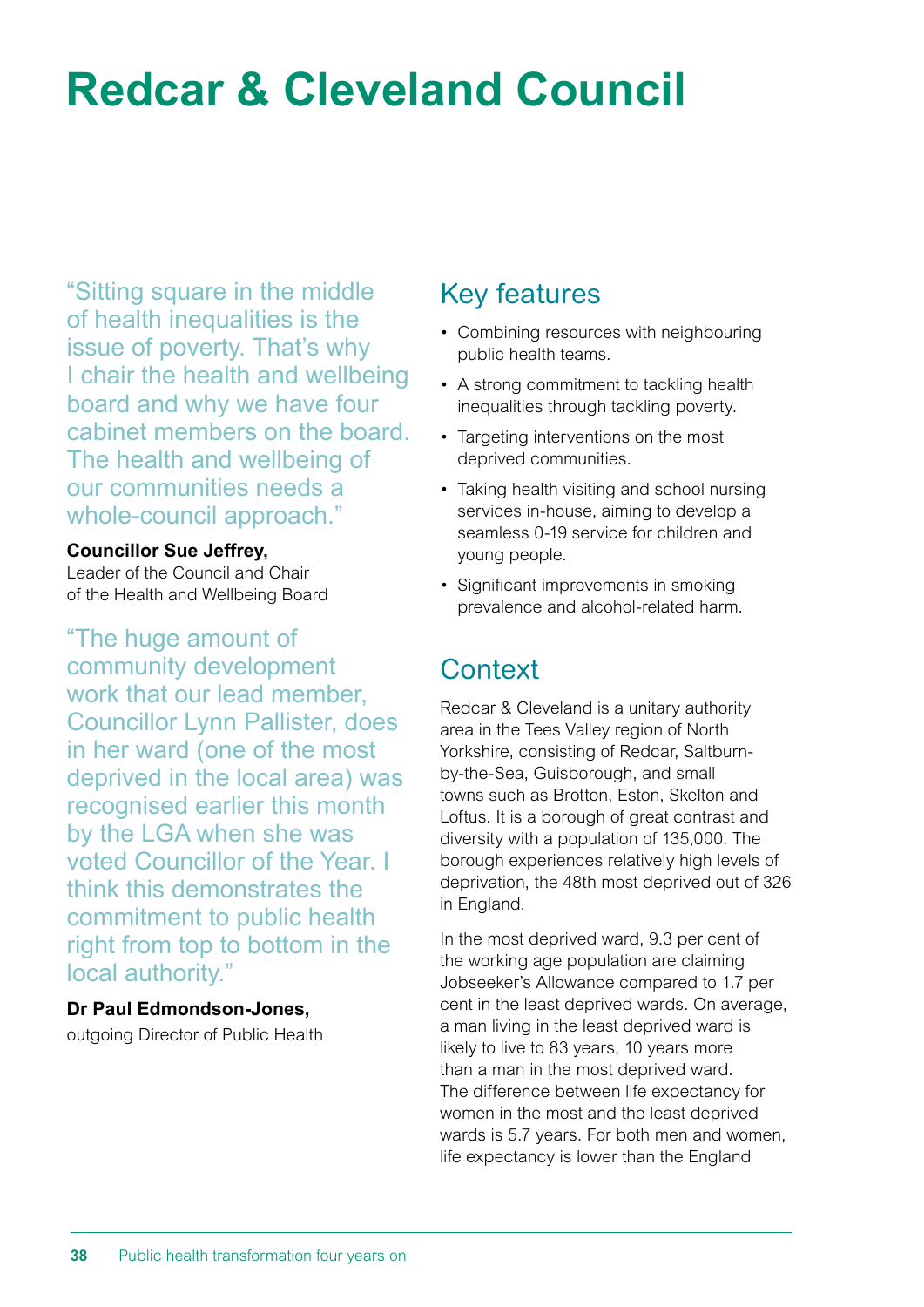# Redcar & Cleveland Council

"Sitting square in the middle of health inequalities is the issue of poverty. That's why I chair the health and wellbeing board and why we have four cabinet members on the board. The health and wellbeing of our communities needs a whole-council approach."

**Councillor Sue Jeffrey,**
Leader of the Council and Chair of the Health and Wellbeing Board

"The huge amount of community development work that our lead member, Councillor Lynn Pallister, does in her ward (one of the most deprived in the local area) was recognised earlier this month by the LGA when she was voted Councillor of the Year. I think this demonstrates the commitment to public health right from top to bottom in the local authority."

**Dr Paul Edmondson-Jones,**
outgoing Director of Public Health

## Key features

- Combining resources with neighbouring public health teams.
- A strong commitment to tackling health inequalities through tackling poverty.
- Targeting interventions on the most deprived communities.
- Taking health visiting and school nursing services in-house, aiming to develop a seamless 0-19 service for children and young people.
- Significant improvements in smoking prevalence and alcohol-related harm.

## Context

Redcar & Cleveland is a unitary authority area in the Tees Valley region of North Yorkshire, consisting of Redcar, Saltburn-by-the-Sea, Guisborough, and small towns such as Brotton, Eston, Skelton and Loftus. It is a borough of great contrast and diversity with a population of 135,000. The borough experiences relatively high levels of deprivation, the 48th most deprived out of 326 in England.

In the most deprived ward, 9.3 per cent of the working age population are claiming Jobseeker's Allowance compared to 1.7 per cent in the least deprived wards. On average, a man living in the least deprived ward is likely to live to 83 years, 10 years more than a man in the most deprived ward. The difference between life expectancy for women in the most and the least deprived wards is 5.7 years. For both men and women, life expectancy is lower than the England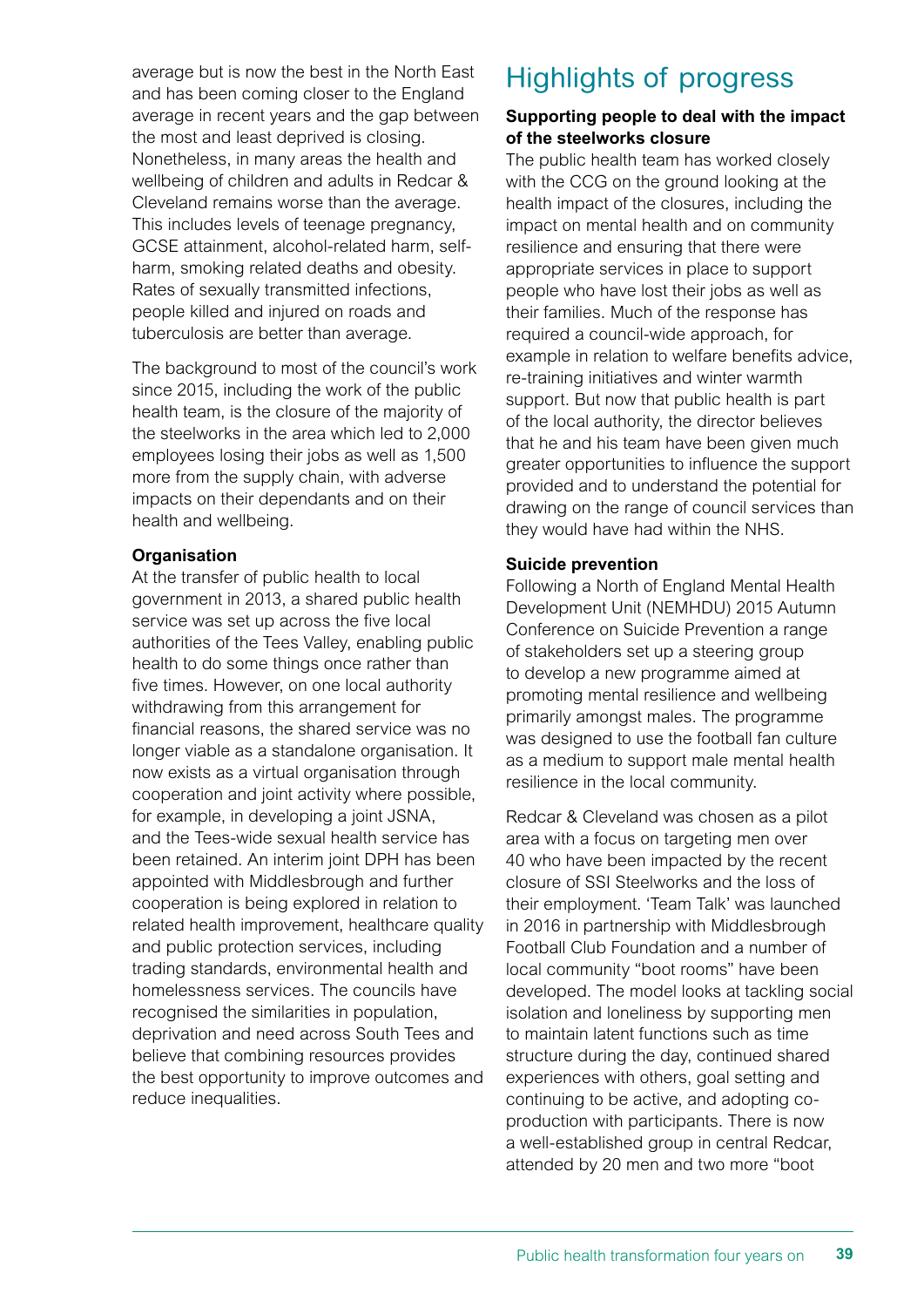average but is now the best in the North East and has been coming closer to the England average in recent years and the gap between the most and least deprived is closing. Nonetheless, in many areas the health and wellbeing of children and adults in Redcar & Cleveland remains worse than the average. This includes levels of teenage pregnancy, GCSE attainment, alcohol-related harm, self-harm, smoking related deaths and obesity. Rates of sexually transmitted infections, people killed and injured on roads and tuberculosis are better than average.

The background to most of the council's work since 2015, including the work of the public health team, is the closure of the majority of the steelworks in the area which led to 2,000 employees losing their jobs as well as 1,500 more from the supply chain, with adverse impacts on their dependants and on their health and wellbeing.

**Organisation**

At the transfer of public health to local government in 2013, a shared public health service was set up across the five local authorities of the Tees Valley, enabling public health to do some things once rather than five times. However, on one local authority withdrawing from this arrangement for financial reasons, the shared service was no longer viable as a standalone organisation. It now exists as a virtual organisation through cooperation and joint activity where possible, for example, in developing a joint JSNA, and the Tees-wide sexual health service has been retained. An interim joint DPH has been appointed with Middlesbrough and further cooperation is being explored in relation to related health improvement, healthcare quality and public protection services, including trading standards, environmental health and homelessness services. The councils have recognised the similarities in population, deprivation and need across South Tees and believe that combining resources provides the best opportunity to improve outcomes and reduce inequalities.

## Highlights of progress

**Supporting people to deal with the impact of the steelworks closure**

The public health team has worked closely with the CCG on the ground looking at the health impact of the closures, including the impact on mental health and on community resilience and ensuring that there were appropriate services in place to support people who have lost their jobs as well as their families. Much of the response has required a council-wide approach, for example in relation to welfare benefits advice, re-training initiatives and winter warmth support. But now that public health is part of the local authority, the director believes that he and his team have been given much greater opportunities to influence the support provided and to understand the potential for drawing on the range of council services than they would have had within the NHS.

**Suicide prevention**

Following a North of England Mental Health Development Unit (NEMHDU) 2015 Autumn Conference on Suicide Prevention a range of stakeholders set up a steering group to develop a new programme aimed at promoting mental resilience and wellbeing primarily amongst males. The programme was designed to use the football fan culture as a medium to support male mental health resilience in the local community.

Redcar & Cleveland was chosen as a pilot area with a focus on targeting men over 40 who have been impacted by the recent closure of SSI Steelworks and the loss of their employment. 'Team Talk' was launched in 2016 in partnership with Middlesbrough Football Club Foundation and a number of local community "boot rooms" have been developed. The model looks at tackling social isolation and loneliness by supporting men to maintain latent functions such as time structure during the day, continued shared experiences with others, goal setting and continuing to be active, and adopting co-production with participants. There is now a well-established group in central Redcar, attended by 20 men and two more "boot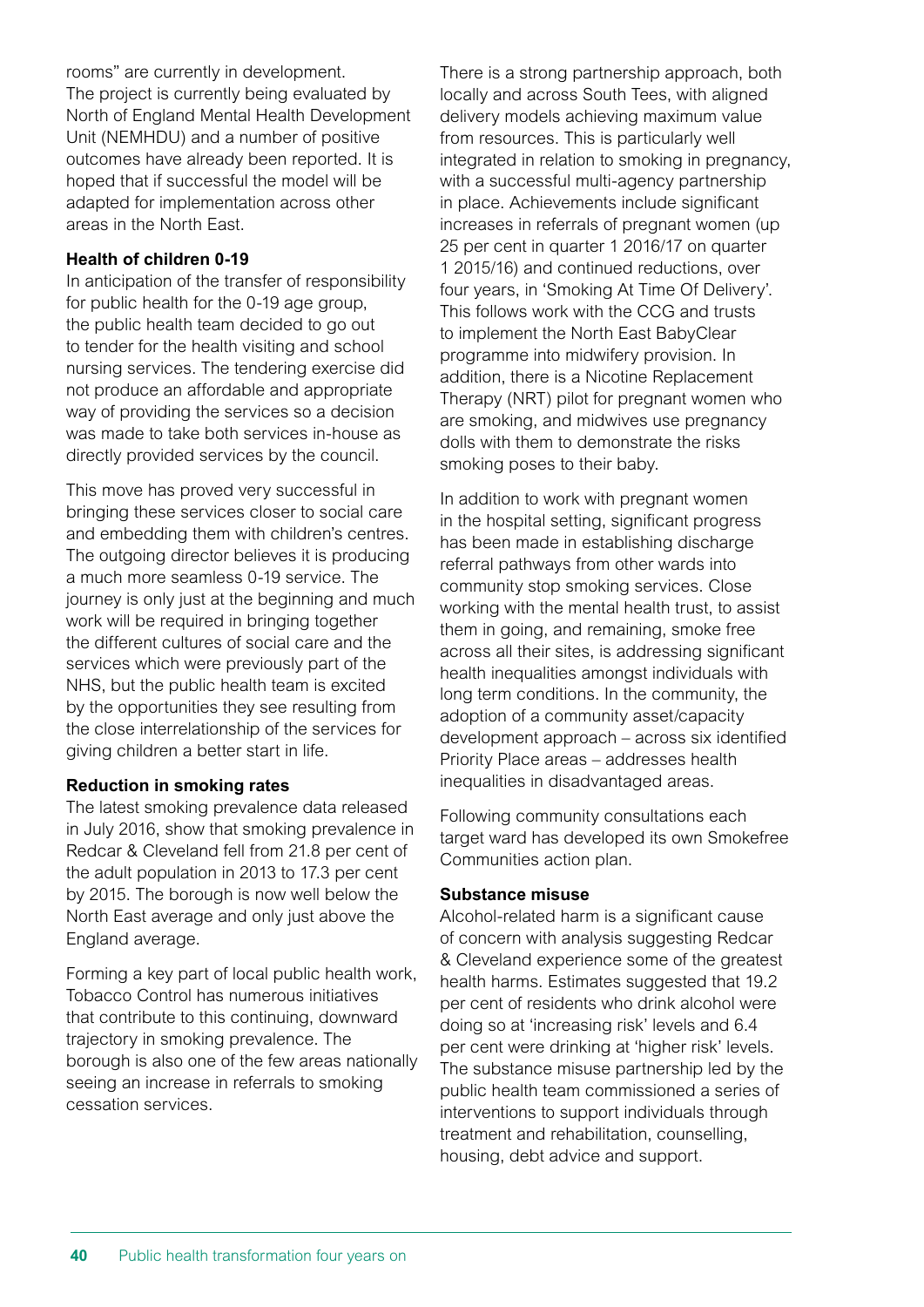rooms" are currently in development. The project is currently being evaluated by North of England Mental Health Development Unit (NEMHDU) and a number of positive outcomes have already been reported. It is hoped that if successful the model will be adapted for implementation across other areas in the North East.

**Health of children 0-19**

In anticipation of the transfer of responsibility for public health for the 0-19 age group, the public health team decided to go out to tender for the health visiting and school nursing services. The tendering exercise did not produce an affordable and appropriate way of providing the services so a decision was made to take both services in-house as directly provided services by the council.

This move has proved very successful in bringing these services closer to social care and embedding them with children's centres. The outgoing director believes it is producing a much more seamless 0-19 service. The journey is only just at the beginning and much work will be required in bringing together the different cultures of social care and the services which were previously part of the NHS, but the public health team is excited by the opportunities they see resulting from the close interrelationship of the services for giving children a better start in life.

**Reduction in smoking rates**

The latest smoking prevalence data released in July 2016, show that smoking prevalence in Redcar & Cleveland fell from 21.8 per cent of the adult population in 2013 to 17.3 per cent by 2015. The borough is now well below the North East average and only just above the England average.

Forming a key part of local public health work, Tobacco Control has numerous initiatives that contribute to this continuing, downward trajectory in smoking prevalence. The borough is also one of the few areas nationally seeing an increase in referrals to smoking cessation services.

There is a strong partnership approach, both locally and across South Tees, with aligned delivery models achieving maximum value from resources. This is particularly well integrated in relation to smoking in pregnancy, with a successful multi-agency partnership in place. Achievements include significant increases in referrals of pregnant women (up 25 per cent in quarter 1 2016/17 on quarter 1 2015/16) and continued reductions, over four years, in 'Smoking At Time Of Delivery'. This follows work with the CCG and trusts to implement the North East BabyClear programme into midwifery provision. In addition, there is a Nicotine Replacement Therapy (NRT) pilot for pregnant women who are smoking, and midwives use pregnancy dolls with them to demonstrate the risks smoking poses to their baby.

In addition to work with pregnant women in the hospital setting, significant progress has been made in establishing discharge referral pathways from other wards into community stop smoking services. Close working with the mental health trust, to assist them in going, and remaining, smoke free across all their sites, is addressing significant health inequalities amongst individuals with long term conditions. In the community, the adoption of a community asset/capacity development approach – across six identified Priority Place areas – addresses health inequalities in disadvantaged areas.

Following community consultations each target ward has developed its own Smokefree Communities action plan.

**Substance misuse**

Alcohol-related harm is a significant cause of concern with analysis suggesting Redcar & Cleveland experience some of the greatest health harms. Estimates suggested that 19.2 per cent of residents who drink alcohol were doing so at 'increasing risk' levels and 6.4 per cent were drinking at 'higher risk' levels. The substance misuse partnership led by the public health team commissioned a series of interventions to support individuals through treatment and rehabilitation, counselling, housing, debt advice and support.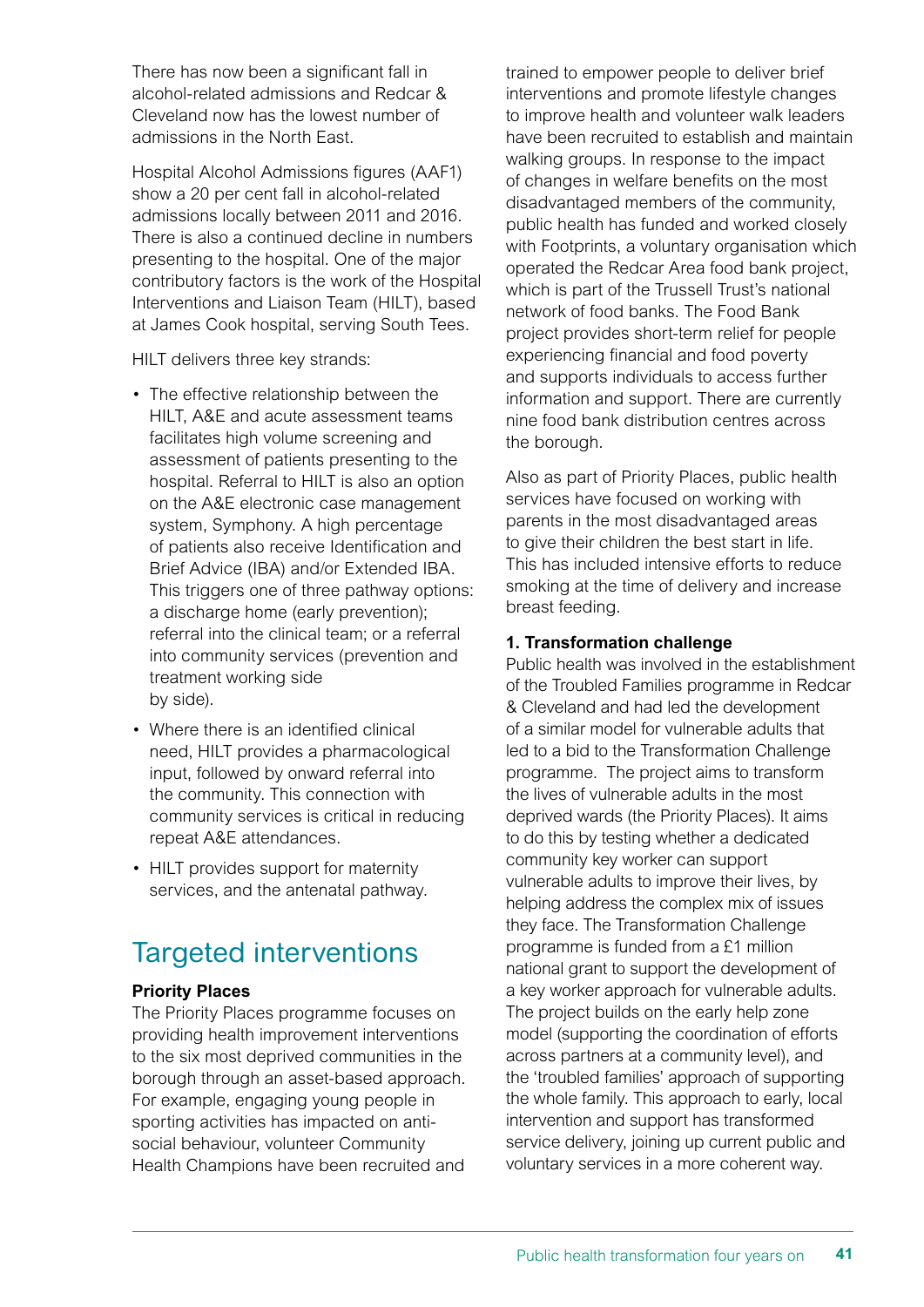There has now been a significant fall in alcohol-related admissions and Redcar & Cleveland now has the lowest number of admissions in the North East.

Hospital Alcohol Admissions figures (AAF1) show a 20 per cent fall in alcohol-related admissions locally between 2011 and 2016. There is also a continued decline in numbers presenting to the hospital. One of the major contributory factors is the work of the Hospital Interventions and Liaison Team (HILT), based at James Cook hospital, serving South Tees.

HILT delivers three key strands:

- The effective relationship between the HILT, A&E and acute assessment teams facilitates high volume screening and assessment of patients presenting to the hospital. Referral to HILT is also an option on the A&E electronic case management system, Symphony. A high percentage of patients also receive Identification and Brief Advice (IBA) and/or Extended IBA. This triggers one of three pathway options: a discharge home (early prevention); referral into the clinical team; or a referral into community services (prevention and treatment working side by side).
- Where there is an identified clinical need, HILT provides a pharmacological input, followed by onward referral into the community. This connection with community services is critical in reducing repeat A&E attendances.
- HILT provides support for maternity services, and the antenatal pathway.

## Targeted interventions

**Priority Places**

The Priority Places programme focuses on providing health improvement interventions to the six most deprived communities in the borough through an asset-based approach. For example, engaging young people in sporting activities has impacted on anti-social behaviour, volunteer Community Health Champions have been recruited and trained to empower people to deliver brief interventions and promote lifestyle changes to improve health and volunteer walk leaders have been recruited to establish and maintain walking groups. In response to the impact of changes in welfare benefits on the most disadvantaged members of the community, public health has funded and worked closely with Footprints, a voluntary organisation which operated the Redcar Area food bank project, which is part of the Trussell Trust's national network of food banks. The Food Bank project provides short-term relief for people experiencing financial and food poverty and supports individuals to access further information and support. There are currently nine food bank distribution centres across the borough.

Also as part of Priority Places, public health services have focused on working with parents in the most disadvantaged areas to give their children the best start in life. This has included intensive efforts to reduce smoking at the time of delivery and increase breast feeding.

**1. Transformation challenge**

Public health was involved in the establishment of the Troubled Families programme in Redcar & Cleveland and had led the development of a similar model for vulnerable adults that led to a bid to the Transformation Challenge programme. The project aims to transform the lives of vulnerable adults in the most deprived wards (the Priority Places). It aims to do this by testing whether a dedicated community key worker can support vulnerable adults to improve their lives, by helping address the complex mix of issues they face. The Transformation Challenge programme is funded from a £1 million national grant to support the development of a key worker approach for vulnerable adults. The project builds on the early help zone model (supporting the coordination of efforts across partners at a community level), and the 'troubled families' approach of supporting the whole family. This approach to early, local intervention and support has transformed service delivery, joining up current public and voluntary services in a more coherent way.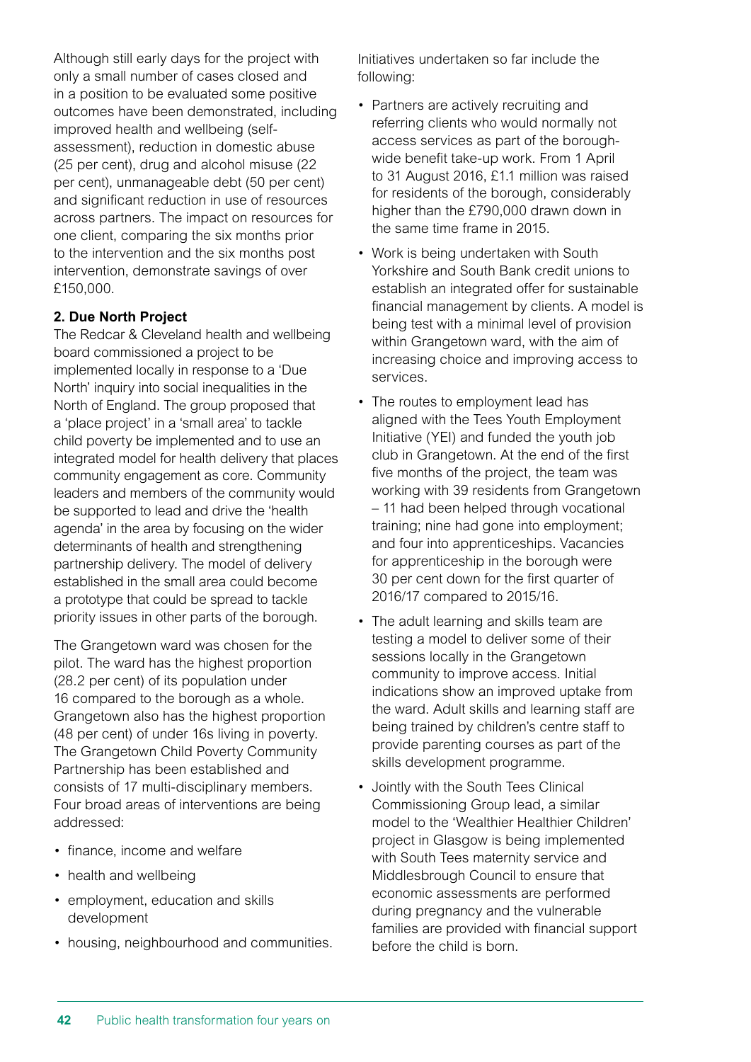Although still early days for the project with only a small number of cases closed and in a position to be evaluated some positive outcomes have been demonstrated, including improved health and wellbeing (self-assessment), reduction in domestic abuse (25 per cent), drug and alcohol misuse (22 per cent), unmanageable debt (50 per cent) and significant reduction in use of resources across partners. The impact on resources for one client, comparing the six months prior to the intervention and the six months post intervention, demonstrate savings of over £150,000.

**2. Due North Project**

The Redcar & Cleveland health and wellbeing board commissioned a project to be implemented locally in response to a 'Due North' inquiry into social inequalities in the North of England. The group proposed that a 'place project' in a 'small area' to tackle child poverty be implemented and to use an integrated model for health delivery that places community engagement as core. Community leaders and members of the community would be supported to lead and drive the 'health agenda' in the area by focusing on the wider determinants of health and strengthening partnership delivery. The model of delivery established in the small area could become a prototype that could be spread to tackle priority issues in other parts of the borough.

The Grangetown ward was chosen for the pilot. The ward has the highest proportion (28.2 per cent) of its population under 16 compared to the borough as a whole. Grangetown also has the highest proportion (48 per cent) of under 16s living in poverty. The Grangetown Child Poverty Community Partnership has been established and consists of 17 multi-disciplinary members. Four broad areas of interventions are being addressed:

- finance, income and welfare
- health and wellbeing
- employment, education and skills development
- housing, neighbourhood and communities.

Initiatives undertaken so far include the following:

- Partners are actively recruiting and referring clients who would normally not access services as part of the borough-wide benefit take-up work. From 1 April to 31 August 2016, £1.1 million was raised for residents of the borough, considerably higher than the £790,000 drawn down in the same time frame in 2015.
- Work is being undertaken with South Yorkshire and South Bank credit unions to establish an integrated offer for sustainable financial management by clients. A model is being test with a minimal level of provision within Grangetown ward, with the aim of increasing choice and improving access to services.
- The routes to employment lead has aligned with the Tees Youth Employment Initiative (YEI) and funded the youth job club in Grangetown. At the end of the first five months of the project, the team was working with 39 residents from Grangetown – 11 had been helped through vocational training; nine had gone into employment; and four into apprenticeships. Vacancies for apprenticeship in the borough were 30 per cent down for the first quarter of 2016/17 compared to 2015/16.
- The adult learning and skills team are testing a model to deliver some of their sessions locally in the Grangetown community to improve access. Initial indications show an improved uptake from the ward. Adult skills and learning staff are being trained by children's centre staff to provide parenting courses as part of the skills development programme.
- Jointly with the South Tees Clinical Commissioning Group lead, a similar model to the 'Wealthier Healthier Children' project in Glasgow is being implemented with South Tees maternity service and Middlesbrough Council to ensure that economic assessments are performed during pregnancy and the vulnerable families are provided with financial support before the child is born.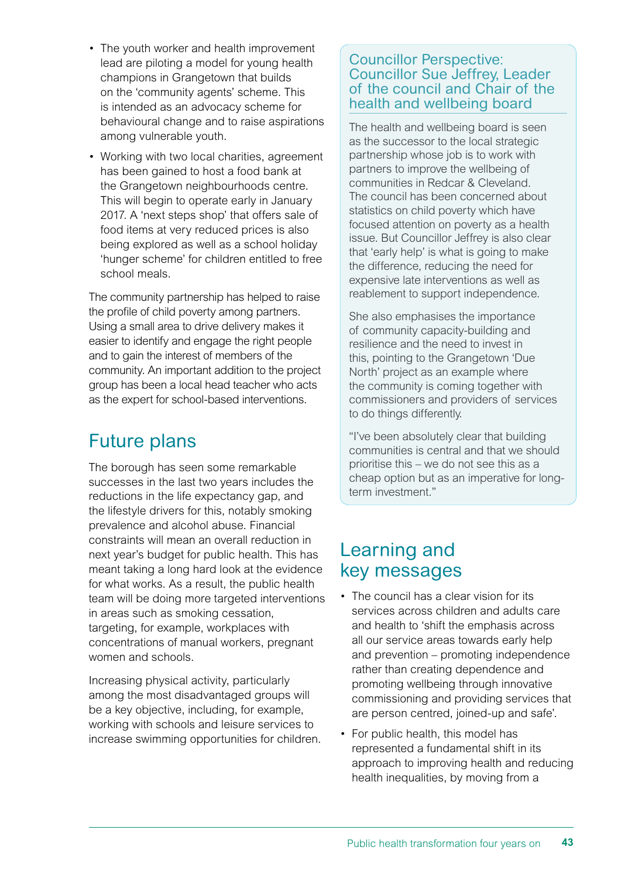- The youth worker and health improvement lead are piloting a model for young health champions in Grangetown that builds on the 'community agents' scheme. This is intended as an advocacy scheme for behavioural change and to raise aspirations among vulnerable youth.
- Working with two local charities, agreement has been gained to host a food bank at the Grangetown neighbourhoods centre. This will begin to operate early in January 2017. A 'next steps shop' that offers sale of food items at very reduced prices is also being explored as well as a school holiday 'hunger scheme' for children entitled to free school meals.

The community partnership has helped to raise the profile of child poverty among partners. Using a small area to drive delivery makes it easier to identify and engage the right people and to gain the interest of members of the community. An important addition to the project group has been a local head teacher who acts as the expert for school-based interventions.

## Future plans

The borough has seen some remarkable successes in the last two years includes the reductions in the life expectancy gap, and the lifestyle drivers for this, notably smoking prevalence and alcohol abuse. Financial constraints will mean an overall reduction in next year's budget for public health. This has meant taking a long hard look at the evidence for what works. As a result, the public health team will be doing more targeted interventions in areas such as smoking cessation, targeting, for example, workplaces with concentrations of manual workers, pregnant women and schools.

Increasing physical activity, particularly among the most disadvantaged groups will be a key objective, including, for example, working with schools and leisure services to increase swimming opportunities for children.

### Councillor Perspective: Councillor Sue Jeffrey, Leader of the council and Chair of the health and wellbeing board

The health and wellbeing board is seen as the successor to the local strategic partnership whose job is to work with partners to improve the wellbeing of communities in Redcar & Cleveland. The council has been concerned about statistics on child poverty which have focused attention on poverty as a health issue. But Councillor Jeffrey is also clear that 'early help' is what is going to make the difference, reducing the need for expensive late interventions as well as reablement to support independence.

She also emphasises the importance of community capacity-building and resilience and the need to invest in this, pointing to the Grangetown 'Due North' project as an example where the community is coming together with commissioners and providers of services to do things differently.

"I've been absolutely clear that building communities is central and that we should prioritise this – we do not see this as a cheap option but as an imperative for long-term investment."

## Learning and key messages

- The council has a clear vision for its services across children and adults care and health to 'shift the emphasis across all our service areas towards early help and prevention – promoting independence rather than creating dependence and promoting wellbeing through innovative commissioning and providing services that are person centred, joined-up and safe'.
- For public health, this model has represented a fundamental shift in its approach to improving health and reducing health inequalities, by moving from a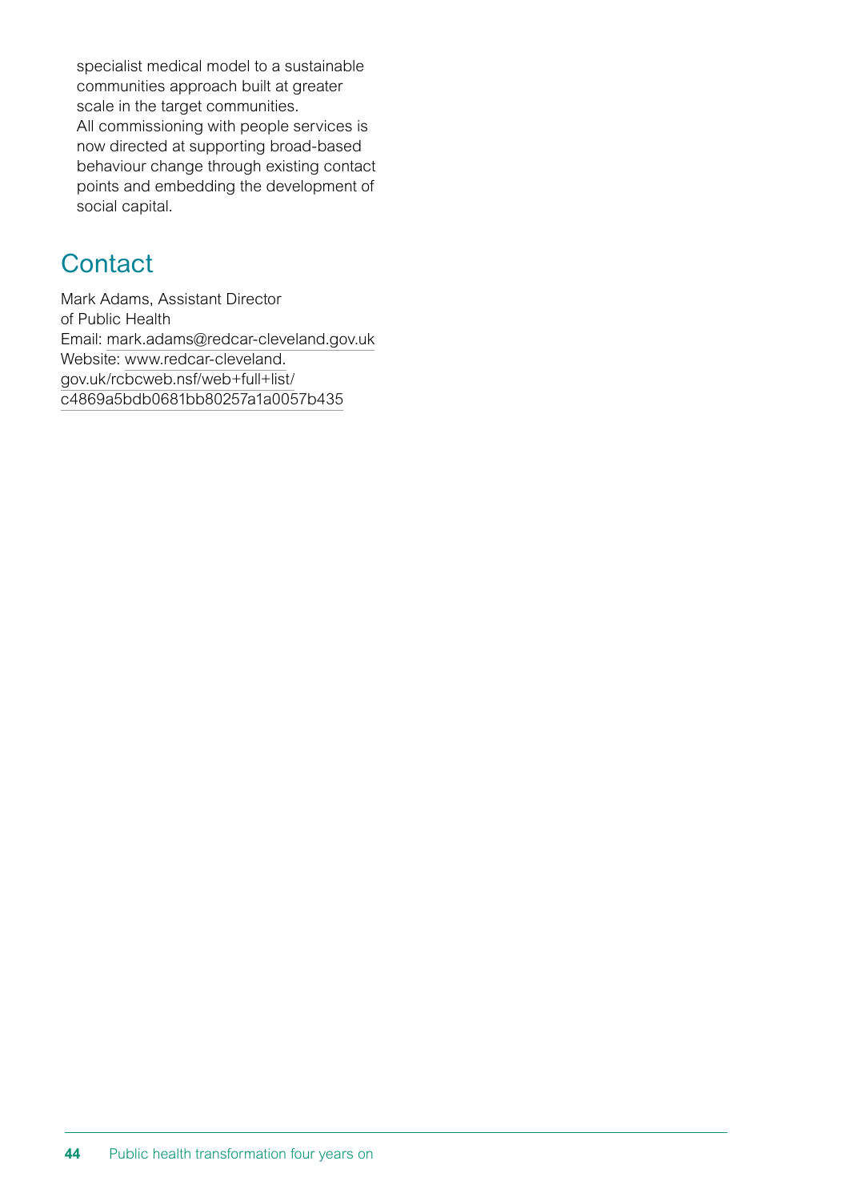specialist medical model to a sustainable communities approach built at greater scale in the target communities.

All commissioning with people services is now directed at supporting broad-based behaviour change through existing contact points and embedding the development of social capital.

## Contact

Mark Adams, Assistant Director of Public Health
Email: mark.adams@redcar-cleveland.gov.uk
Website: www.redcar-cleveland.gov.uk/rcbcweb.nsf/web+full+list/c4869a5bdb0681bb80257a1a0057b435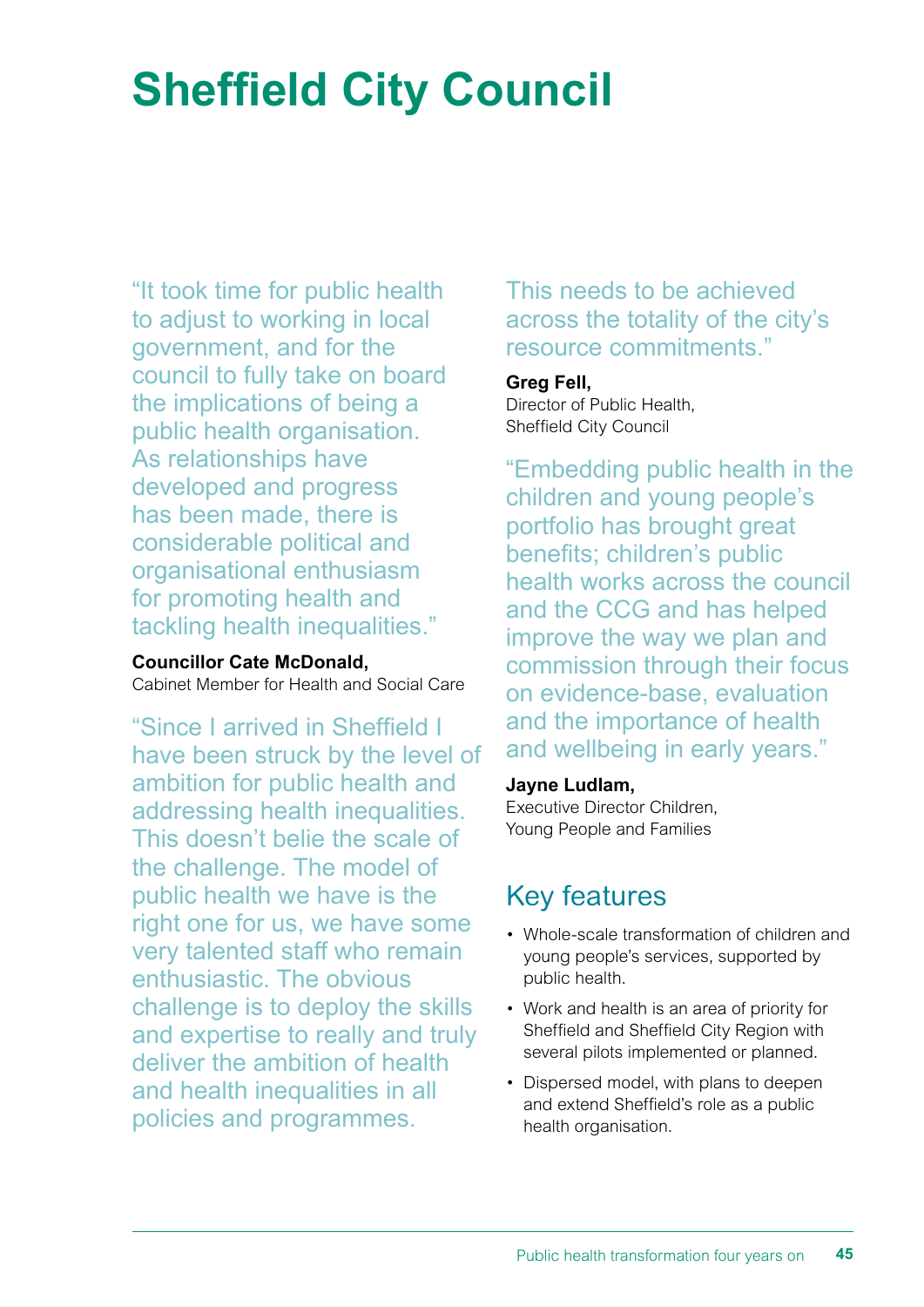# Sheffield City Council

"It took time for public health to adjust to working in local government, and for the council to fully take on board the implications of being a public health organisation. As relationships have developed and progress has been made, there is considerable political and organisational enthusiasm for promoting health and tackling health inequalities."

**Councillor Cate McDonald,**
Cabinet Member for Health and Social Care

"Since I arrived in Sheffield I have been struck by the level of ambition for public health and addressing health inequalities. This doesn't belie the scale of the challenge. The model of public health we have is the right one for us, we have some very talented staff who remain enthusiastic. The obvious challenge is to deploy the skills and expertise to really and truly deliver the ambition of health and health inequalities in all policies and programmes. This needs to be achieved across the totality of the city's resource commitments."

**Greg Fell,**
Director of Public Health,
Sheffield City Council

"Embedding public health in the children and young people's portfolio has brought great benefits; children's public health works across the council and the CCG and has helped improve the way we plan and commission through their focus on evidence-base, evaluation and the importance of health and wellbeing in early years."

**Jayne Ludlam,**
Executive Director Children, Young People and Families

## Key features

- Whole-scale transformation of children and young people's services, supported by public health.
- Work and health is an area of priority for Sheffield and Sheffield City Region with several pilots implemented or planned.
- Dispersed model, with plans to deepen and extend Sheffield's role as a public health organisation.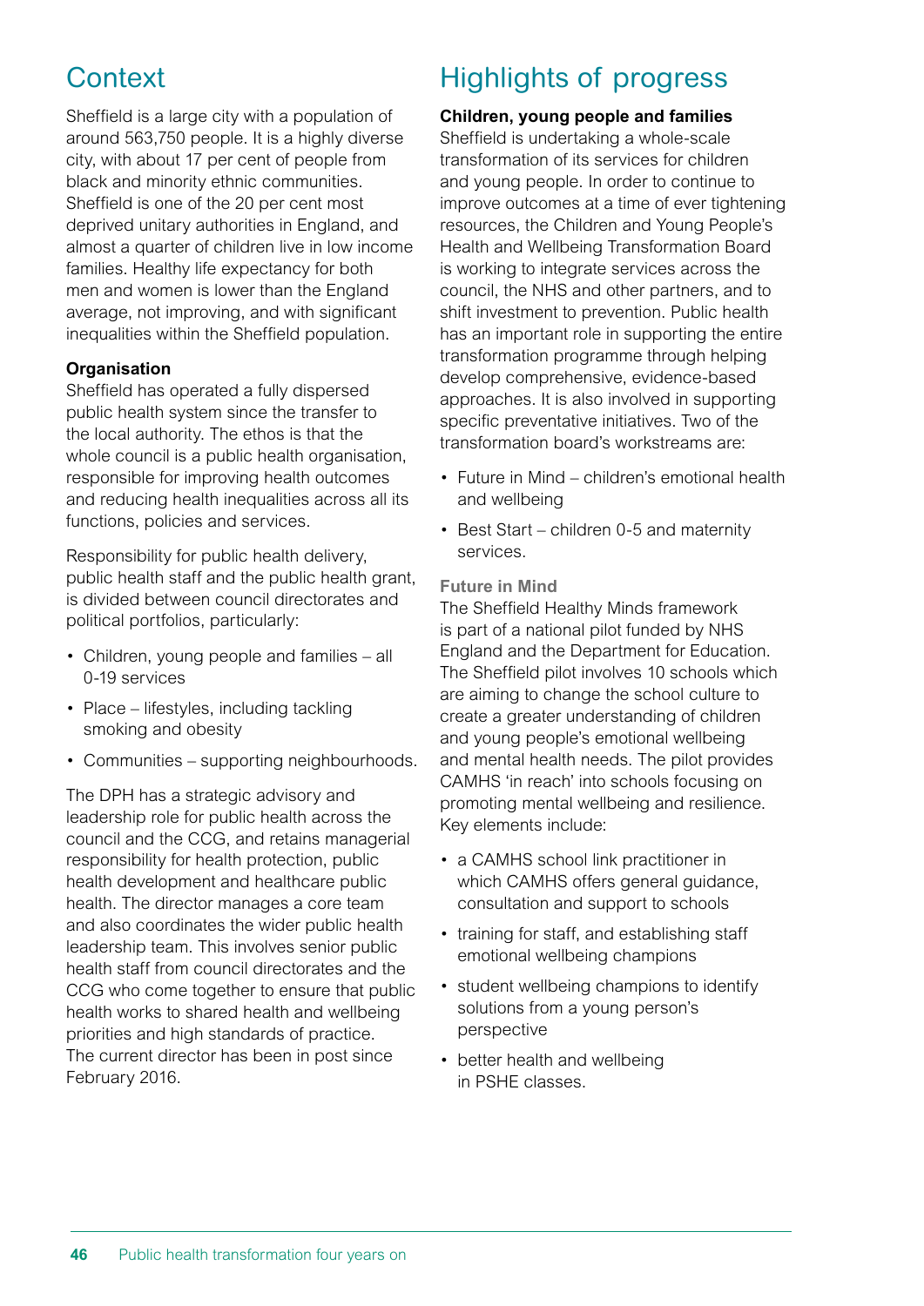## Context

Sheffield is a large city with a population of around 563,750 people. It is a highly diverse city, with about 17 per cent of people from black and minority ethnic communities. Sheffield is one of the 20 per cent most deprived unitary authorities in England, and almost a quarter of children live in low income families. Healthy life expectancy for both men and women is lower than the England average, not improving, and with significant inequalities within the Sheffield population.

### Organisation

Sheffield has operated a fully dispersed public health system since the transfer to the local authority. The ethos is that the whole council is a public health organisation, responsible for improving health outcomes and reducing health inequalities across all its functions, policies and services.

Responsibility for public health delivery, public health staff and the public health grant, is divided between council directorates and political portfolios, particularly:

- Children, young people and families – all 0-19 services
- Place – lifestyles, including tackling smoking and obesity
- Communities – supporting neighbourhoods.

The DPH has a strategic advisory and leadership role for public health across the council and the CCG, and retains managerial responsibility for health protection, public health development and healthcare public health. The director manages a core team and also coordinates the wider public health leadership team. This involves senior public health staff from council directorates and the CCG who come together to ensure that public health works to shared health and wellbeing priorities and high standards of practice. The current director has been in post since February 2016.

## Highlights of progress

### Children, young people and families

Sheffield is undertaking a whole-scale transformation of its services for children and young people. In order to continue to improve outcomes at a time of ever tightening resources, the Children and Young People's Health and Wellbeing Transformation Board is working to integrate services across the council, the NHS and other partners, and to shift investment to prevention. Public health has an important role in supporting the entire transformation programme through helping develop comprehensive, evidence-based approaches. It is also involved in supporting specific preventative initiatives. Two of the transformation board's workstreams are:

- Future in Mind – children's emotional health and wellbeing
- Best Start – children 0-5 and maternity services.

#### Future in Mind

The Sheffield Healthy Minds framework is part of a national pilot funded by NHS England and the Department for Education. The Sheffield pilot involves 10 schools which are aiming to change the school culture to create a greater understanding of children and young people's emotional wellbeing and mental health needs. The pilot provides CAMHS 'in reach' into schools focusing on promoting mental wellbeing and resilience. Key elements include:

- a CAMHS school link practitioner in which CAMHS offers general guidance, consultation and support to schools
- training for staff, and establishing staff emotional wellbeing champions
- student wellbeing champions to identify solutions from a young person's perspective
- better health and wellbeing in PSHE classes.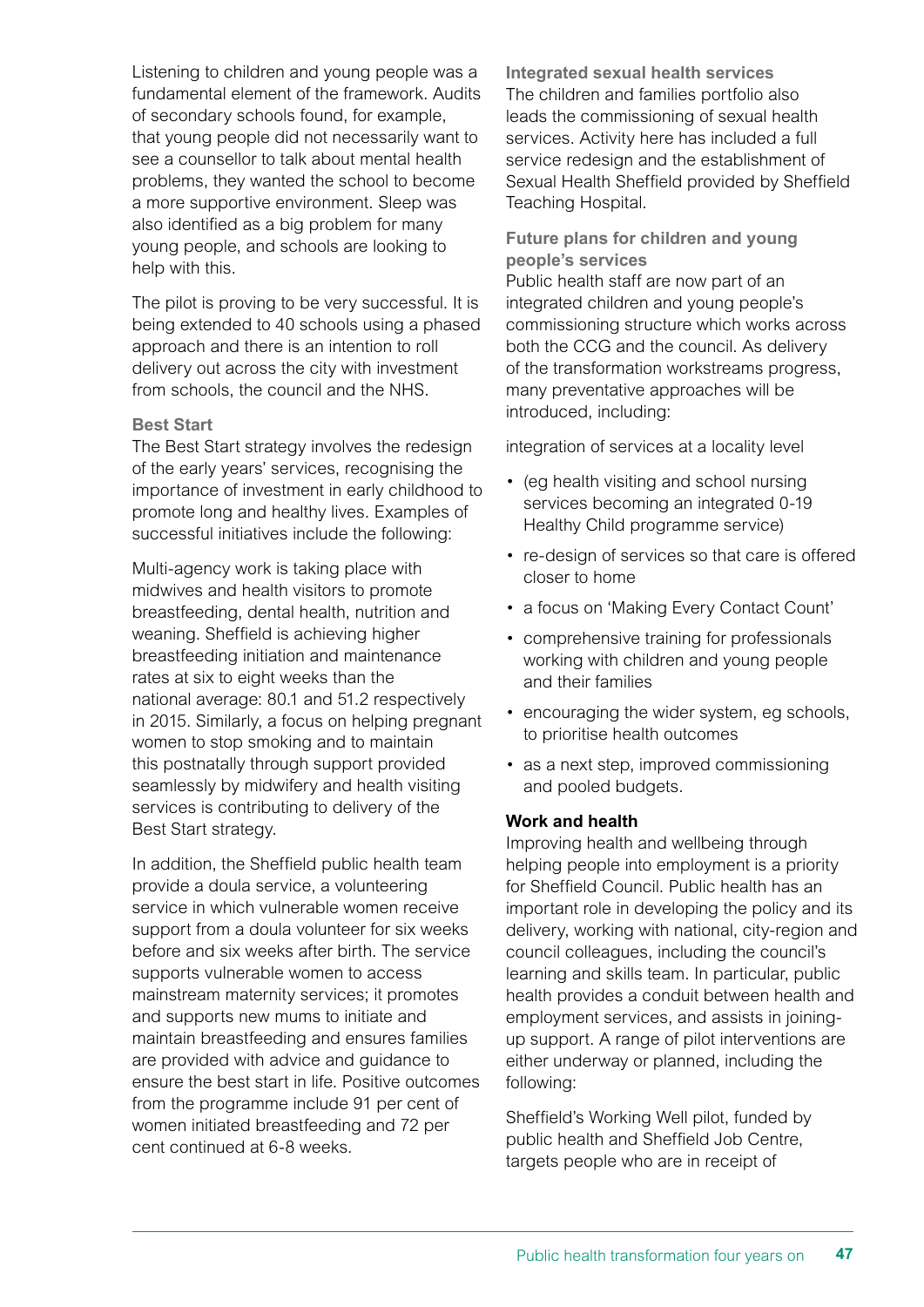Listening to children and young people was a fundamental element of the framework. Audits of secondary schools found, for example, that young people did not necessarily want to see a counsellor to talk about mental health problems, they wanted the school to become a more supportive environment. Sleep was also identified as a big problem for many young people, and schools are looking to help with this.

The pilot is proving to be very successful. It is being extended to 40 schools using a phased approach and there is an intention to roll delivery out across the city with investment from schools, the council and the NHS.

### Best Start

The Best Start strategy involves the redesign of the early years' services, recognising the importance of investment in early childhood to promote long and healthy lives. Examples of successful initiatives include the following:

Multi-agency work is taking place with midwives and health visitors to promote breastfeeding, dental health, nutrition and weaning. Sheffield is achieving higher breastfeeding initiation and maintenance rates at six to eight weeks than the national average: 80.1 and 51.2 respectively in 2015. Similarly, a focus on helping pregnant women to stop smoking and to maintain this postnatally through support provided seamlessly by midwifery and health visiting services is contributing to delivery of the Best Start strategy.

In addition, the Sheffield public health team provide a doula service, a volunteering service in which vulnerable women receive support from a doula volunteer for six weeks before and six weeks after birth. The service supports vulnerable women to access mainstream maternity services; it promotes and supports new mums to initiate and maintain breastfeeding and ensures families are provided with advice and guidance to ensure the best start in life. Positive outcomes from the programme include 91 per cent of women initiated breastfeeding and 72 per cent continued at 6-8 weeks.

### Integrated sexual health services

The children and families portfolio also leads the commissioning of sexual health services. Activity here has included a full service redesign and the establishment of Sexual Health Sheffield provided by Sheffield Teaching Hospital.

### Future plans for children and young people's services

Public health staff are now part of an integrated children and young people's commissioning structure which works across both the CCG and the council. As delivery of the transformation workstreams progress, many preventative approaches will be introduced, including:

integration of services at a locality level

- (eg health visiting and school nursing services becoming an integrated 0-19 Healthy Child programme service)
- re-design of services so that care is offered closer to home
- a focus on 'Making Every Contact Count'
- comprehensive training for professionals working with children and young people and their families
- encouraging the wider system, eg schools, to prioritise health outcomes
- as a next step, improved commissioning and pooled budgets.

## Work and health

Improving health and wellbeing through helping people into employment is a priority for Sheffield Council. Public health has an important role in developing the policy and its delivery, working with national, city-region and council colleagues, including the council's learning and skills team. In particular, public health provides a conduit between health and employment services, and assists in joining-up support. A range of pilot interventions are either underway or planned, including the following:

Sheffield's Working Well pilot, funded by public health and Sheffield Job Centre, targets people who are in receipt of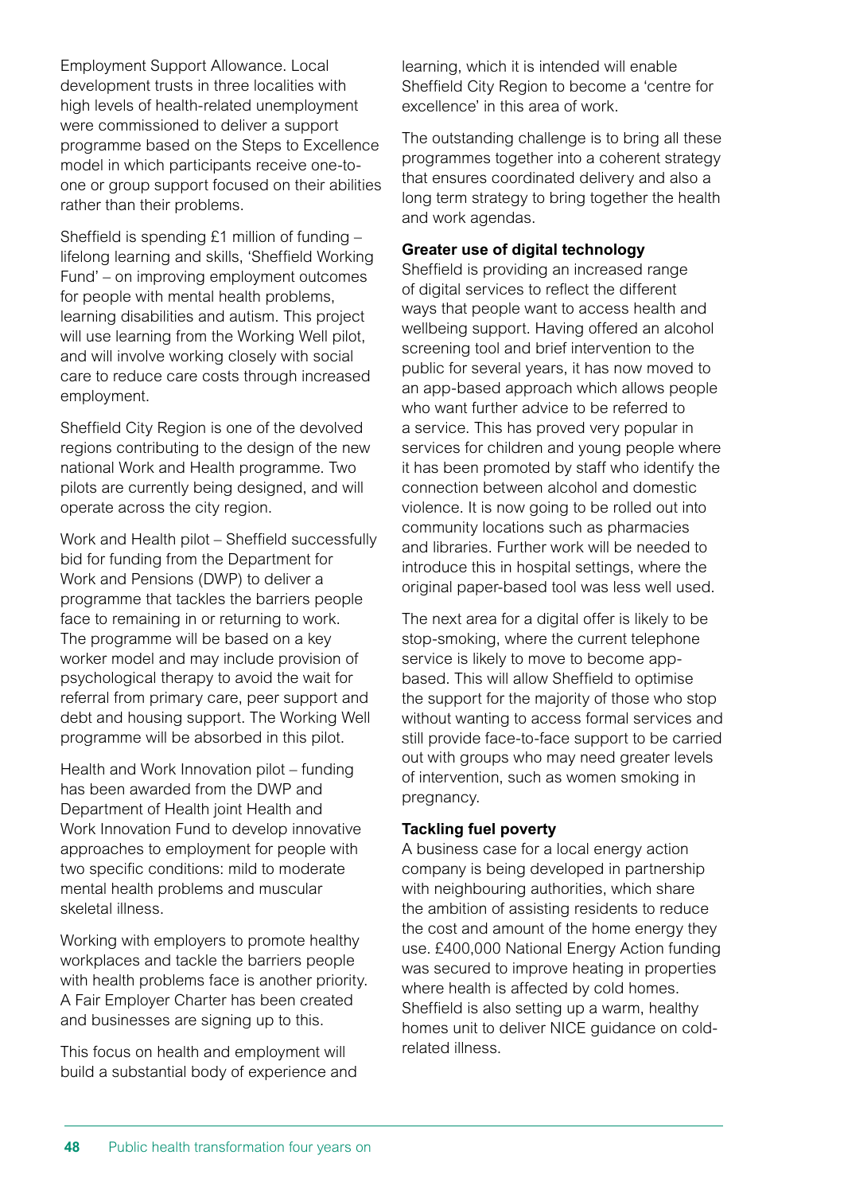Employment Support Allowance. Local development trusts in three localities with high levels of health-related unemployment were commissioned to deliver a support programme based on the Steps to Excellence model in which participants receive one-to-one or group support focused on their abilities rather than their problems.

Sheffield is spending £1 million of funding – lifelong learning and skills, 'Sheffield Working Fund' – on improving employment outcomes for people with mental health problems, learning disabilities and autism. This project will use learning from the Working Well pilot, and will involve working closely with social care to reduce care costs through increased employment.

Sheffield City Region is one of the devolved regions contributing to the design of the new national Work and Health programme. Two pilots are currently being designed, and will operate across the city region.

Work and Health pilot – Sheffield successfully bid for funding from the Department for Work and Pensions (DWP) to deliver a programme that tackles the barriers people face to remaining in or returning to work. The programme will be based on a key worker model and may include provision of psychological therapy to avoid the wait for referral from primary care, peer support and debt and housing support. The Working Well programme will be absorbed in this pilot.

Health and Work Innovation pilot – funding has been awarded from the DWP and Department of Health joint Health and Work Innovation Fund to develop innovative approaches to employment for people with two specific conditions: mild to moderate mental health problems and muscular skeletal illness.

Working with employers to promote healthy workplaces and tackle the barriers people with health problems face is another priority. A Fair Employer Charter has been created and businesses are signing up to this.

This focus on health and employment will build a substantial body of experience and learning, which it is intended will enable Sheffield City Region to become a 'centre for excellence' in this area of work.

The outstanding challenge is to bring all these programmes together into a coherent strategy that ensures coordinated delivery and also a long term strategy to bring together the health and work agendas.

**Greater use of digital technology**

Sheffield is providing an increased range of digital services to reflect the different ways that people want to access health and wellbeing support. Having offered an alcohol screening tool and brief intervention to the public for several years, it has now moved to an app-based approach which allows people who want further advice to be referred to a service. This has proved very popular in services for children and young people where it has been promoted by staff who identify the connection between alcohol and domestic violence. It is now going to be rolled out into community locations such as pharmacies and libraries. Further work will be needed to introduce this in hospital settings, where the original paper-based tool was less well used.

The next area for a digital offer is likely to be stop-smoking, where the current telephone service is likely to move to become app-based. This will allow Sheffield to optimise the support for the majority of those who stop without wanting to access formal services and still provide face-to-face support to be carried out with groups who may need greater levels of intervention, such as women smoking in pregnancy.

**Tackling fuel poverty**

A business case for a local energy action company is being developed in partnership with neighbouring authorities, which share the ambition of assisting residents to reduce the cost and amount of the home energy they use. £400,000 National Energy Action funding was secured to improve heating in properties where health is affected by cold homes. Sheffield is also setting up a warm, healthy homes unit to deliver NICE guidance on cold-related illness.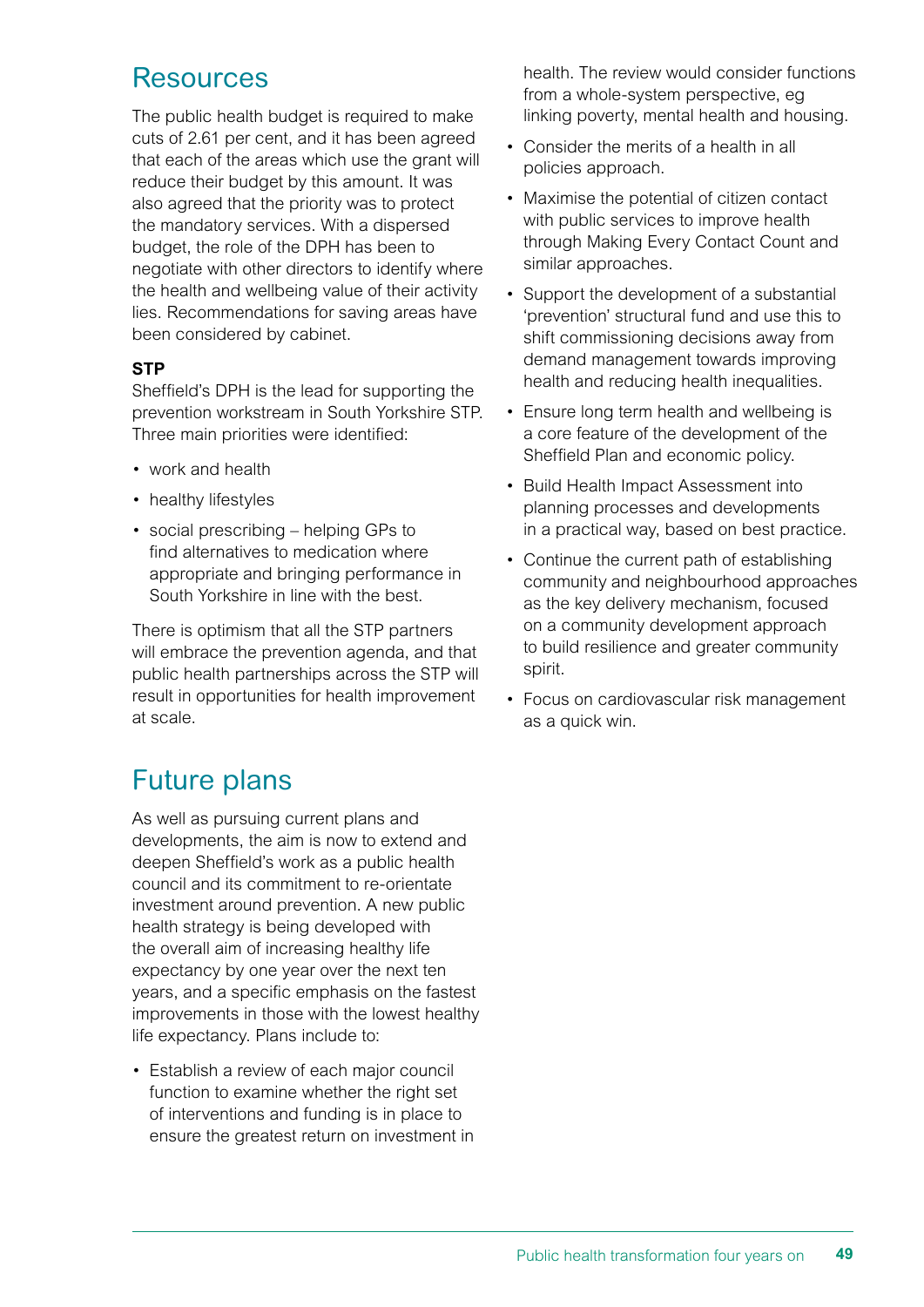## Resources

The public health budget is required to make cuts of 2.61 per cent, and it has been agreed that each of the areas which use the grant will reduce their budget by this amount. It was also agreed that the priority was to protect the mandatory services. With a dispersed budget, the role of the DPH has been to negotiate with other directors to identify where the health and wellbeing value of their activity lies. Recommendations for saving areas have been considered by cabinet.

**STP**

Sheffield's DPH is the lead for supporting the prevention workstream in South Yorkshire STP. Three main priorities were identified:

- work and health
- healthy lifestyles
- social prescribing – helping GPs to find alternatives to medication where appropriate and bringing performance in South Yorkshire in line with the best.

There is optimism that all the STP partners will embrace the prevention agenda, and that public health partnerships across the STP will result in opportunities for health improvement at scale.

## Future plans

As well as pursuing current plans and developments, the aim is now to extend and deepen Sheffield's work as a public health council and its commitment to re-orientate investment around prevention. A new public health strategy is being developed with the overall aim of increasing healthy life expectancy by one year over the next ten years, and a specific emphasis on the fastest improvements in those with the lowest healthy life expectancy. Plans include to:

- Establish a review of each major council function to examine whether the right set of interventions and funding is in place to ensure the greatest return on investment in health. The review would consider functions from a whole-system perspective, eg linking poverty, mental health and housing.
- Consider the merits of a health in all policies approach.
- Maximise the potential of citizen contact with public services to improve health through Making Every Contact Count and similar approaches.
- Support the development of a substantial 'prevention' structural fund and use this to shift commissioning decisions away from demand management towards improving health and reducing health inequalities.
- Ensure long term health and wellbeing is a core feature of the development of the Sheffield Plan and economic policy.
- Build Health Impact Assessment into planning processes and developments in a practical way, based on best practice.
- Continue the current path of establishing community and neighbourhood approaches as the key delivery mechanism, focused on a community development approach to build resilience and greater community spirit.
- Focus on cardiovascular risk management as a quick win.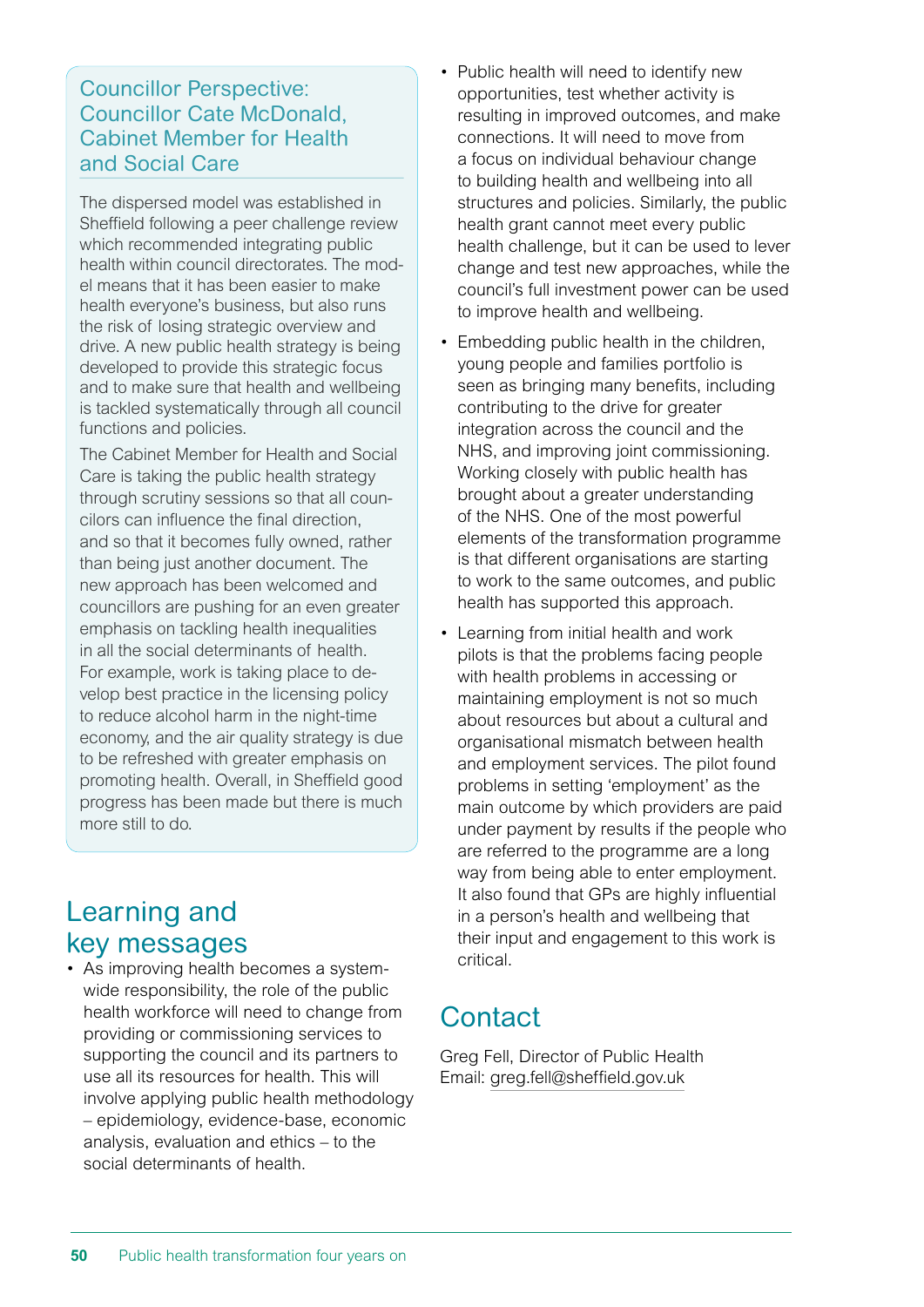## Councillor Perspective: Councillor Cate McDonald, Cabinet Member for Health and Social Care

The dispersed model was established in Sheffield following a peer challenge review which recommended integrating public health within council directorates. The model means that it has been easier to make health everyone's business, but also runs the risk of losing strategic overview and drive. A new public health strategy is being developed to provide this strategic focus and to make sure that health and wellbeing is tackled systematically through all council functions and policies.

The Cabinet Member for Health and Social Care is taking the public health strategy through scrutiny sessions so that all councilors can influence the final direction, and so that it becomes fully owned, rather than being just another document. The new approach has been welcomed and councillors are pushing for an even greater emphasis on tackling health inequalities in all the social determinants of health. For example, work is taking place to develop best practice in the licensing policy to reduce alcohol harm in the night-time economy, and the air quality strategy is due to be refreshed with greater emphasis on promoting health. Overall, in Sheffield good progress has been made but there is much more still to do.

## Learning and key messages

- As improving health becomes a system-wide responsibility, the role of the public health workforce will need to change from providing or commissioning services to supporting the council and its partners to use all its resources for health. This will involve applying public health methodology – epidemiology, evidence-base, economic analysis, evaluation and ethics – to the social determinants of health.
- Public health will need to identify new opportunities, test whether activity is resulting in improved outcomes, and make connections. It will need to move from a focus on individual behaviour change to building health and wellbeing into all structures and policies. Similarly, the public health grant cannot meet every public health challenge, but it can be used to lever change and test new approaches, while the council's full investment power can be used to improve health and wellbeing.
- Embedding public health in the children, young people and families portfolio is seen as bringing many benefits, including contributing to the drive for greater integration across the council and the NHS, and improving joint commissioning. Working closely with public health has brought about a greater understanding of the NHS. One of the most powerful elements of the transformation programme is that different organisations are starting to work to the same outcomes, and public health has supported this approach.
- Learning from initial health and work pilots is that the problems facing people with health problems in accessing or maintaining employment is not so much about resources but about a cultural and organisational mismatch between health and employment services. The pilot found problems in setting 'employment' as the main outcome by which providers are paid under payment by results if the people who are referred to the programme are a long way from being able to enter employment. It also found that GPs are highly influential in a person's health and wellbeing that their input and engagement to this work is critical.

## Contact

Greg Fell, Director of Public Health
Email: greg.fell@sheffield.gov.uk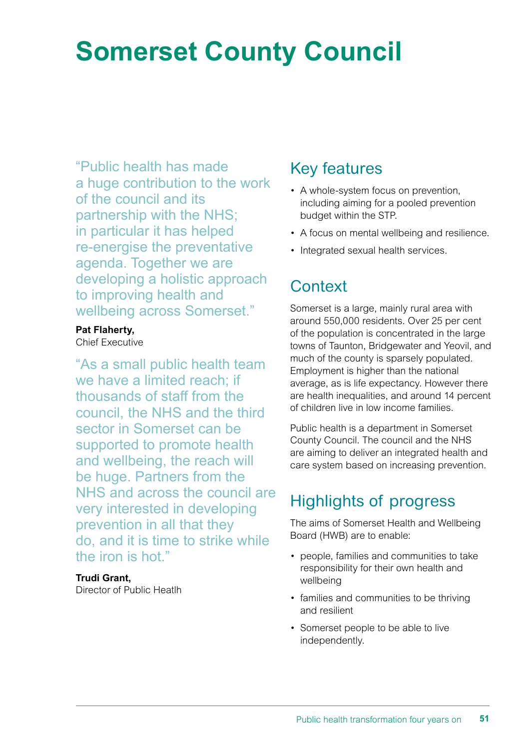# Somerset County Council

"Public health has made a huge contribution to the work of the council and its partnership with the NHS; in particular it has helped re-energise the preventative agenda. Together we are developing a holistic approach to improving health and wellbeing across Somerset."

**Pat Flaherty,**
Chief Executive

"As a small public health team we have a limited reach; if thousands of staff from the council, the NHS and the third sector in Somerset can be supported to promote health and wellbeing, the reach will be huge. Partners from the NHS and across the council are very interested in developing prevention in all that they do, and it is time to strike while the iron is hot."

**Trudi Grant,**
Director of Public Heatlh

## Key features

- A whole-system focus on prevention, including aiming for a pooled prevention budget within the STP.
- A focus on mental wellbeing and resilience.
- Integrated sexual health services.

## Context

Somerset is a large, mainly rural area with around 550,000 residents. Over 25 per cent of the population is concentrated in the large towns of Taunton, Bridgewater and Yeovil, and much of the county is sparsely populated. Employment is higher than the national average, as is life expectancy. However there are health inequalities, and around 14 percent of children live in low income families.

Public health is a department in Somerset County Council. The council and the NHS are aiming to deliver an integrated health and care system based on increasing prevention.

## Highlights of progress

The aims of Somerset Health and Wellbeing Board (HWB) are to enable:

- people, families and communities to take responsibility for their own health and wellbeing
- families and communities to be thriving and resilient
- Somerset people to be able to live independently.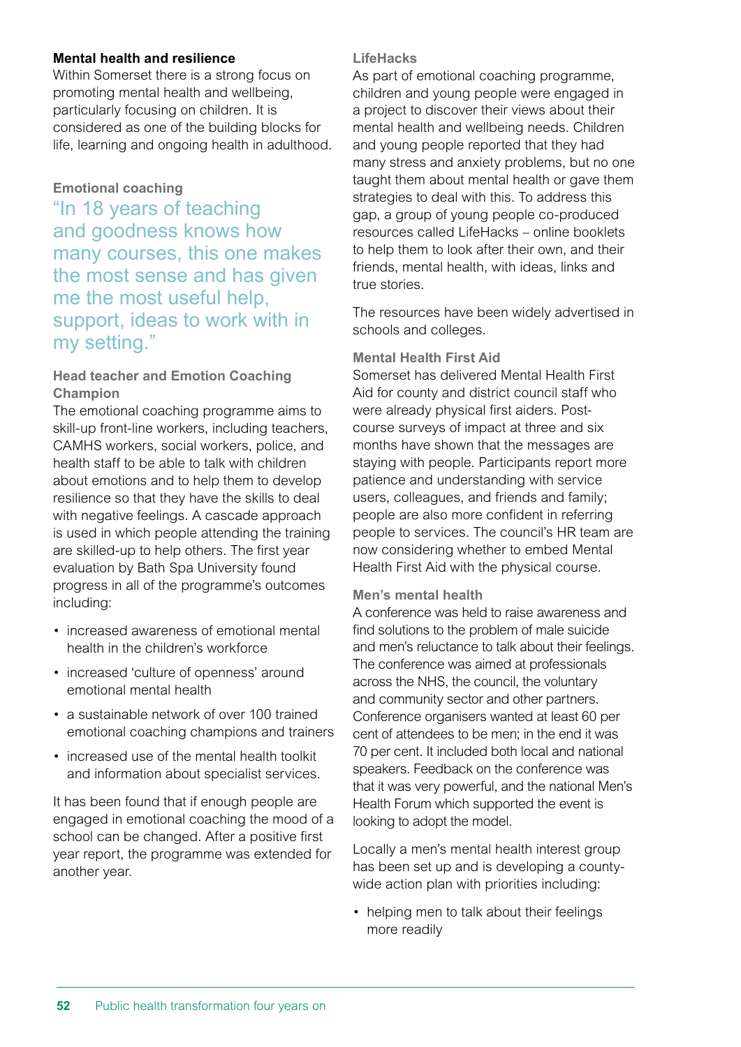## Mental health and resilience

Within Somerset there is a strong focus on promoting mental health and wellbeing, particularly focusing on children. It is considered as one of the building blocks for life, learning and ongoing health in adulthood.

### Emotional coaching

> "In 18 years of teaching and goodness knows how many courses, this one makes the most sense and has given me the most useful help, support, ideas to work with in my setting."

**Head teacher and Emotion Coaching Champion**

The emotional coaching programme aims to skill-up front-line workers, including teachers, CAMHS workers, social workers, police, and health staff to be able to talk with children about emotions and to help them to develop resilience so that they have the skills to deal with negative feelings. A cascade approach is used in which people attending the training are skilled-up to help others. The first year evaluation by Bath Spa University found progress in all of the programme's outcomes including:

- increased awareness of emotional mental health in the children's workforce
- increased 'culture of openness' around emotional mental health
- a sustainable network of over 100 trained emotional coaching champions and trainers
- increased use of the mental health toolkit and information about specialist services.

It has been found that if enough people are engaged in emotional coaching the mood of a school can be changed. After a positive first year report, the programme was extended for another year.

### LifeHacks

As part of emotional coaching programme, children and young people were engaged in a project to discover their views about their mental health and wellbeing needs. Children and young people reported that they had many stress and anxiety problems, but no one taught them about mental health or gave them strategies to deal with this. To address this gap, a group of young people co-produced resources called LifeHacks – online booklets to help them to look after their own, and their friends, mental health, with ideas, links and true stories.

The resources have been widely advertised in schools and colleges.

### Mental Health First Aid

Somerset has delivered Mental Health First Aid for county and district council staff who were already physical first aiders. Post-course surveys of impact at three and six months have shown that the messages are staying with people. Participants report more patience and understanding with service users, colleagues, and friends and family; people are also more confident in referring people to services. The council's HR team are now considering whether to embed Mental Health First Aid with the physical course.

### Men's mental health

A conference was held to raise awareness and find solutions to the problem of male suicide and men's reluctance to talk about their feelings. The conference was aimed at professionals across the NHS, the council, the voluntary and community sector and other partners. Conference organisers wanted at least 60 per cent of attendees to be men; in the end it was 70 per cent. It included both local and national speakers. Feedback on the conference was that it was very powerful, and the national Men's Health Forum which supported the event is looking to adopt the model.

Locally a men's mental health interest group has been set up and is developing a county-wide action plan with priorities including:

- helping men to talk about their feelings more readily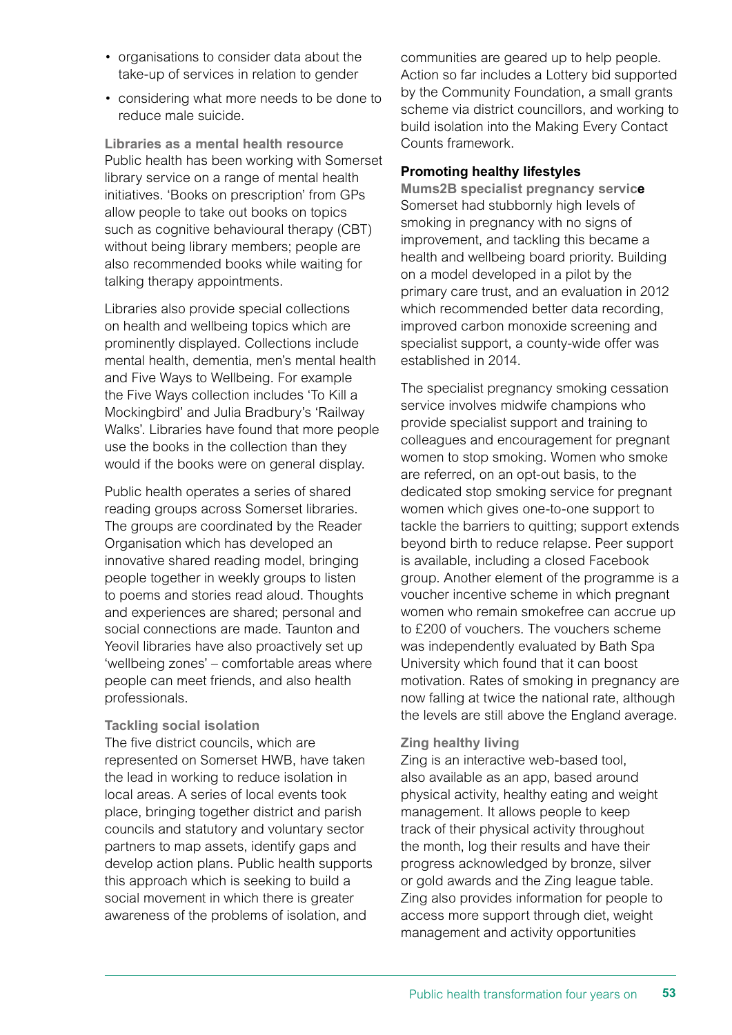- organisations to consider data about the take-up of services in relation to gender
- considering what more needs to be done to reduce male suicide.

### Libraries as a mental health resource

Public health has been working with Somerset library service on a range of mental health initiatives. 'Books on prescription' from GPs allow people to take out books on topics such as cognitive behavioural therapy (CBT) without being library members; people are also recommended books while waiting for talking therapy appointments.

Libraries also provide special collections on health and wellbeing topics which are prominently displayed. Collections include mental health, dementia, men's mental health and Five Ways to Wellbeing. For example the Five Ways collection includes 'To Kill a Mockingbird' and Julia Bradbury's 'Railway Walks'. Libraries have found that more people use the books in the collection than they would if the books were on general display.

Public health operates a series of shared reading groups across Somerset libraries. The groups are coordinated by the Reader Organisation which has developed an innovative shared reading model, bringing people together in weekly groups to listen to poems and stories read aloud. Thoughts and experiences are shared; personal and social connections are made. Taunton and Yeovil libraries have also proactively set up 'wellbeing zones' – comfortable areas where people can meet friends, and also health professionals.

### Tackling social isolation

The five district councils, which are represented on Somerset HWB, have taken the lead in working to reduce isolation in local areas. A series of local events took place, bringing together district and parish councils and statutory and voluntary sector partners to map assets, identify gaps and develop action plans. Public health supports this approach which is seeking to build a social movement in which there is greater awareness of the problems of isolation, and communities are geared up to help people. Action so far includes a Lottery bid supported by the Community Foundation, a small grants scheme via district councillors, and working to build isolation into the Making Every Contact Counts framework.

## Promoting healthy lifestyles

### Mums2B specialist pregnancy service

Somerset had stubbornly high levels of smoking in pregnancy with no signs of improvement, and tackling this became a health and wellbeing board priority. Building on a model developed in a pilot by the primary care trust, and an evaluation in 2012 which recommended better data recording, improved carbon monoxide screening and specialist support, a county-wide offer was established in 2014.

The specialist pregnancy smoking cessation service involves midwife champions who provide specialist support and training to colleagues and encouragement for pregnant women to stop smoking. Women who smoke are referred, on an opt-out basis, to the dedicated stop smoking service for pregnant women which gives one-to-one support to tackle the barriers to quitting; support extends beyond birth to reduce relapse. Peer support is available, including a closed Facebook group. Another element of the programme is a voucher incentive scheme in which pregnant women who remain smokefree can accrue up to £200 of vouchers. The vouchers scheme was independently evaluated by Bath Spa University which found that it can boost motivation. Rates of smoking in pregnancy are now falling at twice the national rate, although the levels are still above the England average.

### Zing healthy living

Zing is an interactive web-based tool, also available as an app, based around physical activity, healthy eating and weight management. It allows people to keep track of their physical activity throughout the month, log their results and have their progress acknowledged by bronze, silver or gold awards and the Zing league table. Zing also provides information for people to access more support through diet, weight management and activity opportunities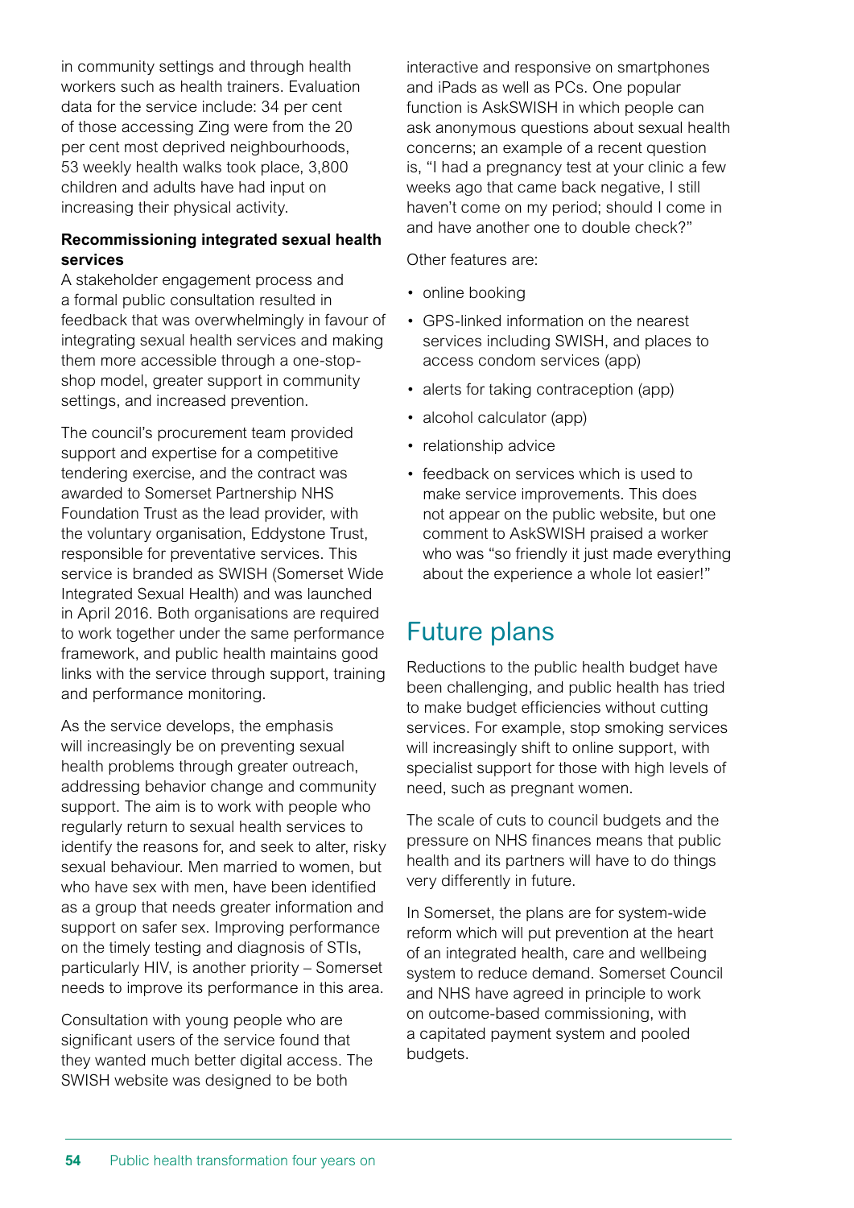in community settings and through health workers such as health trainers. Evaluation data for the service include: 34 per cent of those accessing Zing were from the 20 per cent most deprived neighbourhoods, 53 weekly health walks took place, 3,800 children and adults have had input on increasing their physical activity.

**Recommissioning integrated sexual health services**

A stakeholder engagement process and a formal public consultation resulted in feedback that was overwhelmingly in favour of integrating sexual health services and making them more accessible through a one-stop-shop model, greater support in community settings, and increased prevention.

The council's procurement team provided support and expertise for a competitive tendering exercise, and the contract was awarded to Somerset Partnership NHS Foundation Trust as the lead provider, with the voluntary organisation, Eddystone Trust, responsible for preventative services. This service is branded as SWISH (Somerset Wide Integrated Sexual Health) and was launched in April 2016. Both organisations are required to work together under the same performance framework, and public health maintains good links with the service through support, training and performance monitoring.

As the service develops, the emphasis will increasingly be on preventing sexual health problems through greater outreach, addressing behavior change and community support. The aim is to work with people who regularly return to sexual health services to identify the reasons for, and seek to alter, risky sexual behaviour. Men married to women, but who have sex with men, have been identified as a group that needs greater information and support on safer sex. Improving performance on the timely testing and diagnosis of STIs, particularly HIV, is another priority – Somerset needs to improve its performance in this area.

Consultation with young people who are significant users of the service found that they wanted much better digital access. The SWISH website was designed to be both interactive and responsive on smartphones and iPads as well as PCs. One popular function is AskSWISH in which people can ask anonymous questions about sexual health concerns; an example of a recent question is, "I had a pregnancy test at your clinic a few weeks ago that came back negative, I still haven't come on my period; should I come in and have another one to double check?"

Other features are:

- online booking
- GPS-linked information on the nearest services including SWISH, and places to access condom services (app)
- alerts for taking contraception (app)
- alcohol calculator (app)
- relationship advice
- feedback on services which is used to make service improvements. This does not appear on the public website, but one comment to AskSWISH praised a worker who was "so friendly it just made everything about the experience a whole lot easier!"

## Future plans

Reductions to the public health budget have been challenging, and public health has tried to make budget efficiencies without cutting services. For example, stop smoking services will increasingly shift to online support, with specialist support for those with high levels of need, such as pregnant women.

The scale of cuts to council budgets and the pressure on NHS finances means that public health and its partners will have to do things very differently in future.

In Somerset, the plans are for system-wide reform which will put prevention at the heart of an integrated health, care and wellbeing system to reduce demand. Somerset Council and NHS have agreed in principle to work on outcome-based commissioning, with a capitated payment system and pooled budgets.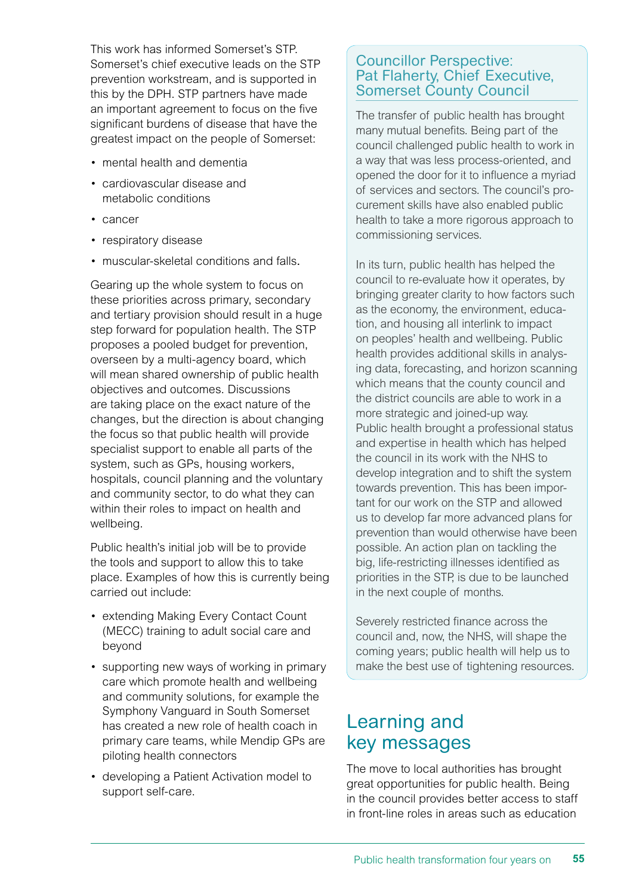This work has informed Somerset's STP. Somerset's chief executive leads on the STP prevention workstream, and is supported in this by the DPH. STP partners have made an important agreement to focus on the five significant burdens of disease that have the greatest impact on the people of Somerset:

- mental health and dementia
- cardiovascular disease and metabolic conditions
- cancer
- respiratory disease
- muscular-skeletal conditions and falls.

Gearing up the whole system to focus on these priorities across primary, secondary and tertiary provision should result in a huge step forward for population health. The STP proposes a pooled budget for prevention, overseen by a multi-agency board, which will mean shared ownership of public health objectives and outcomes. Discussions are taking place on the exact nature of the changes, but the direction is about changing the focus so that public health will provide specialist support to enable all parts of the system, such as GPs, housing workers, hospitals, council planning and the voluntary and community sector, to do what they can within their roles to impact on health and wellbeing.

Public health's initial job will be to provide the tools and support to allow this to take place. Examples of how this is currently being carried out include:

- extending Making Every Contact Count (MECC) training to adult social care and beyond
- supporting new ways of working in primary care which promote health and wellbeing and community solutions, for example the Symphony Vanguard in South Somerset has created a new role of health coach in primary care teams, while Mendip GPs are piloting health connectors
- developing a Patient Activation model to support self-care.

### Councillor Perspective: Pat Flaherty, Chief Executive, Somerset County Council

The transfer of public health has brought many mutual benefits. Being part of the council challenged public health to work in a way that was less process-oriented, and opened the door for it to influence a myriad of services and sectors. The council's procurement skills have also enabled public health to take a more rigorous approach to commissioning services.

In its turn, public health has helped the council to re-evaluate how it operates, by bringing greater clarity to how factors such as the economy, the environment, education, and housing all interlink to impact on peoples' health and wellbeing. Public health provides additional skills in analysing data, forecasting, and horizon scanning which means that the county council and the district councils are able to work in a more strategic and joined-up way. Public health brought a professional status and expertise in health which has helped the council in its work with the NHS to develop integration and to shift the system towards prevention. This has been important for our work on the STP and allowed us to develop far more advanced plans for prevention than would otherwise have been possible. An action plan on tackling the big, life-restricting illnesses identified as priorities in the STP, is due to be launched in the next couple of months.

Severely restricted finance across the council and, now, the NHS, will shape the coming years; public health will help us to make the best use of tightening resources.

## Learning and key messages

The move to local authorities has brought great opportunities for public health. Being in the council provides better access to staff in front-line roles in areas such as education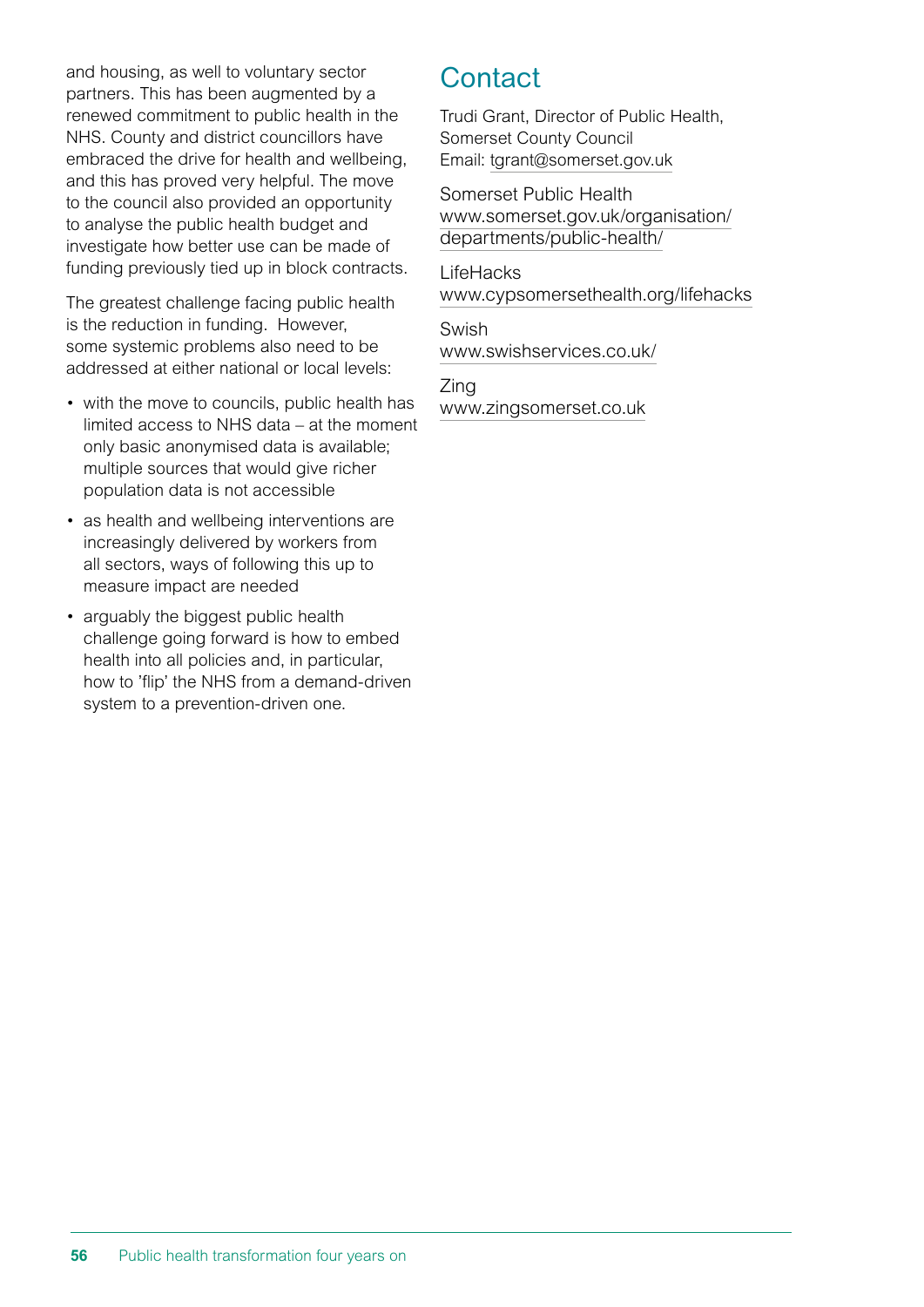and housing, as well to voluntary sector partners. This has been augmented by a renewed commitment to public health in the NHS. County and district councillors have embraced the drive for health and wellbeing, and this has proved very helpful. The move to the council also provided an opportunity to analyse the public health budget and investigate how better use can be made of funding previously tied up in block contracts.

The greatest challenge facing public health is the reduction in funding. However, some systemic problems also need to be addressed at either national or local levels:

- with the move to councils, public health has limited access to NHS data – at the moment only basic anonymised data is available; multiple sources that would give richer population data is not accessible
- as health and wellbeing interventions are increasingly delivered by workers from all sectors, ways of following this up to measure impact are needed
- arguably the biggest public health challenge going forward is how to embed health into all policies and, in particular, how to 'flip' the NHS from a demand-driven system to a prevention-driven one.

## Contact

Trudi Grant, Director of Public Health, Somerset County Council
Email: tgrant@somerset.gov.uk

Somerset Public Health
www.somerset.gov.uk/organisation/departments/public-health/

LifeHacks
www.cypsomersethealth.org/lifehacks

Swish
www.swishservices.co.uk/

Zing
www.zingsomerset.co.uk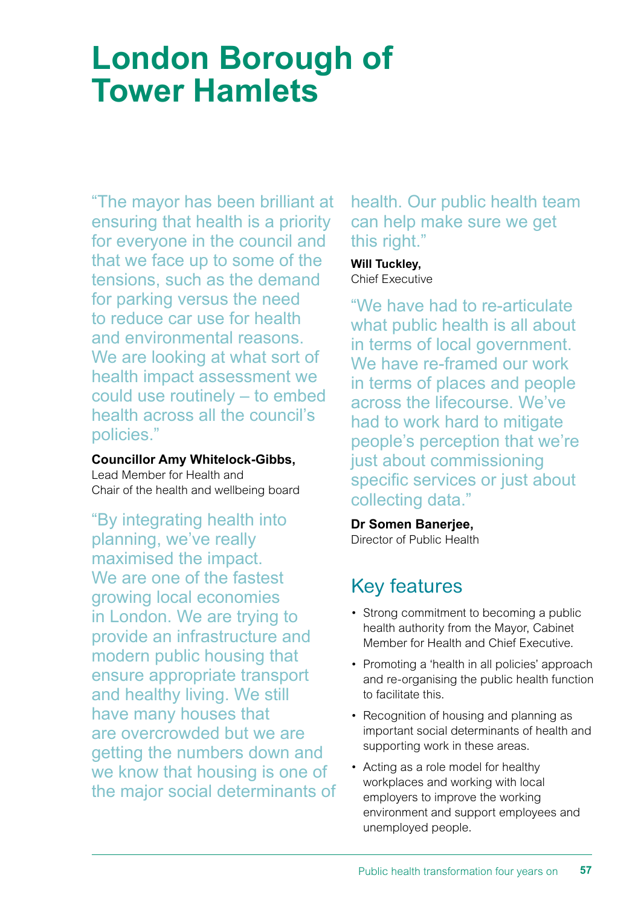# London Borough of Tower Hamlets

"The mayor has been brilliant at ensuring that health is a priority for everyone in the council and that we face up to some of the tensions, such as the demand for parking versus the need to reduce car use for health and environmental reasons. We are looking at what sort of health impact assessment we could use routinely – to embed health across all the council's policies."

**Councillor Amy Whitelock-Gibbs,**
Lead Member for Health and
Chair of the health and wellbeing board

"By integrating health into planning, we've really maximised the impact. We are one of the fastest growing local economies in London. We are trying to provide an infrastructure and modern public housing that ensure appropriate transport and healthy living. We still have many houses that are overcrowded but we are getting the numbers down and we know that housing is one of the major social determinants of health. Our public health team can help make sure we get this right."

**Will Tuckley,**
Chief Executive

"We have had to re-articulate what public health is all about in terms of local government. We have re-framed our work in terms of places and people across the lifecourse. We've had to work hard to mitigate people's perception that we're just about commissioning specific services or just about collecting data."

**Dr Somen Banerjee,**
Director of Public Health

## Key features

- Strong commitment to becoming a public health authority from the Mayor, Cabinet Member for Health and Chief Executive.
- Promoting a 'health in all policies' approach and re-organising the public health function to facilitate this.
- Recognition of housing and planning as important social determinants of health and supporting work in these areas.
- Acting as a role model for healthy workplaces and working with local employers to improve the working environment and support employees and unemployed people.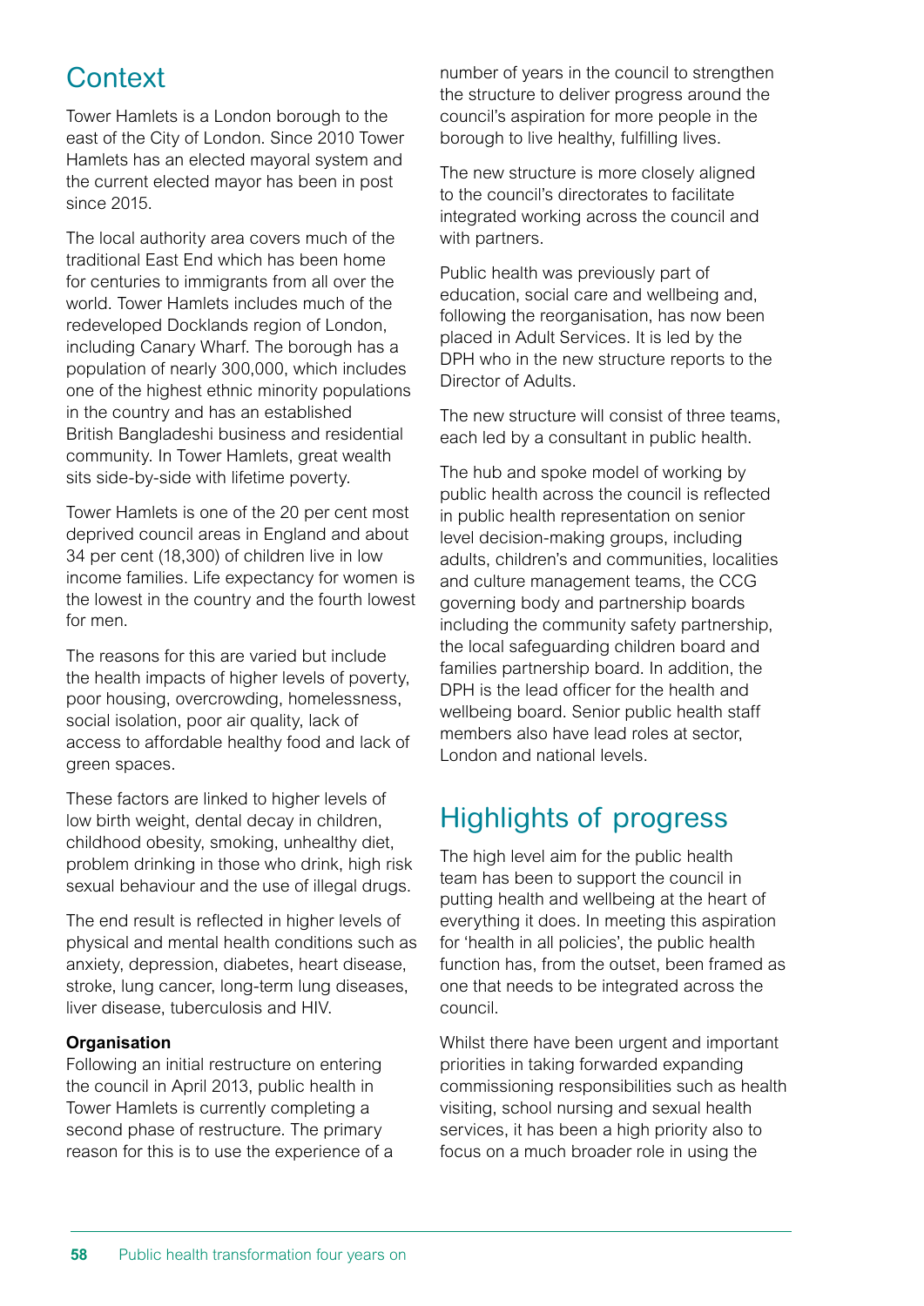## Context

Tower Hamlets is a London borough to the east of the City of London. Since 2010 Tower Hamlets has an elected mayoral system and the current elected mayor has been in post since 2015.

The local authority area covers much of the traditional East End which has been home for centuries to immigrants from all over the world. Tower Hamlets includes much of the redeveloped Docklands region of London, including Canary Wharf. The borough has a population of nearly 300,000, which includes one of the highest ethnic minority populations in the country and has an established British Bangladeshi business and residential community. In Tower Hamlets, great wealth sits side-by-side with lifetime poverty.

Tower Hamlets is one of the 20 per cent most deprived council areas in England and about 34 per cent (18,300) of children live in low income families. Life expectancy for women is the lowest in the country and the fourth lowest for men.

The reasons for this are varied but include the health impacts of higher levels of poverty, poor housing, overcrowding, homelessness, social isolation, poor air quality, lack of access to affordable healthy food and lack of green spaces.

These factors are linked to higher levels of low birth weight, dental decay in children, childhood obesity, smoking, unhealthy diet, problem drinking in those who drink, high risk sexual behaviour and the use of illegal drugs.

The end result is reflected in higher levels of physical and mental health conditions such as anxiety, depression, diabetes, heart disease, stroke, lung cancer, long-term lung diseases, liver disease, tuberculosis and HIV.

**Organisation**

Following an initial restructure on entering the council in April 2013, public health in Tower Hamlets is currently completing a second phase of restructure. The primary reason for this is to use the experience of a number of years in the council to strengthen the structure to deliver progress around the council's aspiration for more people in the borough to live healthy, fulfilling lives.

The new structure is more closely aligned to the council's directorates to facilitate integrated working across the council and with partners.

Public health was previously part of education, social care and wellbeing and, following the reorganisation, has now been placed in Adult Services. It is led by the DPH who in the new structure reports to the Director of Adults.

The new structure will consist of three teams, each led by a consultant in public health.

The hub and spoke model of working by public health across the council is reflected in public health representation on senior level decision-making groups, including adults, children's and communities, localities and culture management teams, the CCG governing body and partnership boards including the community safety partnership, the local safeguarding children board and families partnership board. In addition, the DPH is the lead officer for the health and wellbeing board. Senior public health staff members also have lead roles at sector, London and national levels.

## Highlights of progress

The high level aim for the public health team has been to support the council in putting health and wellbeing at the heart of everything it does. In meeting this aspiration for 'health in all policies', the public health function has, from the outset, been framed as one that needs to be integrated across the council.

Whilst there have been urgent and important priorities in taking forwarded expanding commissioning responsibilities such as health visiting, school nursing and sexual health services, it has been a high priority also to focus on a much broader role in using the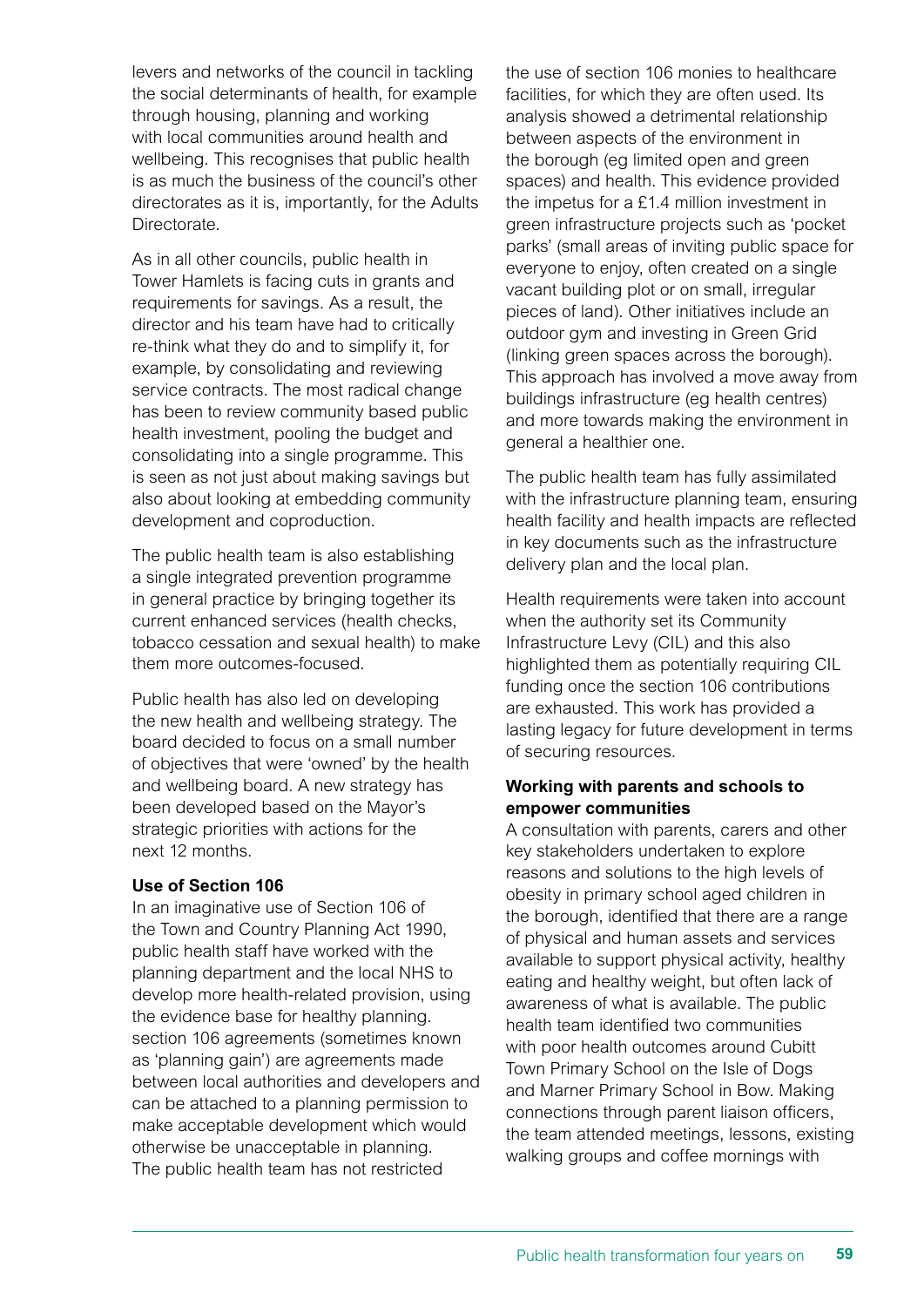levers and networks of the council in tackling the social determinants of health, for example through housing, planning and working with local communities around health and wellbeing. This recognises that public health is as much the business of the council's other directorates as it is, importantly, for the Adults Directorate.

As in all other councils, public health in Tower Hamlets is facing cuts in grants and requirements for savings. As a result, the director and his team have had to critically re-think what they do and to simplify it, for example, by consolidating and reviewing service contracts. The most radical change has been to review community based public health investment, pooling the budget and consolidating into a single programme. This is seen as not just about making savings but also about looking at embedding community development and coproduction.

The public health team is also establishing a single integrated prevention programme in general practice by bringing together its current enhanced services (health checks, tobacco cessation and sexual health) to make them more outcomes-focused.

Public health has also led on developing the new health and wellbeing strategy. The board decided to focus on a small number of objectives that were 'owned' by the health and wellbeing board. A new strategy has been developed based on the Mayor's strategic priorities with actions for the next 12 months.

**Use of Section 106**

In an imaginative use of Section 106 of the Town and Country Planning Act 1990, public health staff have worked with the planning department and the local NHS to develop more health-related provision, using the evidence base for healthy planning. section 106 agreements (sometimes known as 'planning gain') are agreements made between local authorities and developers and can be attached to a planning permission to make acceptable development which would otherwise be unacceptable in planning. The public health team has not restricted the use of section 106 monies to healthcare facilities, for which they are often used. Its analysis showed a detrimental relationship between aspects of the environment in the borough (eg limited open and green spaces) and health. This evidence provided the impetus for a £1.4 million investment in green infrastructure projects such as 'pocket parks' (small areas of inviting public space for everyone to enjoy, often created on a single vacant building plot or on small, irregular pieces of land). Other initiatives include an outdoor gym and investing in Green Grid (linking green spaces across the borough). This approach has involved a move away from buildings infrastructure (eg health centres) and more towards making the environment in general a healthier one.

The public health team has fully assimilated with the infrastructure planning team, ensuring health facility and health impacts are reflected in key documents such as the infrastructure delivery plan and the local plan.

Health requirements were taken into account when the authority set its Community Infrastructure Levy (CIL) and this also highlighted them as potentially requiring CIL funding once the section 106 contributions are exhausted. This work has provided a lasting legacy for future development in terms of securing resources.

**Working with parents and schools to empower communities**

A consultation with parents, carers and other key stakeholders undertaken to explore reasons and solutions to the high levels of obesity in primary school aged children in the borough, identified that there are a range of physical and human assets and services available to support physical activity, healthy eating and healthy weight, but often lack of awareness of what is available. The public health team identified two communities with poor health outcomes around Cubitt Town Primary School on the Isle of Dogs and Marner Primary School in Bow. Making connections through parent liaison officers, the team attended meetings, lessons, existing walking groups and coffee mornings with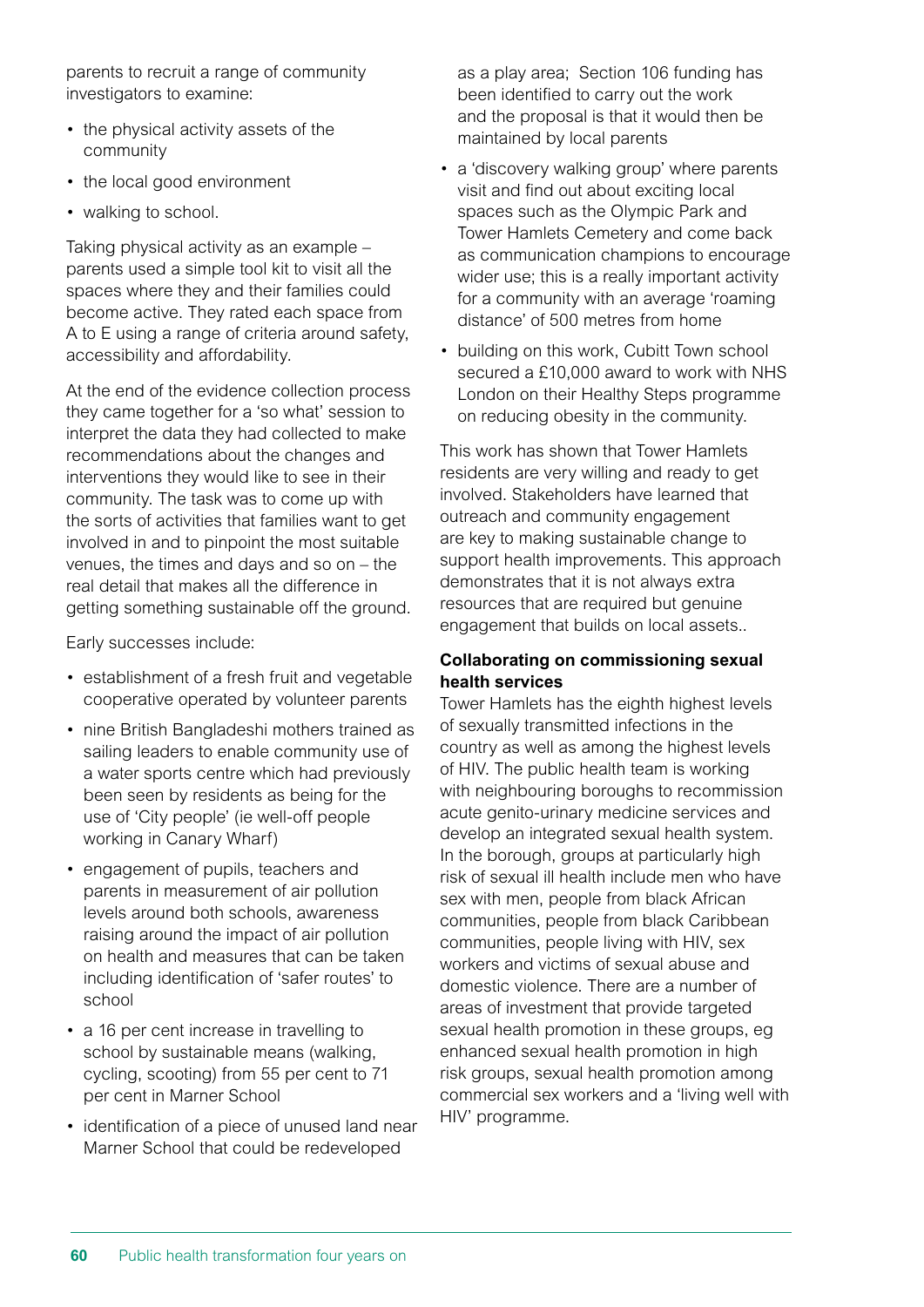parents to recruit a range of community investigators to examine:

- the physical activity assets of the community
- the local good environment
- walking to school.

Taking physical activity as an example – parents used a simple tool kit to visit all the spaces where they and their families could become active. They rated each space from A to E using a range of criteria around safety, accessibility and affordability.

At the end of the evidence collection process they came together for a 'so what' session to interpret the data they had collected to make recommendations about the changes and interventions they would like to see in their community. The task was to come up with the sorts of activities that families want to get involved in and to pinpoint the most suitable venues, the times and days and so on – the real detail that makes all the difference in getting something sustainable off the ground.

Early successes include:

- establishment of a fresh fruit and vegetable cooperative operated by volunteer parents
- nine British Bangladeshi mothers trained as sailing leaders to enable community use of a water sports centre which had previously been seen by residents as being for the use of 'City people' (ie well-off people working in Canary Wharf)
- engagement of pupils, teachers and parents in measurement of air pollution levels around both schools, awareness raising around the impact of air pollution on health and measures that can be taken including identification of 'safer routes' to school
- a 16 per cent increase in travelling to school by sustainable means (walking, cycling, scooting) from 55 per cent to 71 per cent in Marner School
- identification of a piece of unused land near Marner School that could be redeveloped as a play area; Section 106 funding has been identified to carry out the work and the proposal is that it would then be maintained by local parents
- a 'discovery walking group' where parents visit and find out about exciting local spaces such as the Olympic Park and Tower Hamlets Cemetery and come back as communication champions to encourage wider use; this is a really important activity for a community with an average 'roaming distance' of 500 metres from home
- building on this work, Cubitt Town school secured a £10,000 award to work with NHS London on their Healthy Steps programme on reducing obesity in the community.

This work has shown that Tower Hamlets residents are very willing and ready to get involved. Stakeholders have learned that outreach and community engagement are key to making sustainable change to support health improvements. This approach demonstrates that it is not always extra resources that are required but genuine engagement that builds on local assets..

**Collaborating on commissioning sexual health services**

Tower Hamlets has the eighth highest levels of sexually transmitted infections in the country as well as among the highest levels of HIV. The public health team is working with neighbouring boroughs to recommission acute genito-urinary medicine services and develop an integrated sexual health system. In the borough, groups at particularly high risk of sexual ill health include men who have sex with men, people from black African communities, people from black Caribbean communities, people living with HIV, sex workers and victims of sexual abuse and domestic violence. There are a number of areas of investment that provide targeted sexual health promotion in these groups, eg enhanced sexual health promotion in high risk groups, sexual health promotion among commercial sex workers and a 'living well with HIV' programme.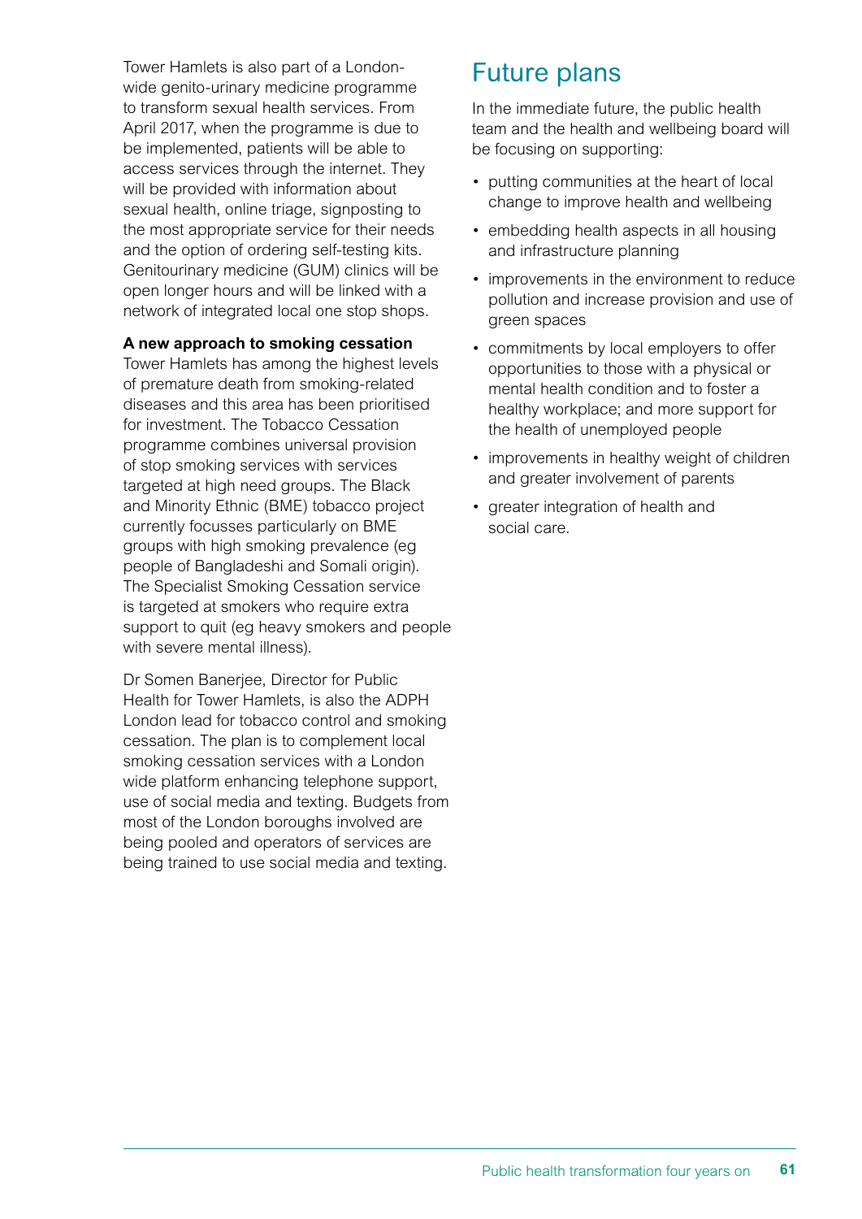Tower Hamlets is also part of a London-wide genito-urinary medicine programme to transform sexual health services. From April 2017, when the programme is due to be implemented, patients will be able to access services through the internet. They will be provided with information about sexual health, online triage, signposting to the most appropriate service for their needs and the option of ordering self-testing kits. Genitourinary medicine (GUM) clinics will be open longer hours and will be linked with a network of integrated local one stop shops.

**A new approach to smoking cessation**
Tower Hamlets has among the highest levels of premature death from smoking-related diseases and this area has been prioritised for investment. The Tobacco Cessation programme combines universal provision of stop smoking services with services targeted at high need groups. The Black and Minority Ethnic (BME) tobacco project currently focusses particularly on BME groups with high smoking prevalence (eg people of Bangladeshi and Somali origin). The Specialist Smoking Cessation service is targeted at smokers who require extra support to quit (eg heavy smokers and people with severe mental illness).

Dr Somen Banerjee, Director for Public Health for Tower Hamlets, is also the ADPH London lead for tobacco control and smoking cessation. The plan is to complement local smoking cessation services with a London wide platform enhancing telephone support, use of social media and texting. Budgets from most of the London boroughs involved are being pooled and operators of services are being trained to use social media and texting.

## Future plans

In the immediate future, the public health team and the health and wellbeing board will be focusing on supporting:

- putting communities at the heart of local change to improve health and wellbeing
- embedding health aspects in all housing and infrastructure planning
- improvements in the environment to reduce pollution and increase provision and use of green spaces
- commitments by local employers to offer opportunities to those with a physical or mental health condition and to foster a healthy workplace; and more support for the health of unemployed people
- improvements in healthy weight of children and greater involvement of parents
- greater integration of health and social care.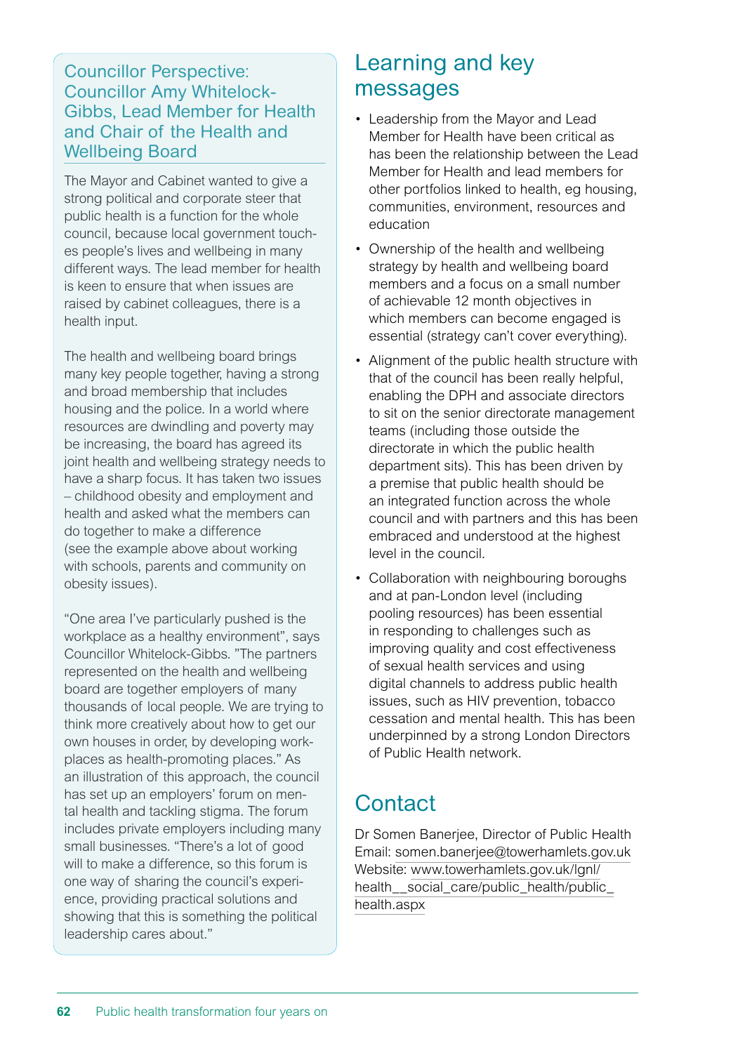## Councillor Perspective: Councillor Amy Whitelock-Gibbs, Lead Member for Health and Chair of the Health and Wellbeing Board

The Mayor and Cabinet wanted to give a strong political and corporate steer that public health is a function for the whole council, because local government touches people's lives and wellbeing in many different ways. The lead member for health is keen to ensure that when issues are raised by cabinet colleagues, there is a health input.

The health and wellbeing board brings many key people together, having a strong and broad membership that includes housing and the police. In a world where resources are dwindling and poverty may be increasing, the board has agreed its joint health and wellbeing strategy needs to have a sharp focus. It has taken two issues – childhood obesity and employment and health and asked what the members can do together to make a difference (see the example above about working with schools, parents and community on obesity issues).

"One area I've particularly pushed is the workplace as a healthy environment", says Councillor Whitelock-Gibbs. "The partners represented on the health and wellbeing board are together employers of many thousands of local people. We are trying to think more creatively about how to get our own houses in order, by developing workplaces as health-promoting places." As an illustration of this approach, the council has set up an employers' forum on mental health and tackling stigma. The forum includes private employers including many small businesses. "There's a lot of good will to make a difference, so this forum is one way of sharing the council's experience, providing practical solutions and showing that this is something the political leadership cares about."

## Learning and key messages

- Leadership from the Mayor and Lead Member for Health have been critical as has been the relationship between the Lead Member for Health and lead members for other portfolios linked to health, eg housing, communities, environment, resources and education
- Ownership of the health and wellbeing strategy by health and wellbeing board members and a focus on a small number of achievable 12 month objectives in which members can become engaged is essential (strategy can't cover everything).
- Alignment of the public health structure with that of the council has been really helpful, enabling the DPH and associate directors to sit on the senior directorate management teams (including those outside the directorate in which the public health department sits). This has been driven by a premise that public health should be an integrated function across the whole council and with partners and this has been embraced and understood at the highest level in the council.
- Collaboration with neighbouring boroughs and at pan-London level (including pooling resources) has been essential in responding to challenges such as improving quality and cost effectiveness of sexual health services and using digital channels to address public health issues, such as HIV prevention, tobacco cessation and mental health. This has been underpinned by a strong London Directors of Public Health network.

## Contact

Dr Somen Banerjee, Director of Public Health
Email: somen.banerjee@towerhamlets.gov.uk
Website: www.towerhamlets.gov.uk/lgnl/health__social_care/public_health/public_health.aspx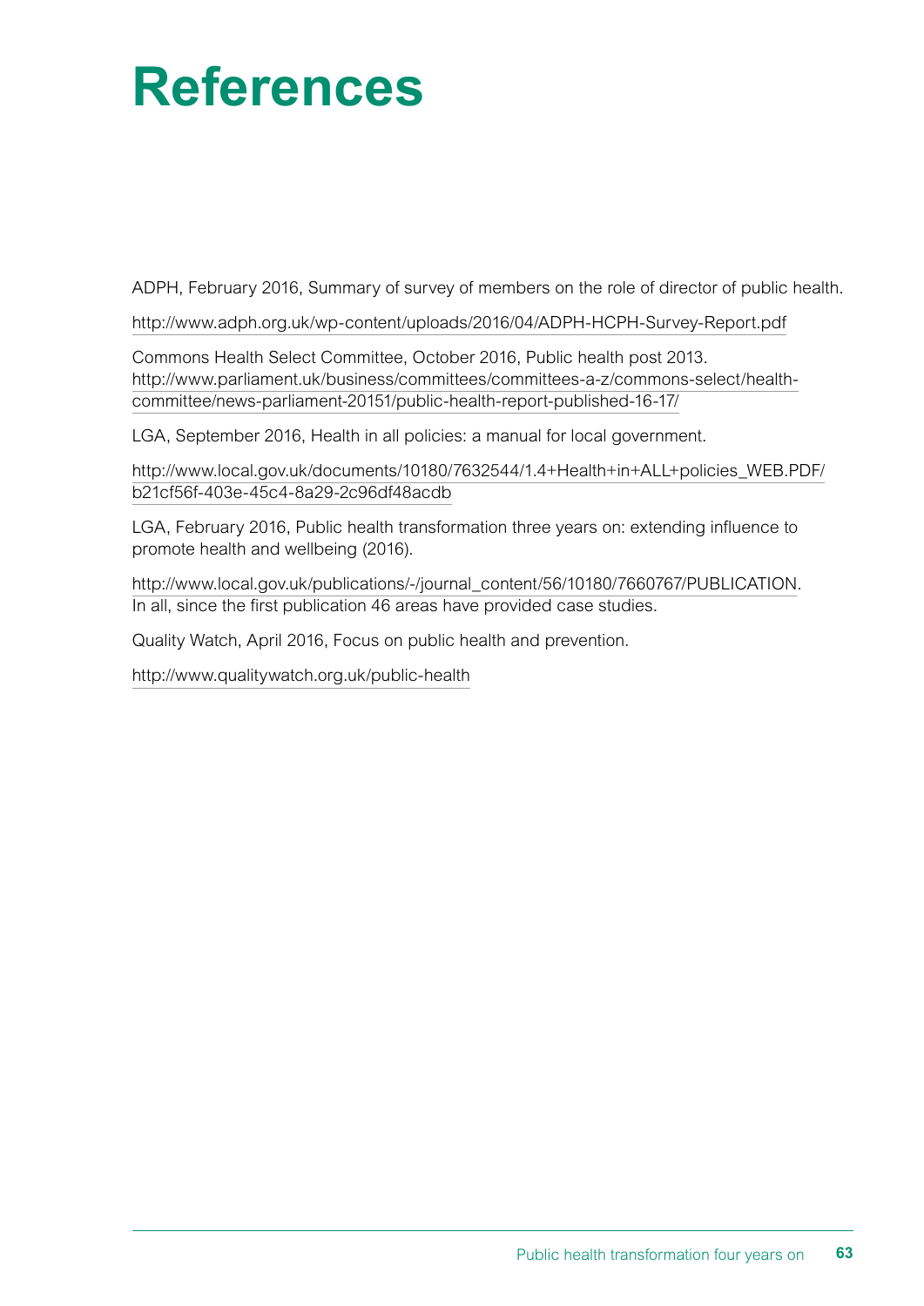# References

ADPH, February 2016, Summary of survey of members on the role of director of public health.

http://www.adph.org.uk/wp-content/uploads/2016/04/ADPH-HCPH-Survey-Report.pdf

Commons Health Select Committee, October 2016, Public health post 2013. http://www.parliament.uk/business/committees/committees-a-z/commons-select/health-committee/news-parliament-20151/public-health-report-published-16-17/

LGA, September 2016, Health in all policies: a manual for local government.

http://www.local.gov.uk/documents/10180/7632544/1.4+Health+in+ALL+policies_WEB.PDF/b21cf56f-403e-45c4-8a29-2c96df48acdb

LGA, February 2016, Public health transformation three years on: extending influence to promote health and wellbeing (2016).

http://www.local.gov.uk/publications/-/journal_content/56/10180/7660767/PUBLICATION. In all, since the first publication 46 areas have provided case studies.

Quality Watch, April 2016, Focus on public health and prevention.

http://www.qualitywatch.org.uk/public-health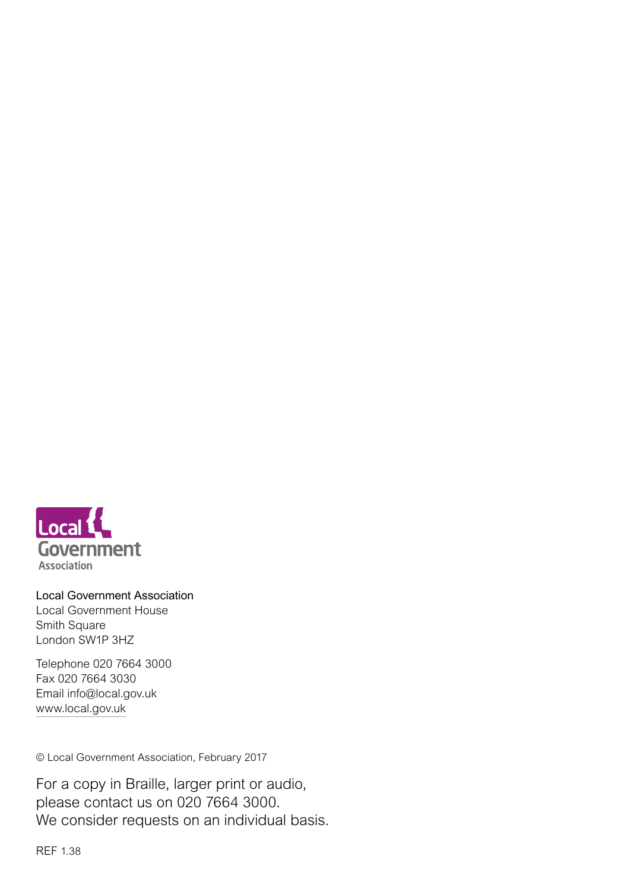Local Government Association
Local Government House
Smith Square
London SW1P 3HZ

Telephone 020 7664 3000
Fax 020 7664 3030
Email info@local.gov.uk
www.local.gov.uk

© Local Government Association, February 2017

For a copy in Braille, larger print or audio, please contact us on 020 7664 3000. We consider requests on an individual basis.

REF 1.38